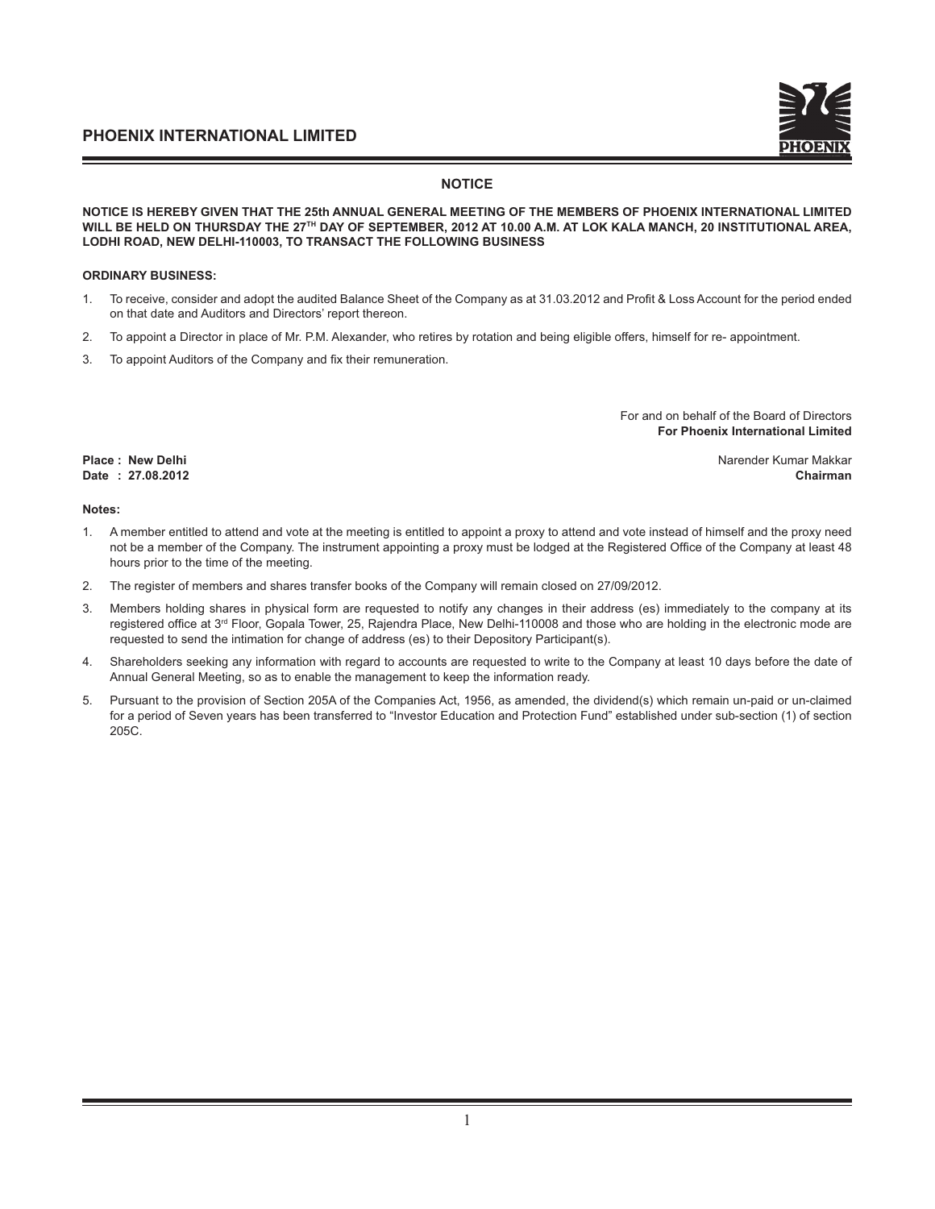# PHOENIX INTERNATIONAL LIMITED

## NOTICE

**NOTICE IS HEREBY GIVEN THAT THE 25th ANNUAL GENERAL MEETING OF THE MEMBERS OF PHOENIX INTERNATIONAL LIMITED WILL BE HELD ON THURSDAY THE 27TH DAY OF SEPTEMBER, 2012 AT 10.00 A.M. AT LOK KALA MANCH, 20 INSTITUTIONAL AREA, LODHI ROAD, NEW DELHI-110003, TO TRANSACT THE FOLLOWING BUSINESS**

**ORDINARY BUSINESS:**

1. To receive, consider and adopt the audited Balance Sheet of the Company as at 31.03.2012 and Profit & Loss Account for the period ended on that date and Auditors and Directors' report thereon.
2. To appoint a Director in place of Mr. P.M. Alexander, who retires by rotation and being eligible offers, himself for re- appointment.
3. To appoint Auditors of the Company and fix their remuneration.

For and on behalf of the Board of Directors
**For Phoenix International Limited**

**Place : New Delhi**
**Date : 27.08.2012**

Narender Kumar Makkar
**Chairman**

**Notes:**

1. A member entitled to attend and vote at the meeting is entitled to appoint a proxy to attend and vote instead of himself and the proxy need not be a member of the Company. The instrument appointing a proxy must be lodged at the Registered Office of the Company at least 48 hours prior to the time of the meeting.
2. The register of members and shares transfer books of the Company will remain closed on 27/09/2012.
3. Members holding shares in physical form are requested to notify any changes in their address (es) immediately to the company at its registered office at 3rd Floor, Gopala Tower, 25, Rajendra Place, New Delhi-110008 and those who are holding in the electronic mode are requested to send the intimation for change of address (es) to their Depository Participant(s).
4. Shareholders seeking any information with regard to accounts are requested to write to the Company at least 10 days before the date of Annual General Meeting, so as to enable the management to keep the information ready.
5. Pursuant to the provision of Section 205A of the Companies Act, 1956, as amended, the dividend(s) which remain un-paid or un-claimed for a period of Seven years has been transferred to "Investor Education and Protection Fund" established under sub-section (1) of section 205C.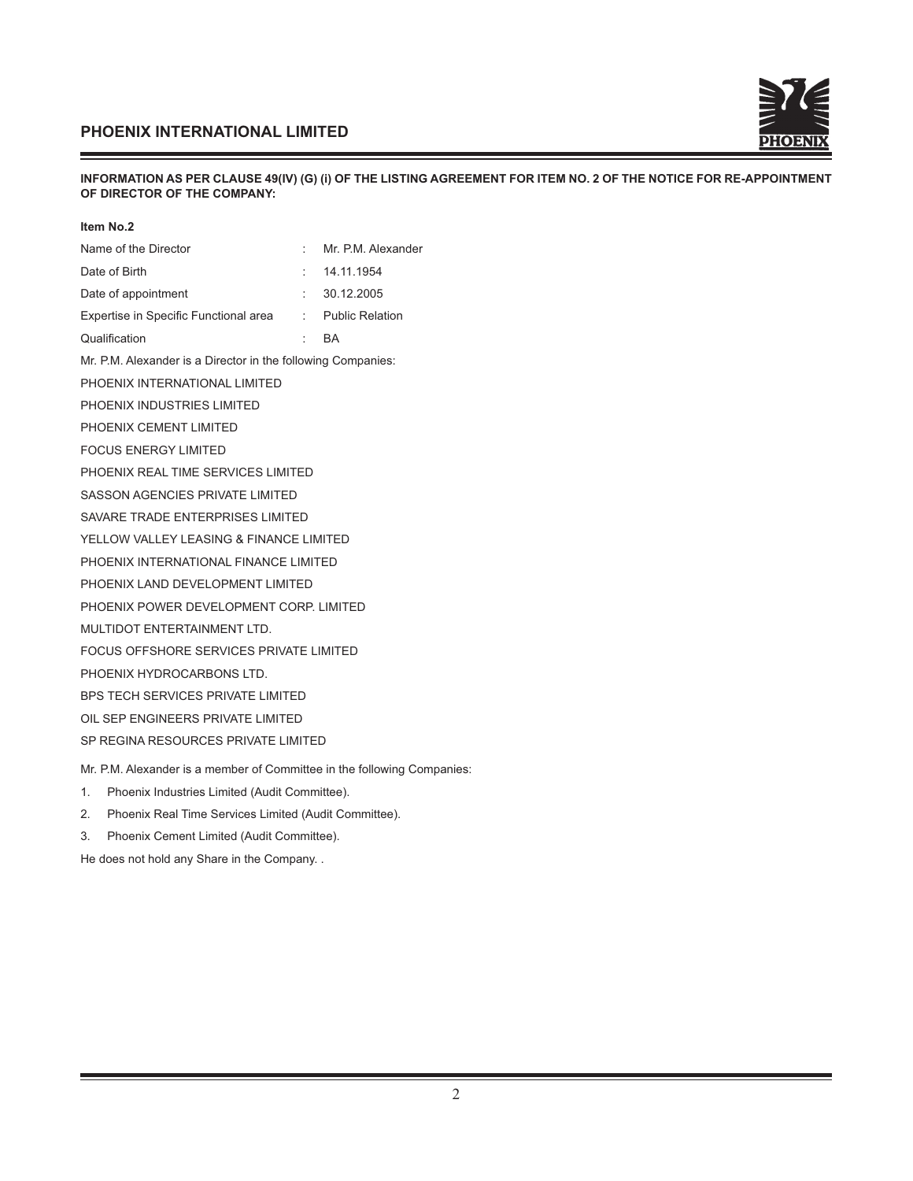**INFORMATION AS PER CLAUSE 49(IV) (G) (i) OF THE LISTING AGREEMENT FOR ITEM NO. 2 OF THE NOTICE FOR RE-APPOINTMENT OF DIRECTOR OF THE COMPANY:**

**Item No.2**

| | | |
|---|---|---|
| Name of the Director | : | Mr. P.M. Alexander |
| Date of Birth | : | 14.11.1954 |
| Date of appointment | : | 30.12.2005 |
| Expertise in Specific Functional area | : | Public Relation |
| Qualification | : | BA |

Mr. P.M. Alexander is a Director in the following Companies:

PHOENIX INTERNATIONAL LIMITED
PHOENIX INDUSTRIES LIMITED
PHOENIX CEMENT LIMITED
FOCUS ENERGY LIMITED
PHOENIX REAL TIME SERVICES LIMITED
SASSON AGENCIES PRIVATE LIMITED
SAVARE TRADE ENTERPRISES LIMITED
YELLOW VALLEY LEASING & FINANCE LIMITED
PHOENIX INTERNATIONAL FINANCE LIMITED
PHOENIX LAND DEVELOPMENT LIMITED
PHOENIX POWER DEVELOPMENT CORP. LIMITED
MULTIDOT ENTERTAINMENT LTD.
FOCUS OFFSHORE SERVICES PRIVATE LIMITED
PHOENIX HYDROCARBONS LTD.
BPS TECH SERVICES PRIVATE LIMITED
OIL SEP ENGINEERS PRIVATE LIMITED
SP REGINA RESOURCES PRIVATE LIMITED

Mr. P.M. Alexander is a member of Committee in the following Companies:

1. Phoenix Industries Limited (Audit Committee).
2. Phoenix Real Time Services Limited (Audit Committee).
3. Phoenix Cement Limited (Audit Committee).

He does not hold any Share in the Company. .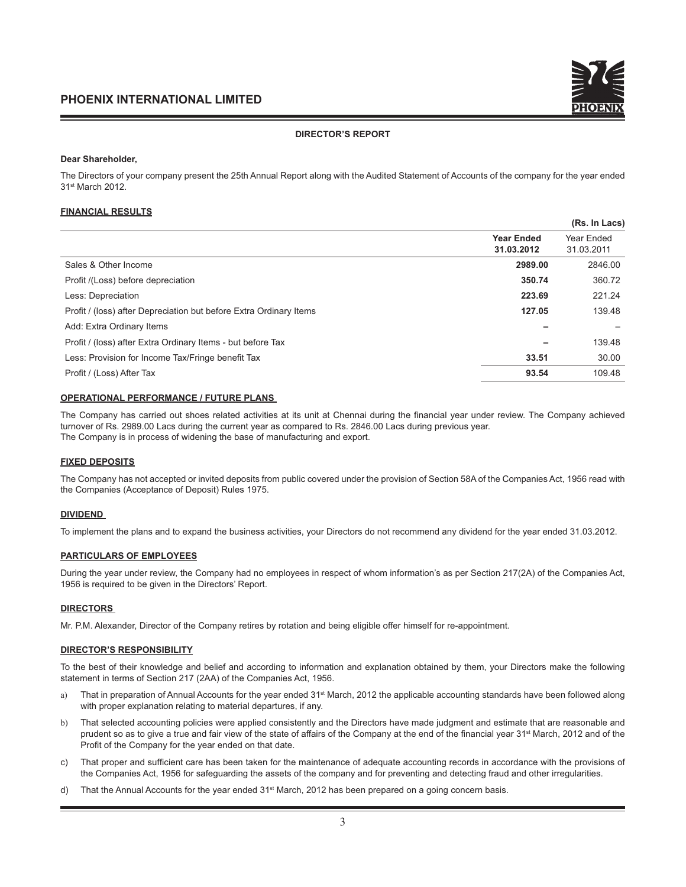## DIRECTOR'S REPORT

**Dear Shareholder,**

The Directors of your company present the 25th Annual Report along with the Audited Statement of Accounts of the company for the year ended 31st March 2012.

### FINANCIAL RESULTS

**(Rs. In Lacs)**

| | **Year Ended 31.03.2012** | Year Ended 31.03.2011 |
|---|---|---|
| Sales & Other Income | **2989.00** | 2846.00 |
| Profit /(Loss) before depreciation | **350.74** | 360.72 |
| Less: Depreciation | **223.69** | 221.24 |
| Profit / (loss) after Depreciation but before Extra Ordinary Items | **127.05** | 139.48 |
| Add: Extra Ordinary Items | **–** | – |
| Profit / (loss) after Extra Ordinary Items - but before Tax | **–** | 139.48 |
| Less: Provision for Income Tax/Fringe benefit Tax | **33.51** | 30.00 |
| Profit / (Loss) After Tax | **93.54** | 109.48 |

### OPERATIONAL PERFORMANCE / FUTURE PLANS

The Company has carried out shoes related activities at its unit at Chennai during the financial year under review. The Company achieved turnover of Rs. 2989.00 Lacs during the current year as compared to Rs. 2846.00 Lacs during previous year.
The Company is in process of widening the base of manufacturing and export.

### FIXED DEPOSITS

The Company has not accepted or invited deposits from public covered under the provision of Section 58A of the Companies Act, 1956 read with the Companies (Acceptance of Deposit) Rules 1975.

### DIVIDEND

To implement the plans and to expand the business activities, your Directors do not recommend any dividend for the year ended 31.03.2012.

### PARTICULARS OF EMPLOYEES

During the year under review, the Company had no employees in respect of whom information's as per Section 217(2A) of the Companies Act, 1956 is required to be given in the Directors' Report.

### DIRECTORS

Mr. P.M. Alexander, Director of the Company retires by rotation and being eligible offer himself for re-appointment.

### DIRECTOR'S RESPONSIBILITY

To the best of their knowledge and belief and according to information and explanation obtained by them, your Directors make the following statement in terms of Section 217 (2AA) of the Companies Act, 1956.

a) That in preparation of Annual Accounts for the year ended 31st March, 2012 the applicable accounting standards have been followed along with proper explanation relating to material departures, if any.

b) That selected accounting policies were applied consistently and the Directors have made judgment and estimate that are reasonable and prudent so as to give a true and fair view of the state of affairs of the Company at the end of the financial year 31st March, 2012 and of the Profit of the Company for the year ended on that date.

c) That proper and sufficient care has been taken for the maintenance of adequate accounting records in accordance with the provisions of the Companies Act, 1956 for safeguarding the assets of the company and for preventing and detecting fraud and other irregularities.

d) That the Annual Accounts for the year ended 31st March, 2012 has been prepared on a going concern basis.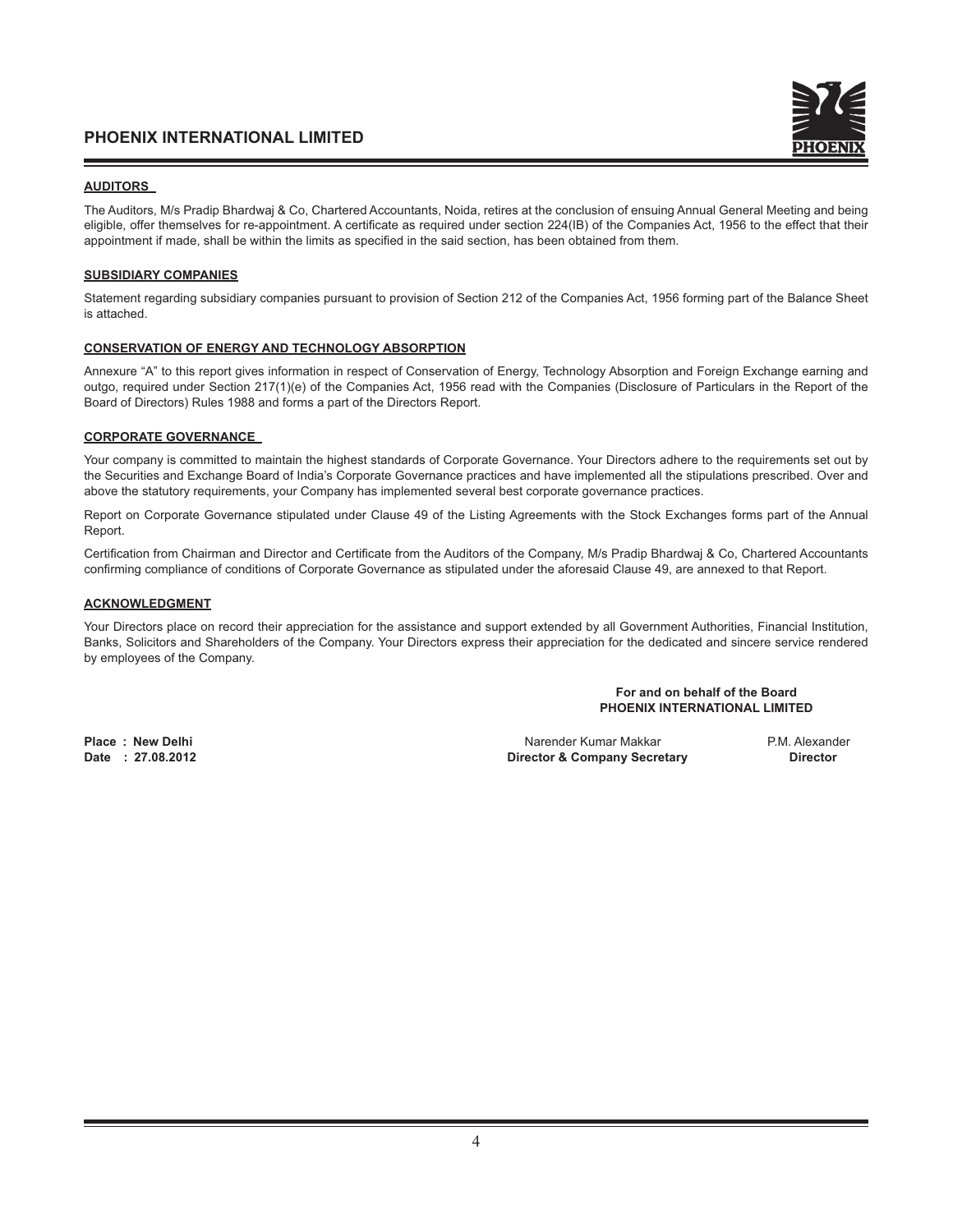## AUDITORS

The Auditors, M/s Pradip Bhardwaj & Co, Chartered Accountants, Noida, retires at the conclusion of ensuing Annual General Meeting and being eligible, offer themselves for re-appointment. A certificate as required under section 224(IB) of the Companies Act, 1956 to the effect that their appointment if made, shall be within the limits as specified in the said section, has been obtained from them.

## SUBSIDIARY COMPANIES

Statement regarding subsidiary companies pursuant to provision of Section 212 of the Companies Act, 1956 forming part of the Balance Sheet is attached.

## CONSERVATION OF ENERGY AND TECHNOLOGY ABSORPTION

Annexure "A" to this report gives information in respect of Conservation of Energy, Technology Absorption and Foreign Exchange earning and outgo, required under Section 217(1)(e) of the Companies Act, 1956 read with the Companies (Disclosure of Particulars in the Report of the Board of Directors) Rules 1988 and forms a part of the Directors Report.

## CORPORATE GOVERNANCE

Your company is committed to maintain the highest standards of Corporate Governance. Your Directors adhere to the requirements set out by the Securities and Exchange Board of India's Corporate Governance practices and have implemented all the stipulations prescribed. Over and above the statutory requirements, your Company has implemented several best corporate governance practices.

Report on Corporate Governance stipulated under Clause 49 of the Listing Agreements with the Stock Exchanges forms part of the Annual Report.

Certification from Chairman and Director and Certificate from the Auditors of the Company, M/s Pradip Bhardwaj & Co, Chartered Accountants confirming compliance of conditions of Corporate Governance as stipulated under the aforesaid Clause 49, are annexed to that Report.

## ACKNOWLEDGMENT

Your Directors place on record their appreciation for the assistance and support extended by all Government Authorities, Financial Institution, Banks, Solicitors and Shareholders of the Company. Your Directors express their appreciation for the dedicated and sincere service rendered by employees of the Company.

**For and on behalf of the Board**
**PHOENIX INTERNATIONAL LIMITED**

**Place : New Delhi**
**Date : 27.08.2012**

Narender Kumar Makkar
**Director & Company Secretary**

P.M. Alexander
**Director**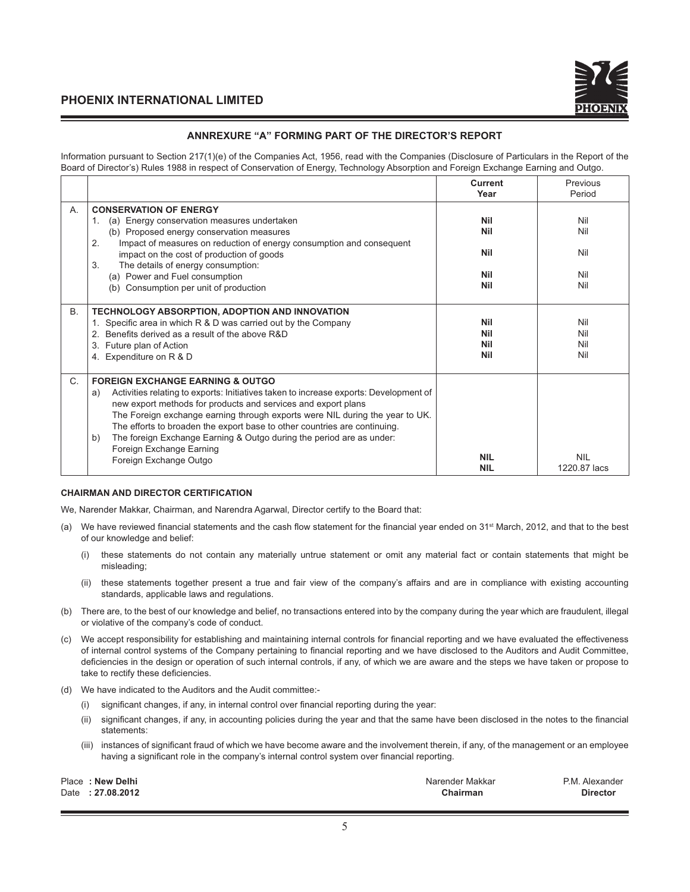## ANNREXURE "A" FORMING PART OF THE DIRECTOR'S REPORT

Information pursuant to Section 217(1)(e) of the Companies Act, 1956, read with the Companies (Disclosure of Particulars in the Report of the Board of Director's) Rules 1988 in respect of Conservation of Energy, Technology Absorption and Foreign Exchange Earning and Outgo.

| | | Current Year | Previous Period |
|---|---|---|---|
| A. | **CONSERVATION OF ENERGY** | | |
| | 1. (a) Energy conservation measures undertaken | **Nil** | Nil |
| | (b) Proposed energy conservation measures | **Nil** | Nil |
| | 2. Impact of measures on reduction of energy consumption and consequent impact on the cost of production of goods | **Nil** | Nil |
| | 3. The details of energy consumption: | | |
| | (a) Power and Fuel consumption | **Nil** | Nil |
| | (b) Consumption per unit of production | **Nil** | Nil |
| B. | **TECHNOLOGY ABSORPTION, ADOPTION AND INNOVATION** | | |
| | 1. Specific area in which R & D was carried out by the Company | **Nil** | Nil |
| | 2. Benefits derived as a result of the above R&D | **Nil** | Nil |
| | 3. Future plan of Action | **Nil** | Nil |
| | 4. Expenditure on R & D | **Nil** | Nil |
| C. | **FOREIGN EXCHANGE EARNING & OUTGO** | | |
| | a) Activities relating to exports: Initiatives taken to increase exports: Development of new export methods for products and services and export plans The Foreign exchange earning through exports were NIL during the year to UK. The efforts to broaden the export base to other countries are continuing. | | |
| | b) The foreign Exchange Earning & Outgo during the period are as under: | | |
| | Foreign Exchange Earning | **NIL** | NIL |
| | Foreign Exchange Outgo | **NIL** | 1220.87 lacs |

**CHAIRMAN AND DIRECTOR CERTIFICATION**

We, Narender Makkar, Chairman, and Narendra Agarwal, Director certify to the Board that:

(a) We have reviewed financial statements and the cash flow statement for the financial year ended on 31st March, 2012, and that to the best of our knowledge and belief:

   (i) these statements do not contain any materially untrue statement or omit any material fact or contain statements that might be misleading;

   (ii) these statements together present a true and fair view of the company's affairs and are in compliance with existing accounting standards, applicable laws and regulations.

(b) There are, to the best of our knowledge and belief, no transactions entered into by the company during the year which are fraudulent, illegal or violative of the company's code of conduct.

(c) We accept responsibility for establishing and maintaining internal controls for financial reporting and we have evaluated the effectiveness of internal control systems of the Company pertaining to financial reporting and we have disclosed to the Auditors and Audit Committee, deficiencies in the design or operation of such internal controls, if any, of which we are aware and the steps we have taken or propose to take to rectify these deficiencies.

(d) We have indicated to the Auditors and the Audit committee:-

   (i) significant changes, if any, in internal control over financial reporting during the year:

   (ii) significant changes, if any, in accounting policies during the year and that the same have been disclosed in the notes to the financial statements:

   (iii) instances of significant fraud of which we have become aware and the involvement therein, if any, of the management or an employee having a significant role in the company's internal control system over financial reporting.

Place **: New Delhi**
Date **: 27.08.2012**

Narender Makkar
**Chairman**

P.M. Alexander
**Director**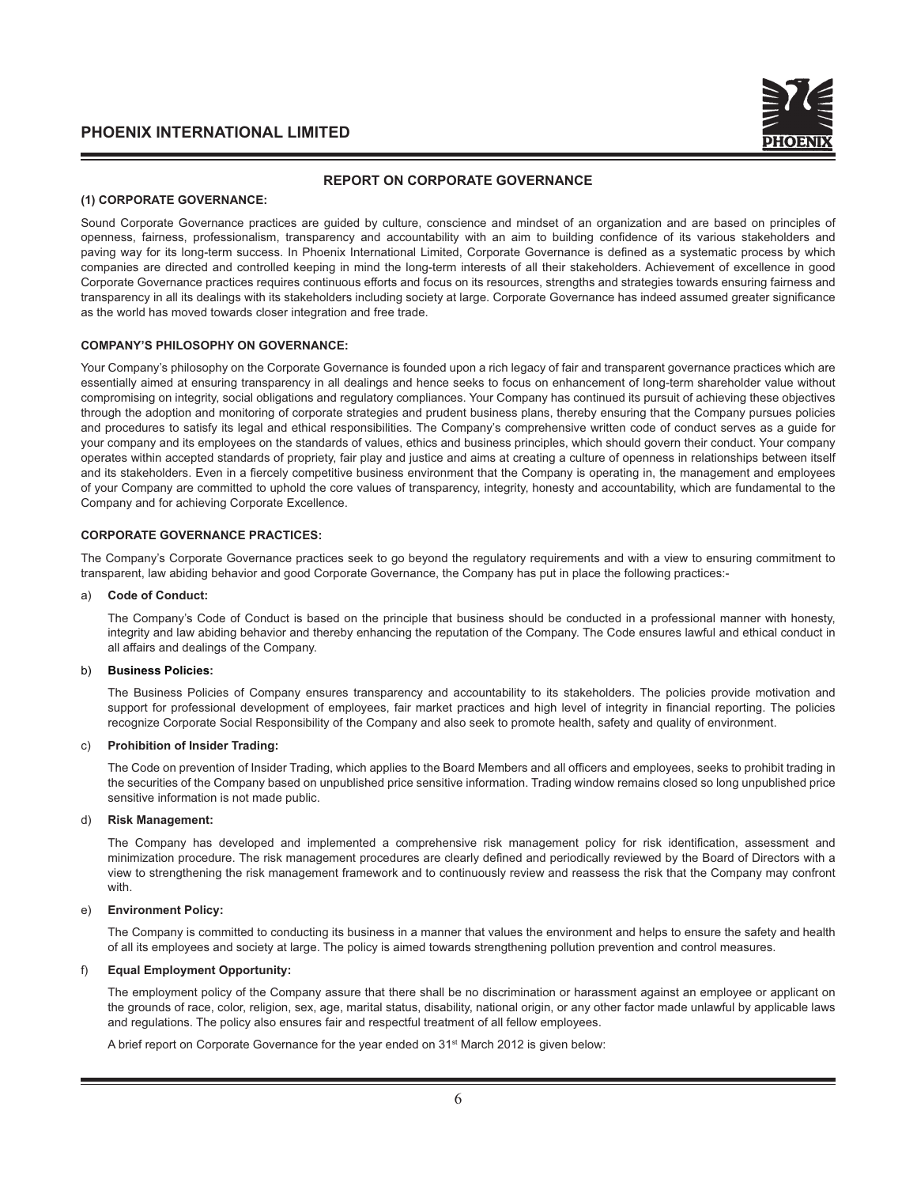## REPORT ON CORPORATE GOVERNANCE

### (1) CORPORATE GOVERNANCE:

Sound Corporate Governance practices are guided by culture, conscience and mindset of an organization and are based on principles of openness, fairness, professionalism, transparency and accountability with an aim to building confidence of its various stakeholders and paving way for its long-term success. In Phoenix International Limited, Corporate Governance is defined as a systematic process by which companies are directed and controlled keeping in mind the long-term interests of all their stakeholders. Achievement of excellence in good Corporate Governance practices requires continuous efforts and focus on its resources, strengths and strategies towards ensuring fairness and transparency in all its dealings with its stakeholders including society at large. Corporate Governance has indeed assumed greater significance as the world has moved towards closer integration and free trade.

### COMPANY'S PHILOSOPHY ON GOVERNANCE:

Your Company's philosophy on the Corporate Governance is founded upon a rich legacy of fair and transparent governance practices which are essentially aimed at ensuring transparency in all dealings and hence seeks to focus on enhancement of long-term shareholder value without compromising on integrity, social obligations and regulatory compliances. Your Company has continued its pursuit of achieving these objectives through the adoption and monitoring of corporate strategies and prudent business plans, thereby ensuring that the Company pursues policies and procedures to satisfy its legal and ethical responsibilities. The Company's comprehensive written code of conduct serves as a guide for your company and its employees on the standards of values, ethics and business principles, which should govern their conduct. Your company operates within accepted standards of propriety, fair play and justice and aims at creating a culture of openness in relationships between itself and its stakeholders. Even in a fiercely competitive business environment that the Company is operating in, the management and employees of your Company are committed to uphold the core values of transparency, integrity, honesty and accountability, which are fundamental to the Company and for achieving Corporate Excellence.

### CORPORATE GOVERNANCE PRACTICES:

The Company's Corporate Governance practices seek to go beyond the regulatory requirements and with a view to ensuring commitment to transparent, law abiding behavior and good Corporate Governance, the Company has put in place the following practices:-

a) **Code of Conduct:**

   The Company's Code of Conduct is based on the principle that business should be conducted in a professional manner with honesty, integrity and law abiding behavior and thereby enhancing the reputation of the Company. The Code ensures lawful and ethical conduct in all affairs and dealings of the Company.

b) **Business Policies:**

   The Business Policies of Company ensures transparency and accountability to its stakeholders. The policies provide motivation and support for professional development of employees, fair market practices and high level of integrity in financial reporting. The policies recognize Corporate Social Responsibility of the Company and also seek to promote health, safety and quality of environment.

c) **Prohibition of Insider Trading:**

   The Code on prevention of Insider Trading, which applies to the Board Members and all officers and employees, seeks to prohibit trading in the securities of the Company based on unpublished price sensitive information. Trading window remains closed so long unpublished price sensitive information is not made public.

d) **Risk Management:**

   The Company has developed and implemented a comprehensive risk management policy for risk identification, assessment and minimization procedure. The risk management procedures are clearly defined and periodically reviewed by the Board of Directors with a view to strengthening the risk management framework and to continuously review and reassess the risk that the Company may confront with.

e) **Environment Policy:**

   The Company is committed to conducting its business in a manner that values the environment and helps to ensure the safety and health of all its employees and society at large. The policy is aimed towards strengthening pollution prevention and control measures.

f) **Equal Employment Opportunity:**

   The employment policy of the Company assure that there shall be no discrimination or harassment against an employee or applicant on the grounds of race, color, religion, sex, age, marital status, disability, national origin, or any other factor made unlawful by applicable laws and regulations. The policy also ensures fair and respectful treatment of all fellow employees.

   A brief report on Corporate Governance for the year ended on 31st March 2012 is given below: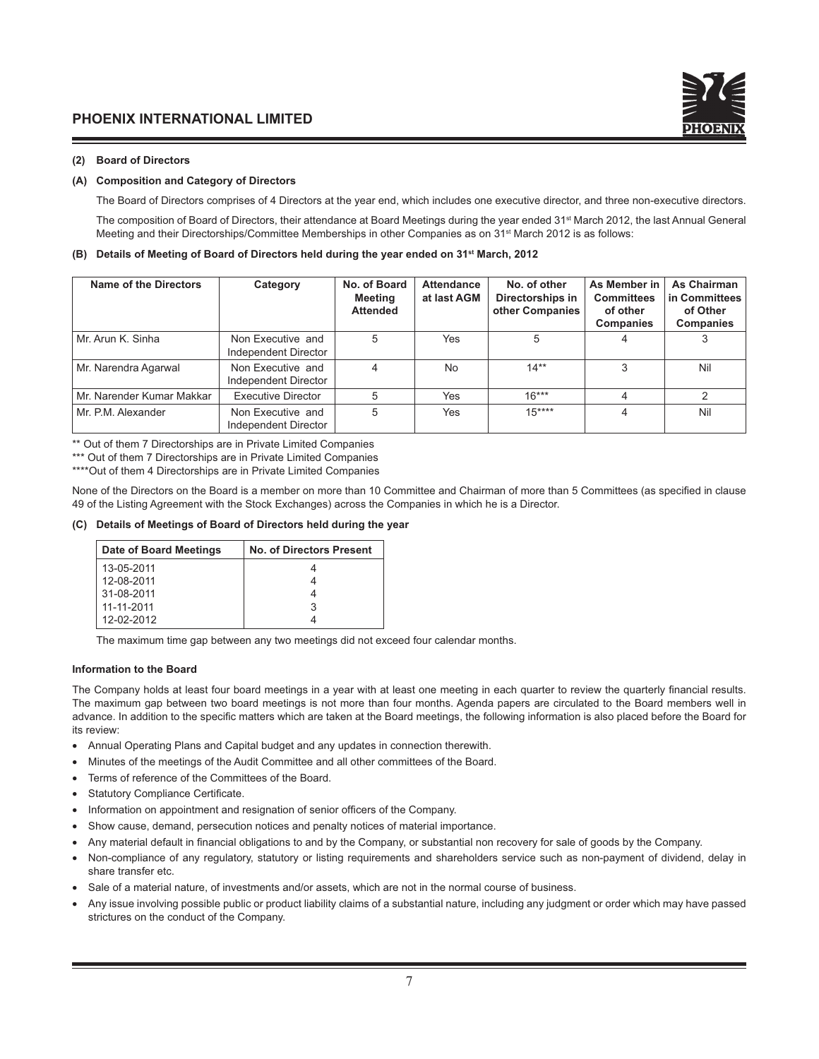**(2) Board of Directors**

**(A) Composition and Category of Directors**

The Board of Directors comprises of 4 Directors at the year end, which includes one executive director, and three non-executive directors.

The composition of Board of Directors, their attendance at Board Meetings during the year ended 31st March 2012, the last Annual General Meeting and their Directorships/Committee Memberships in other Companies as on 31st March 2012 is as follows:

**(B) Details of Meeting of Board of Directors held during the year ended on 31st March, 2012**

| Name of the Directors | Category | No. of Board Meeting Attended | Attendance at last AGM | No. of other Directorships in other Companies | As Member in Committees of other Companies | As Chairman in Committees of Other Companies |
|---|---|---|---|---|---|---|
| Mr. Arun K. Sinha | Non Executive and Independent Director | 5 | Yes | 5 | 4 | 3 |
| Mr. Narendra Agarwal | Non Executive and Independent Director | 4 | No | 14** | 3 | Nil |
| Mr. Narender Kumar Makkar | Executive Director | 5 | Yes | 16*** | 4 | 2 |
| Mr. P.M. Alexander | Non Executive and Independent Director | 5 | Yes | 15**** | 4 | Nil |

** Out of them 7 Directorships are in Private Limited Companies

*** Out of them 7 Directorships are in Private Limited Companies

****Out of them 4 Directorships are in Private Limited Companies

None of the Directors on the Board is a member on more than 10 Committee and Chairman of more than 5 Committees (as specified in clause 49 of the Listing Agreement with the Stock Exchanges) across the Companies in which he is a Director.

**(C) Details of Meetings of Board of Directors held during the year**

| Date of Board Meetings | No. of Directors Present |
|---|---|
| 13-05-2011 | 4 |
| 12-08-2011 | 4 |
| 31-08-2011 | 4 |
| 11-11-2011 | 3 |
| 12-02-2012 | 4 |

The maximum time gap between any two meetings did not exceed four calendar months.

**Information to the Board**

The Company holds at least four board meetings in a year with at least one meeting in each quarter to review the quarterly financial results. The maximum gap between two board meetings is not more than four months. Agenda papers are circulated to the Board members well in advance. In addition to the specific matters which are taken at the Board meetings, the following information is also placed before the Board for its review:

- Annual Operating Plans and Capital budget and any updates in connection therewith.
- Minutes of the meetings of the Audit Committee and all other committees of the Board.
- Terms of reference of the Committees of the Board.
- Statutory Compliance Certificate.
- Information on appointment and resignation of senior officers of the Company.
- Show cause, demand, persecution notices and penalty notices of material importance.
- Any material default in financial obligations to and by the Company, or substantial non recovery for sale of goods by the Company.
- Non-compliance of any regulatory, statutory or listing requirements and shareholders service such as non-payment of dividend, delay in share transfer etc.
- Sale of a material nature, of investments and/or assets, which are not in the normal course of business.
- Any issue involving possible public or product liability claims of a substantial nature, including any judgment or order which may have passed strictures on the conduct of the Company.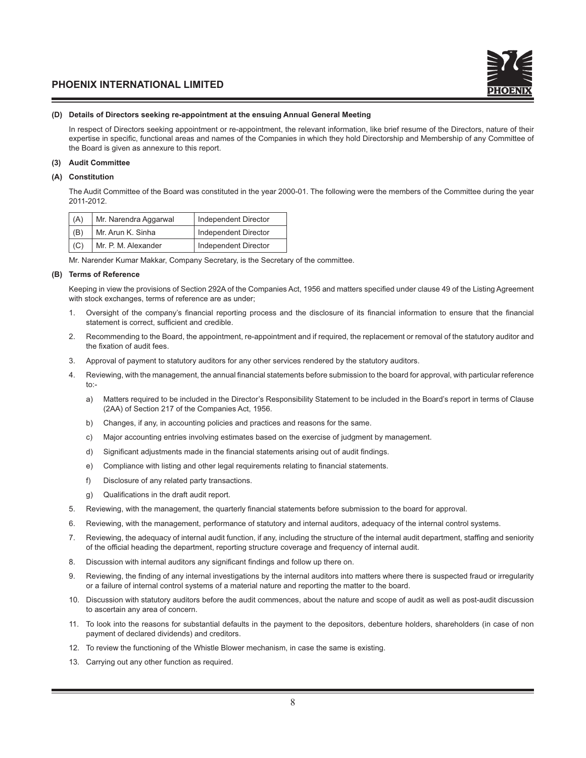**(D) Details of Directors seeking re-appointment at the ensuing Annual General Meeting**

In respect of Directors seeking appointment or re-appointment, the relevant information, like brief resume of the Directors, nature of their expertise in specific, functional areas and names of the Companies in which they hold Directorship and Membership of any Committee of the Board is given as annexure to this report.

**(3) Audit Committee**

**(A) Constitution**

The Audit Committee of the Board was constituted in the year 2000-01. The following were the members of the Committee during the year 2011-2012.

| | | |
|---|---|---|
| (A) | Mr. Narendra Aggarwal | Independent Director |
| (B) | Mr. Arun K. Sinha | Independent Director |
| (C) | Mr. P. M. Alexander | Independent Director |

Mr. Narender Kumar Makkar, Company Secretary, is the Secretary of the committee.

**(B) Terms of Reference**

Keeping in view the provisions of Section 292A of the Companies Act, 1956 and matters specified under clause 49 of the Listing Agreement with stock exchanges, terms of reference are as under;

1. Oversight of the company's financial reporting process and the disclosure of its financial information to ensure that the financial statement is correct, sufficient and credible.
2. Recommending to the Board, the appointment, re-appointment and if required, the replacement or removal of the statutory auditor and the fixation of audit fees.
3. Approval of payment to statutory auditors for any other services rendered by the statutory auditors.
4. Reviewing, with the management, the annual financial statements before submission to the board for approval, with particular reference to:-
   a) Matters required to be included in the Director's Responsibility Statement to be included in the Board's report in terms of Clause (2AA) of Section 217 of the Companies Act, 1956.
   b) Changes, if any, in accounting policies and practices and reasons for the same.
   c) Major accounting entries involving estimates based on the exercise of judgment by management.
   d) Significant adjustments made in the financial statements arising out of audit findings.
   e) Compliance with listing and other legal requirements relating to financial statements.
   f) Disclosure of any related party transactions.
   g) Qualifications in the draft audit report.
5. Reviewing, with the management, the quarterly financial statements before submission to the board for approval.
6. Reviewing, with the management, performance of statutory and internal auditors, adequacy of the internal control systems.
7. Reviewing, the adequacy of internal audit function, if any, including the structure of the internal audit department, staffing and seniority of the official heading the department, reporting structure coverage and frequency of internal audit.
8. Discussion with internal auditors any significant findings and follow up there on.
9. Reviewing, the finding of any internal investigations by the internal auditors into matters where there is suspected fraud or irregularity or a failure of internal control systems of a material nature and reporting the matter to the board.
10. Discussion with statutory auditors before the audit commences, about the nature and scope of audit as well as post-audit discussion to ascertain any area of concern.
11. To look into the reasons for substantial defaults in the payment to the depositors, debenture holders, shareholders (in case of non payment of declared dividends) and creditors.
12. To review the functioning of the Whistle Blower mechanism, in case the same is existing.
13. Carrying out any other function as required.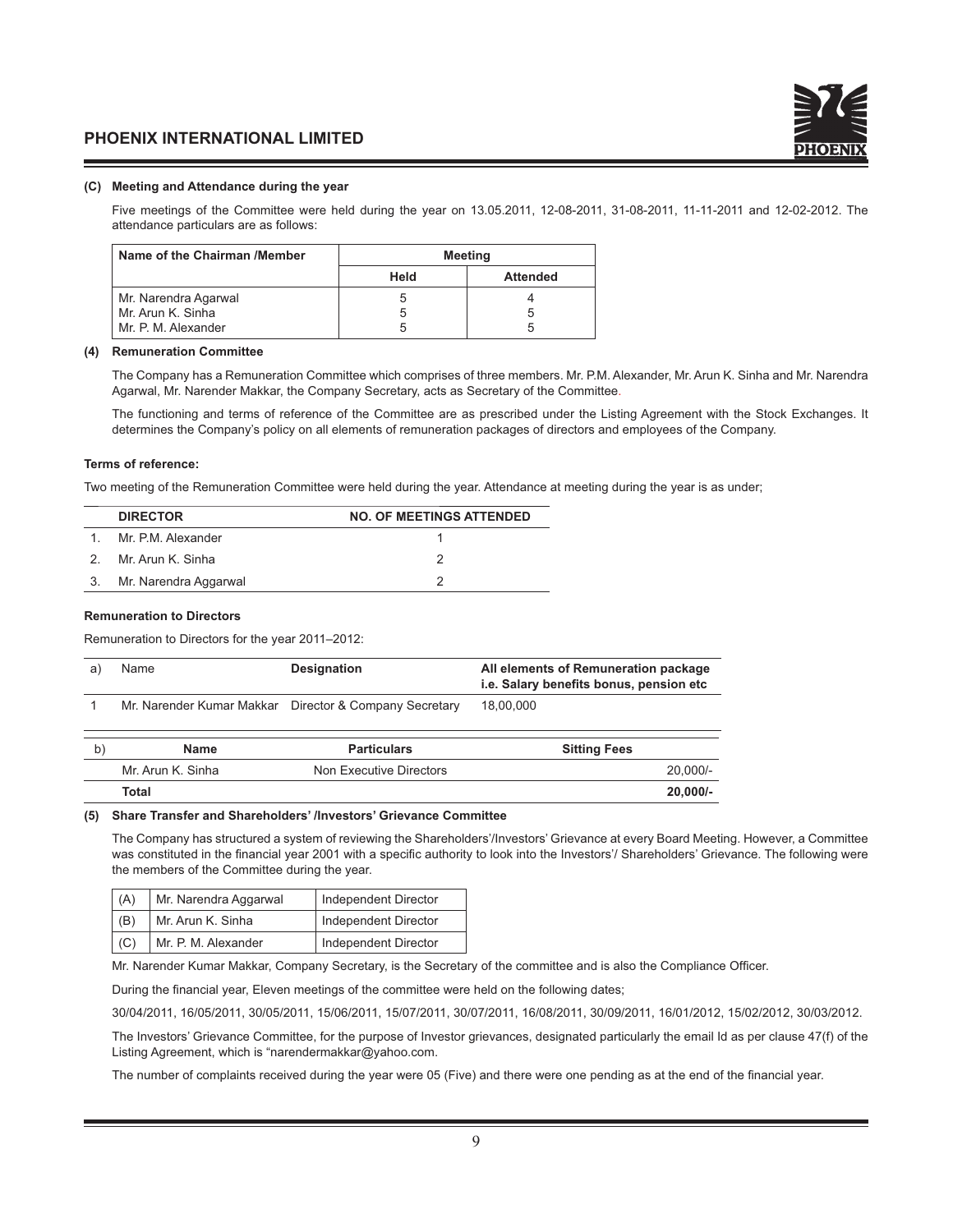#### (C) Meeting and Attendance during the year

Five meetings of the Committee were held during the year on 13.05.2011, 12-08-2011, 31-08-2011, 11-11-2011 and 12-02-2012. The attendance particulars are as follows:

| Name of the Chairman /Member | Meeting | |
|---|---|---|
| | Held | Attended |
| Mr. Narendra Agarwal | 5 | 4 |
| Mr. Arun K. Sinha | 5 | 5 |
| Mr. P. M. Alexander | 5 | 5 |

#### (4) Remuneration Committee

The Company has a Remuneration Committee which comprises of three members. Mr. P.M. Alexander, Mr. Arun K. Sinha and Mr. Narendra Agarwal, Mr. Narender Makkar, the Company Secretary, acts as Secretary of the Committee.

The functioning and terms of reference of the Committee are as prescribed under the Listing Agreement with the Stock Exchanges. It determines the Company's policy on all elements of remuneration packages of directors and employees of the Company.

**Terms of reference:**

Two meeting of the Remuneration Committee were held during the year. Attendance at meeting during the year is as under;

| | DIRECTOR | NO. OF MEETINGS ATTENDED |
|---|---|---|
| 1. | Mr. P.M. Alexander | 1 |
| 2. | Mr. Arun K. Sinha | 2 |
| 3. | Mr. Narendra Aggarwal | 2 |

**Remuneration to Directors**

Remuneration to Directors for the year 2011–2012:

| a) | Name | Designation | All elements of Remuneration package i.e. Salary benefits bonus, pension etc |
|---|---|---|---|
| 1 | Mr. Narender Kumar Makkar | Director & Company Secretary | 18,00,000 |

| b) | Name | Particulars | Sitting Fees |
|---|---|---|---|
| | Mr. Arun K. Sinha | Non Executive Directors | 20,000/- |
| | **Total** | | **20,000/-** |

#### (5) Share Transfer and Shareholders' /Investors' Grievance Committee

The Company has structured a system of reviewing the Shareholders'/Investors' Grievance at every Board Meeting. However, a Committee was constituted in the financial year 2001 with a specific authority to look into the Investors'/ Shareholders' Grievance. The following were the members of the Committee during the year.

| (A) | Mr. Narendra Aggarwal | Independent Director |
|---|---|---|
| (B) | Mr. Arun K. Sinha | Independent Director |
| (C) | Mr. P. M. Alexander | Independent Director |

Mr. Narender Kumar Makkar, Company Secretary, is the Secretary of the committee and is also the Compliance Officer.

During the financial year, Eleven meetings of the committee were held on the following dates;

30/04/2011, 16/05/2011, 30/05/2011, 15/06/2011, 15/07/2011, 30/07/2011, 16/08/2011, 30/09/2011, 16/01/2012, 15/02/2012, 30/03/2012.

The Investors' Grievance Committee, for the purpose of Investor grievances, designated particularly the email Id as per clause 47(f) of the Listing Agreement, which is "narendermakkar@yahoo.com.

The number of complaints received during the year were 05 (Five) and there were one pending as at the end of the financial year.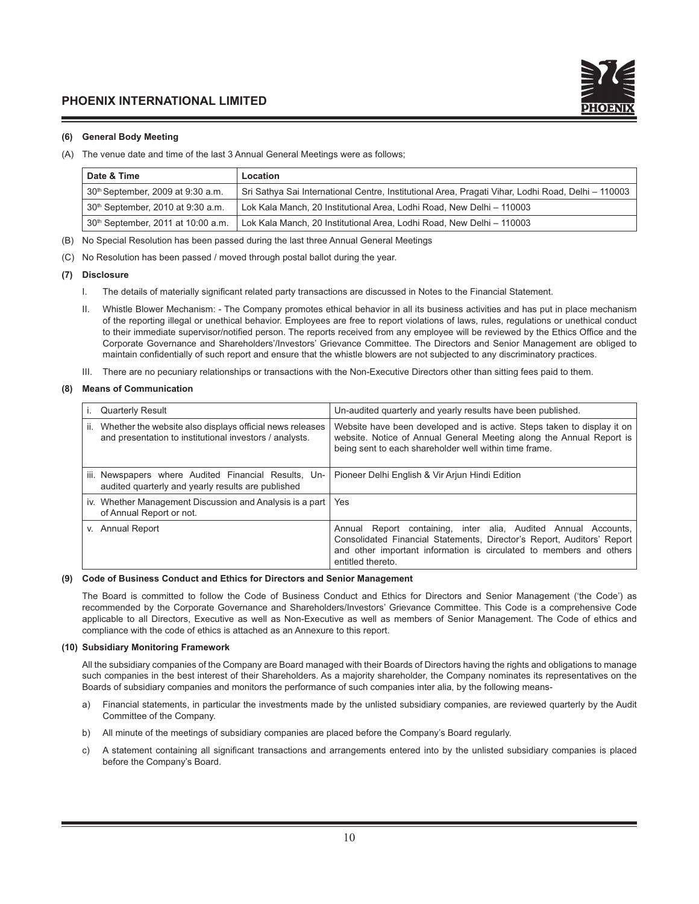### (6) General Body Meeting

(A) The venue date and time of the last 3 Annual General Meetings were as follows;

| Date & Time | Location |
|---|---|
| 30th September, 2009 at 9:30 a.m. | Sri Sathya Sai International Centre, Institutional Area, Pragati Vihar, Lodhi Road, Delhi – 110003 |
| 30th September, 2010 at 9:30 a.m. | Lok Kala Manch, 20 Institutional Area, Lodhi Road, New Delhi – 110003 |
| 30th September, 2011 at 10:00 a.m. | Lok Kala Manch, 20 Institutional Area, Lodhi Road, New Delhi – 110003 |

(B) No Special Resolution has been passed during the last three Annual General Meetings

(C) No Resolution has been passed / moved through postal ballot during the year.

### (7) Disclosure

I. The details of materially significant related party transactions are discussed in Notes to the Financial Statement.

II. Whistle Blower Mechanism: - The Company promotes ethical behavior in all its business activities and has put in place mechanism of the reporting illegal or unethical behavior. Employees are free to report violations of laws, rules, regulations or unethical conduct to their immediate supervisor/notified person. The reports received from any employee will be reviewed by the Ethics Office and the Corporate Governance and Shareholders'/Investors' Grievance Committee. The Directors and Senior Management are obliged to maintain confidentially of such report and ensure that the whistle blowers are not subjected to any discriminatory practices.

III. There are no pecuniary relationships or transactions with the Non-Executive Directors other than sitting fees paid to them.

### (8) Means of Communication

| | |
|---|---|
| i. Quarterly Result | Un-audited quarterly and yearly results have been published. |
| ii. Whether the website also displays official news releases and presentation to institutional investors / analysts. | Website have been developed and is active. Steps taken to display it on website. Notice of Annual General Meeting along the Annual Report is being sent to each shareholder well within time frame. |
| iii. Newspapers where Audited Financial Results, Un-audited quarterly and yearly results are published | Pioneer Delhi English & Vir Arjun Hindi Edition |
| iv. Whether Management Discussion and Analysis is a part of Annual Report or not. | Yes |
| v. Annual Report | Annual Report containing, inter alia, Audited Annual Accounts, Consolidated Financial Statements, Director's Report, Auditors' Report and other important information is circulated to members and others entitled thereto. |

### (9) Code of Business Conduct and Ethics for Directors and Senior Management

The Board is committed to follow the Code of Business Conduct and Ethics for Directors and Senior Management ('the Code') as recommended by the Corporate Governance and Shareholders/Investors' Grievance Committee. This Code is a comprehensive Code applicable to all Directors, Executive as well as Non-Executive as well as members of Senior Management. The Code of ethics and compliance with the code of ethics is attached as an Annexure to this report.

### (10) Subsidiary Monitoring Framework

All the subsidiary companies of the Company are Board managed with their Boards of Directors having the rights and obligations to manage such companies in the best interest of their Shareholders. As a majority shareholder, the Company nominates its representatives on the Boards of subsidiary companies and monitors the performance of such companies inter alia, by the following means-

a) Financial statements, in particular the investments made by the unlisted subsidiary companies, are reviewed quarterly by the Audit Committee of the Company.

b) All minute of the meetings of subsidiary companies are placed before the Company's Board regularly.

c) A statement containing all significant transactions and arrangements entered into by the unlisted subsidiary companies is placed before the Company's Board.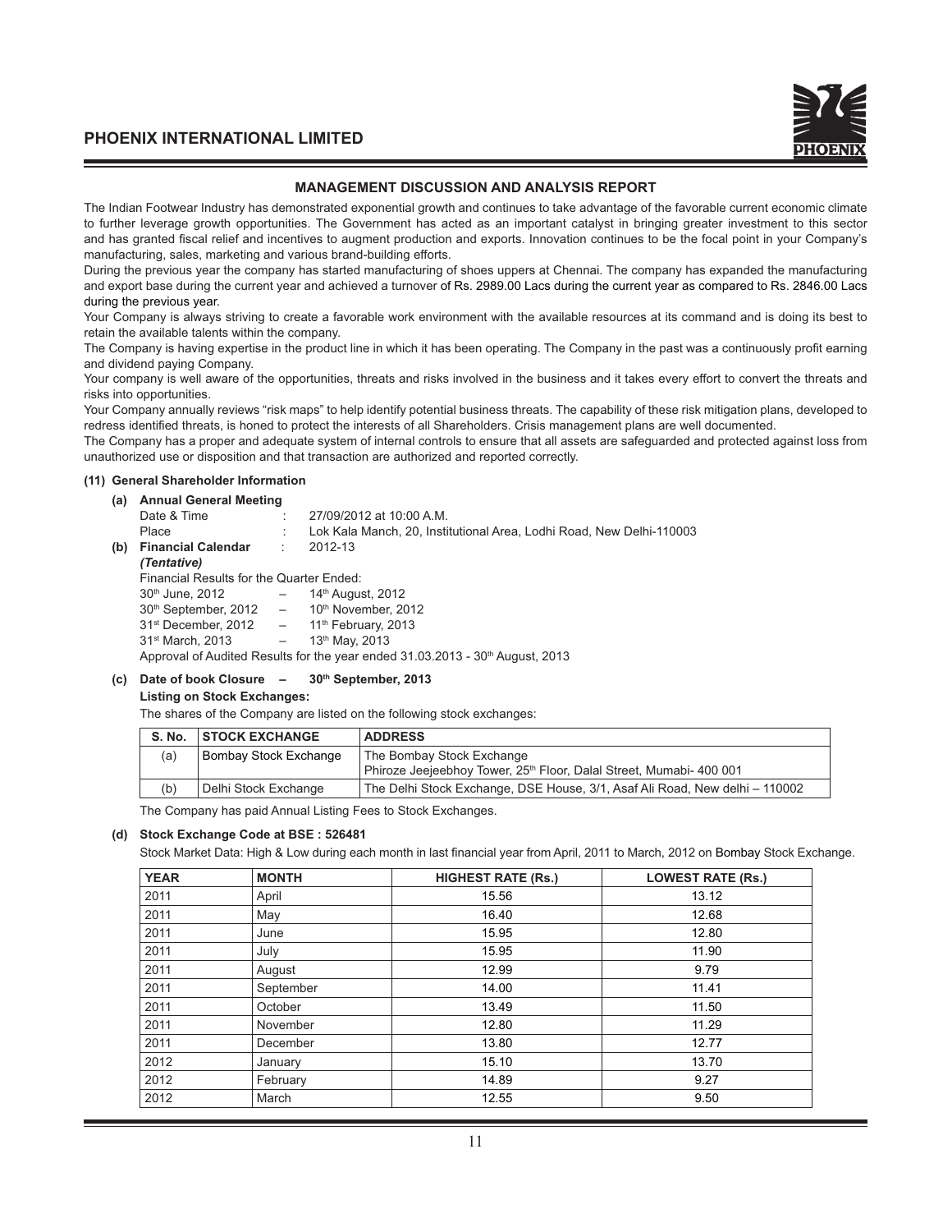## MANAGEMENT DISCUSSION AND ANALYSIS REPORT

The Indian Footwear Industry has demonstrated exponential growth and continues to take advantage of the favorable current economic climate to further leverage growth opportunities. The Government has acted as an important catalyst in bringing greater investment to this sector and has granted fiscal relief and incentives to augment production and exports. Innovation continues to be the focal point in your Company's manufacturing, sales, marketing and various brand-building efforts.

During the previous year the company has started manufacturing of shoes uppers at Chennai. The company has expanded the manufacturing and export base during the current year and achieved a turnover of Rs. 2989.00 Lacs during the current year as compared to Rs. 2846.00 Lacs during the previous year.

Your Company is always striving to create a favorable work environment with the available resources at its command and is doing its best to retain the available talents within the company.

The Company is having expertise in the product line in which it has been operating. The Company in the past was a continuously profit earning and dividend paying Company.

Your company is well aware of the opportunities, threats and risks involved in the business and it takes every effort to convert the threats and risks into opportunities.

Your Company annually reviews "risk maps" to help identify potential business threats. The capability of these risk mitigation plans, developed to redress identified threats, is honed to protect the interests of all Shareholders. Crisis management plans are well documented.

The Company has a proper and adequate system of internal controls to ensure that all assets are safeguarded and protected against loss from unauthorized use or disposition and that transaction are authorized and reported correctly.

### (11) General Shareholder Information

**(a) Annual General Meeting**

Date & Time : 27/09/2012 at 10:00 A.M.

Place : Lok Kala Manch, 20, Institutional Area, Lodhi Road, New Delhi-110003

**(b) Financial Calendar** : 2012-13

***(Tentative)***

Financial Results for the Quarter Ended:

30th June, 2012 – 14th August, 2012

30th September, 2012 – 10th November, 2012

31st December, 2012 – 11th February, 2013

31st March, 2013 – 13th May, 2013

Approval of Audited Results for the year ended 31.03.2013 - 30th August, 2013

**(c) Date of book Closure – 30th September, 2013**

**Listing on Stock Exchanges:**

The shares of the Company are listed on the following stock exchanges:

| S. No. | STOCK EXCHANGE | ADDRESS |
|---|---|---|
| (a) | Bombay Stock Exchange | The Bombay Stock Exchange<br>Phiroze Jeejeebhoy Tower, 25th Floor, Dalal Street, Mumabi- 400 001 |
| (b) | Delhi Stock Exchange | The Delhi Stock Exchange, DSE House, 3/1, Asaf Ali Road, New delhi – 110002 |

The Company has paid Annual Listing Fees to Stock Exchanges.

**(d) Stock Exchange Code at BSE : 526481**

Stock Market Data: High & Low during each month in last financial year from April, 2011 to March, 2012 on Bombay Stock Exchange.

| YEAR | MONTH | HIGHEST RATE (Rs.) | LOWEST RATE (Rs.) |
|---|---|---|---|
| 2011 | April | 15.56 | 13.12 |
| 2011 | May | 16.40 | 12.68 |
| 2011 | June | 15.95 | 12.80 |
| 2011 | July | 15.95 | 11.90 |
| 2011 | August | 12.99 | 9.79 |
| 2011 | September | 14.00 | 11.41 |
| 2011 | October | 13.49 | 11.50 |
| 2011 | November | 12.80 | 11.29 |
| 2011 | December | 13.80 | 12.77 |
| 2012 | January | 15.10 | 13.70 |
| 2012 | February | 14.89 | 9.27 |
| 2012 | March | 12.55 | 9.50 |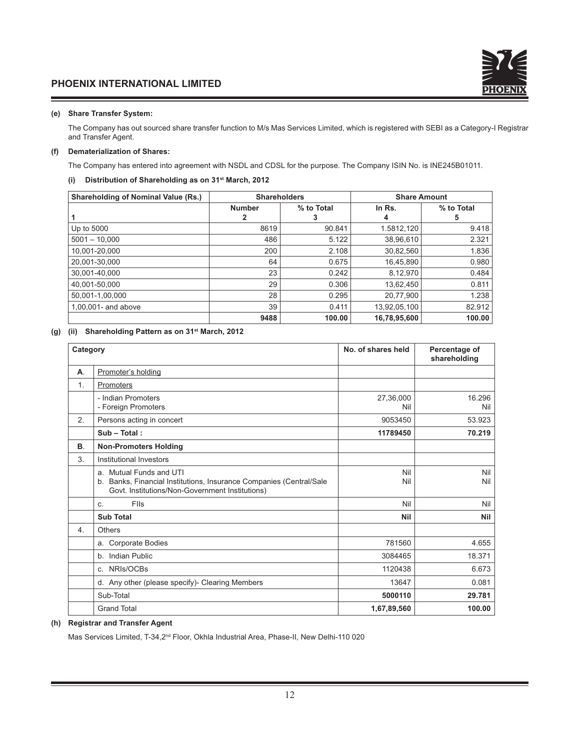**(e) Share Transfer System:**

The Company has out sourced share transfer function to M/s Mas Services Limited, which is registered with SEBI as a Category-I Registrar and Transfer Agent.

**(f) Dematerialization of Shares:**

The Company has entered into agreement with NSDL and CDSL for the purpose. The Company ISIN No. is INE245B01011.

**(i) Distribution of Shareholding as on 31st March, 2012**

| Shareholding of Nominal Value (Rs.) | Shareholders | | Share Amount | |
|---|---|---|---|---|
| | Number | % to Total | In Rs. | % to Total |
| 1 | 2 | 3 | 4 | 5 |
| Up to 5000 | 8619 | 90.841 | 1.5812,120 | 9.418 |
| 5001 – 10,000 | 486 | 5.122 | 38,96,610 | 2.321 |
| 10,001-20,000 | 200 | 2.108 | 30,82,560 | 1.836 |
| 20,001-30,000 | 64 | 0.675 | 16,45,890 | 0.980 |
| 30,001-40,000 | 23 | 0.242 | 8,12,970 | 0.484 |
| 40,001-50,000 | 29 | 0.306 | 13,62,450 | 0.811 |
| 50,001-1,00,000 | 28 | 0.295 | 20,77,900 | 1.238 |
| 1,00,001- and above | 39 | 0.411 | 13,92,05,100 | 82.912 |
| | **9488** | **100.00** | **16,78,95,600** | **100.00** |

**(g) (ii) Shareholding Pattern as on 31st March, 2012**

| Category | | No. of shares held | Percentage of shareholding |
|---|---|---|---|
| **A**. | Promoter's holding | | |
| 1. | Promoters | | |
| | - Indian Promoters<br>- Foreign Promoters | 27,36,000<br>Nil | 16.296<br>Nil |
| 2. | Persons acting in concert | 9053450 | 53.923 |
| | **Sub – Total :** | **11789450** | **70.219** |
| **B**. | **Non-Promoters Holding** | | |
| 3. | Institutional Investors | | |
| | a. Mutual Funds and UTI<br>b. Banks, Financial Institutions, Insurance Companies (Central/Sale Govt. Institutions/Non-Government Institutions) | Nil<br>Nil | Nil<br>Nil |
| | c. FIIs | Nil | Nil |
| | **Sub Total** | **Nil** | **Nil** |
| 4. | Others | | |
| | a. Corporate Bodies | 781560 | 4.655 |
| | b. Indian Public | 3084465 | 18.371 |
| | c. NRIs/OCBs | 1120438 | 6.673 |
| | d. Any other (please specify)- Clearing Members | 13647 | 0.081 |
| | Sub-Total | **5000110** | **29.781** |
| | Grand Total | **1,67,89,560** | **100.00** |

**(h) Registrar and Transfer Agent**

Mas Services Limited, T-34,2nd Floor, Okhla Industrial Area, Phase-II, New Delhi-110 020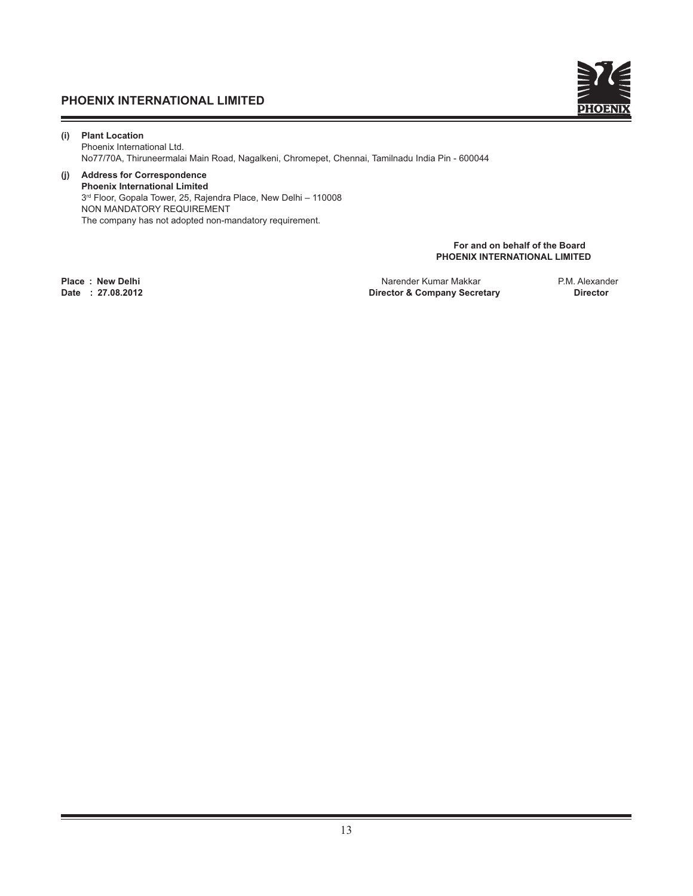**(i) Plant Location**

Phoenix International Ltd.
No77/70A, Thiruneermalai Main Road, Nagalkeni, Chromepet, Chennai, Tamilnadu India Pin - 600044

**(j) Address for Correspondence**

**Phoenix International Limited**
3rd Floor, Gopala Tower, 25, Rajendra Place, New Delhi – 110008
NON MANDATORY REQUIREMENT
The company has not adopted non-mandatory requirement.

**For and on behalf of the Board**
**PHOENIX INTERNATIONAL LIMITED**

**Place : New Delhi**
**Date : 27.08.2012**

Narender Kumar Makkar
**Director & Company Secretary**

P.M. Alexander
**Director**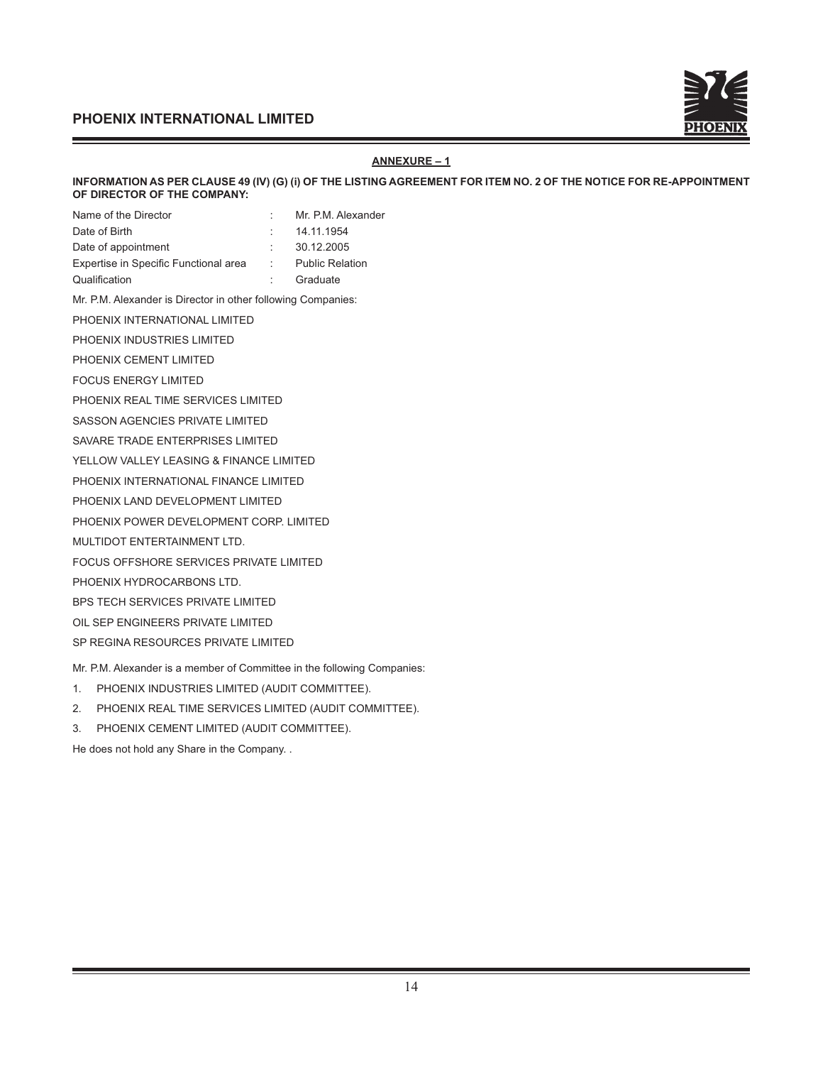## ANNEXURE – 1

**INFORMATION AS PER CLAUSE 49 (IV) (G) (i) OF THE LISTING AGREEMENT FOR ITEM NO. 2 OF THE NOTICE FOR RE-APPOINTMENT OF DIRECTOR OF THE COMPANY:**

| | | |
|---|---|---|
| Name of the Director | : | Mr. P.M. Alexander |
| Date of Birth | : | 14.11.1954 |
| Date of appointment | : | 30.12.2005 |
| Expertise in Specific Functional area | : | Public Relation |
| Qualification | : | Graduate |

Mr. P.M. Alexander is Director in other following Companies:

PHOENIX INTERNATIONAL LIMITED

PHOENIX INDUSTRIES LIMITED

PHOENIX CEMENT LIMITED

FOCUS ENERGY LIMITED

PHOENIX REAL TIME SERVICES LIMITED

SASSON AGENCIES PRIVATE LIMITED

SAVARE TRADE ENTERPRISES LIMITED

YELLOW VALLEY LEASING & FINANCE LIMITED

PHOENIX INTERNATIONAL FINANCE LIMITED

PHOENIX LAND DEVELOPMENT LIMITED

PHOENIX POWER DEVELOPMENT CORP. LIMITED

MULTIDOT ENTERTAINMENT LTD.

FOCUS OFFSHORE SERVICES PRIVATE LIMITED

PHOENIX HYDROCARBONS LTD.

BPS TECH SERVICES PRIVATE LIMITED

OIL SEP ENGINEERS PRIVATE LIMITED

SP REGINA RESOURCES PRIVATE LIMITED

Mr. P.M. Alexander is a member of Committee in the following Companies:

1. PHOENIX INDUSTRIES LIMITED (AUDIT COMMITTEE).
2. PHOENIX REAL TIME SERVICES LIMITED (AUDIT COMMITTEE).
3. PHOENIX CEMENT LIMITED (AUDIT COMMITTEE).

He does not hold any Share in the Company. .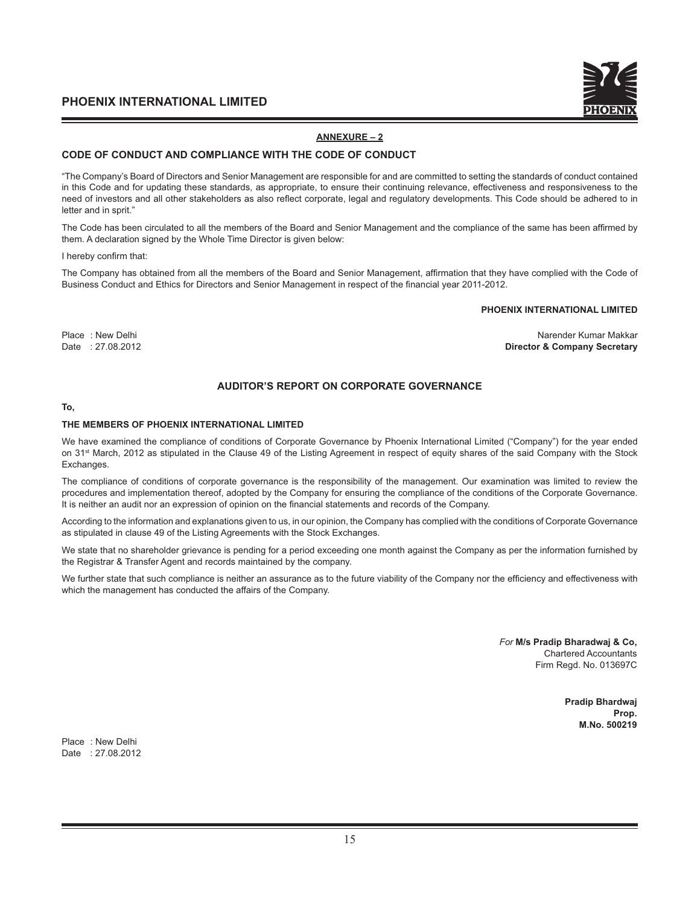## ANNEXURE – 2

### CODE OF CONDUCT AND COMPLIANCE WITH THE CODE OF CONDUCT

"The Company's Board of Directors and Senior Management are responsible for and are committed to setting the standards of conduct contained in this Code and for updating these standards, as appropriate, to ensure their continuing relevance, effectiveness and responsiveness to the need of investors and all other stakeholders as also reflect corporate, legal and regulatory developments. This Code should be adhered to in letter and in sprit."

The Code has been circulated to all the members of the Board and Senior Management and the compliance of the same has been affirmed by them. A declaration signed by the Whole Time Director is given below:

I hereby confirm that:

The Company has obtained from all the members of the Board and Senior Management, affirmation that they have complied with the Code of Business Conduct and Ethics for Directors and Senior Management in respect of the financial year 2011-2012.

**PHOENIX INTERNATIONAL LIMITED**

Place : New Delhi
Date : 27.08.2012

Narender Kumar Makkar
**Director & Company Secretary**

### AUDITOR'S REPORT ON CORPORATE GOVERNANCE

**To,**

**THE MEMBERS OF PHOENIX INTERNATIONAL LIMITED**

We have examined the compliance of conditions of Corporate Governance by Phoenix International Limited ("Company") for the year ended on 31st March, 2012 as stipulated in the Clause 49 of the Listing Agreement in respect of equity shares of the said Company with the Stock Exchanges.

The compliance of conditions of corporate governance is the responsibility of the management. Our examination was limited to review the procedures and implementation thereof, adopted by the Company for ensuring the compliance of the conditions of the Corporate Governance. It is neither an audit nor an expression of opinion on the financial statements and records of the Company.

According to the information and explanations given to us, in our opinion, the Company has complied with the conditions of Corporate Governance as stipulated in clause 49 of the Listing Agreements with the Stock Exchanges.

We state that no shareholder grievance is pending for a period exceeding one month against the Company as per the information furnished by the Registrar & Transfer Agent and records maintained by the company.

We further state that such compliance is neither an assurance as to the future viability of the Company nor the efficiency and effectiveness with which the management has conducted the affairs of the Company.

*For* **M/s Pradip Bharadwaj & Co,**
Chartered Accountants
Firm Regd. No. 013697C

**Pradip Bhardwaj**
**Prop.**
**M.No. 500219**

Place : New Delhi
Date : 27.08.2012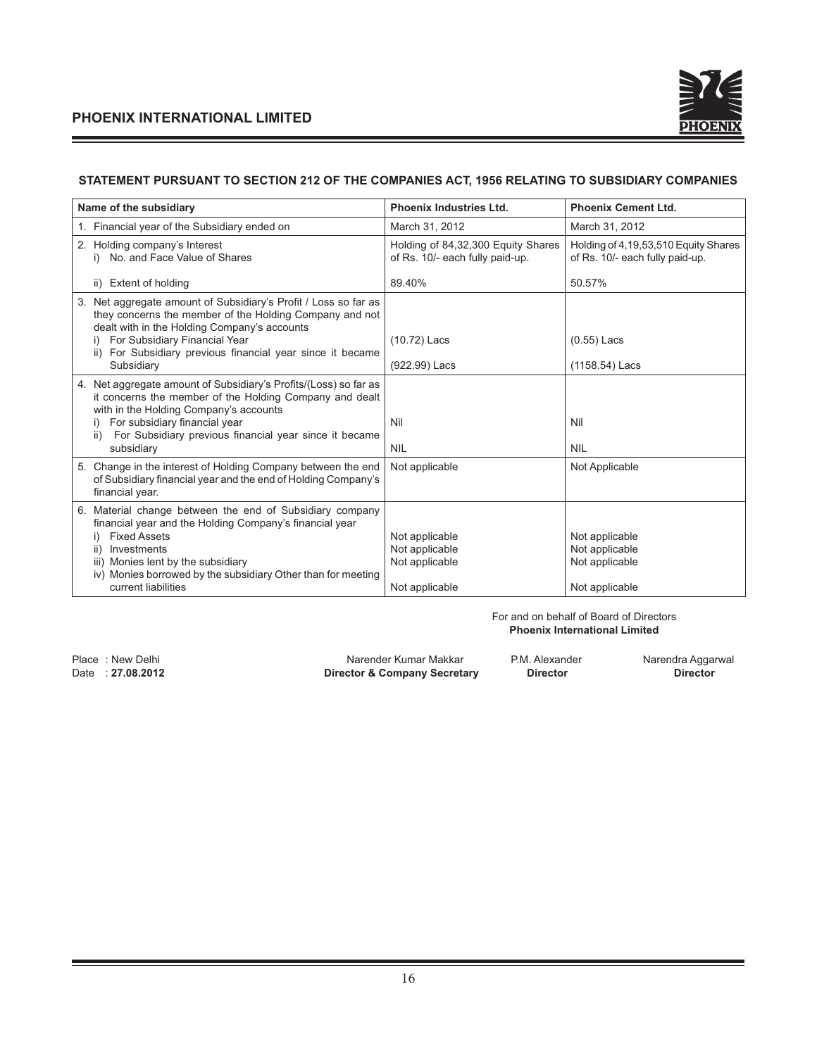## STATEMENT PURSUANT TO SECTION 212 OF THE COMPANIES ACT, 1956 RELATING TO SUBSIDIARY COMPANIES

| Name of the subsidiary | Phoenix Industries Ltd. | Phoenix Cement Ltd. |
|---|---|---|
| 1. Financial year of the Subsidiary ended on | March 31, 2012 | March 31, 2012 |
| 2. Holding company's Interest<br>i) No. and Face Value of Shares<br><br>ii) Extent of holding | Holding of 84,32,300 Equity Shares of Rs. 10/- each fully paid-up.<br><br>89.40% | Holding of 4,19,53,510 Equity Shares of Rs. 10/- each fully paid-up.<br><br>50.57% |
| 3. Net aggregate amount of Subsidiary's Profit / Loss so far as they concerns the member of the Holding Company and not dealt with in the Holding Company's accounts<br>i) For Subsidiary Financial Year<br>ii) For Subsidiary previous financial year since it became Subsidiary | <br><br><br>(10.72) Lacs<br>(922.99) Lacs | <br><br><br>(0.55) Lacs<br>(1158.54) Lacs |
| 4. Net aggregate amount of Subsidiary's Profits/(Loss) so far as it concerns the member of the Holding Company and dealt with in the Holding Company's accounts<br>i) For subsidiary financial year<br>ii) For Subsidiary previous financial year since it became subsidiary | <br><br><br>Nil<br>NIL | <br><br><br>Nil<br>NIL |
| 5. Change in the interest of Holding Company between the end of Subsidiary financial year and the end of Holding Company's financial year. | Not applicable | Not Applicable |
| 6. Material change between the end of Subsidiary company financial year and the Holding Company's financial year<br>i) Fixed Assets<br>ii) Investments<br>iii) Monies lent by the subsidiary<br>iv) Monies borrowed by the subsidiary Other than for meeting current liabilities | <br><br>Not applicable<br>Not applicable<br>Not applicable<br>Not applicable | <br><br>Not applicable<br>Not applicable<br>Not applicable<br>Not applicable |

For and on behalf of Board of Directors
**Phoenix International Limited**

Place : New Delhi
Date : **27.08.2012**

| Narender Kumar Makkar | P.M. Alexander | Narendra Aggarwal |
|---|---|---|
| **Director & Company Secretary** | **Director** | **Director** |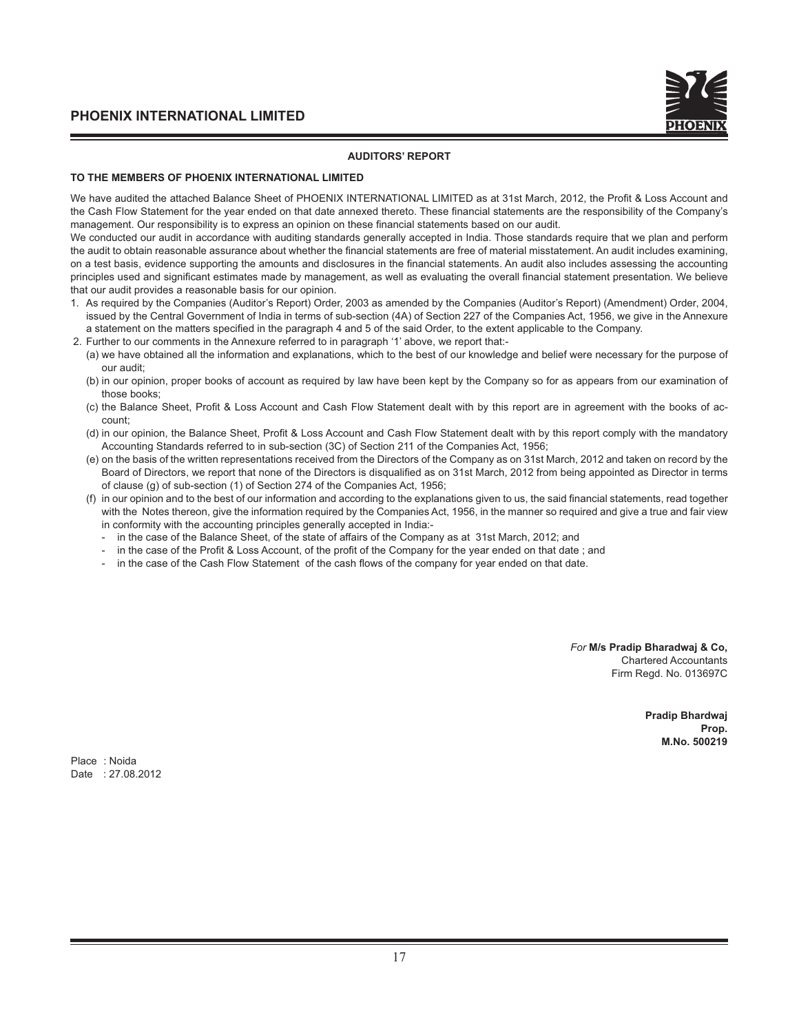## AUDITORS' REPORT

**TO THE MEMBERS OF PHOENIX INTERNATIONAL LIMITED**

We have audited the attached Balance Sheet of PHOENIX INTERNATIONAL LIMITED as at 31st March, 2012, the Profit & Loss Account and the Cash Flow Statement for the year ended on that date annexed thereto. These financial statements are the responsibility of the Company's management. Our responsibility is to express an opinion on these financial statements based on our audit.

We conducted our audit in accordance with auditing standards generally accepted in India. Those standards require that we plan and perform the audit to obtain reasonable assurance about whether the financial statements are free of material misstatement. An audit includes examining, on a test basis, evidence supporting the amounts and disclosures in the financial statements. An audit also includes assessing the accounting principles used and significant estimates made by management, as well as evaluating the overall financial statement presentation. We believe that our audit provides a reasonable basis for our opinion.

1. As required by the Companies (Auditor's Report) Order, 2003 as amended by the Companies (Auditor's Report) (Amendment) Order, 2004, issued by the Central Government of India in terms of sub-section (4A) of Section 227 of the Companies Act, 1956, we give in the Annexure a statement on the matters specified in the paragraph 4 and 5 of the said Order, to the extent applicable to the Company.
2. Further to our comments in the Annexure referred to in paragraph '1' above, we report that:-
   (a) we have obtained all the information and explanations, which to the best of our knowledge and belief were necessary for the purpose of our audit;
   (b) in our opinion, proper books of account as required by law have been kept by the Company so for as appears from our examination of those books;
   (c) the Balance Sheet, Profit & Loss Account and Cash Flow Statement dealt with by this report are in agreement with the books of account;
   (d) in our opinion, the Balance Sheet, Profit & Loss Account and Cash Flow Statement dealt with by this report comply with the mandatory Accounting Standards referred to in sub-section (3C) of Section 211 of the Companies Act, 1956;
   (e) on the basis of the written representations received from the Directors of the Company as on 31st March, 2012 and taken on record by the Board of Directors, we report that none of the Directors is disqualified as on 31st March, 2012 from being appointed as Director in terms of clause (g) of sub-section (1) of Section 274 of the Companies Act, 1956;
   (f) in our opinion and to the best of our information and according to the explanations given to us, the said financial statements, read together with the Notes thereon, give the information required by the Companies Act, 1956, in the manner so required and give a true and fair view in conformity with the accounting principles generally accepted in India:-
      - in the case of the Balance Sheet, of the state of affairs of the Company as at 31st March, 2012; and
      - in the case of the Profit & Loss Account, of the profit of the Company for the year ended on that date ; and
      - in the case of the Cash Flow Statement of the cash flows of the company for year ended on that date.

*For* **M/s Pradip Bharadwaj & Co,**
Chartered Accountants
Firm Regd. No. 013697C

**Pradip Bhardwaj**
**Prop.**
**M.No. 500219**

Place : Noida
Date : 27.08.2012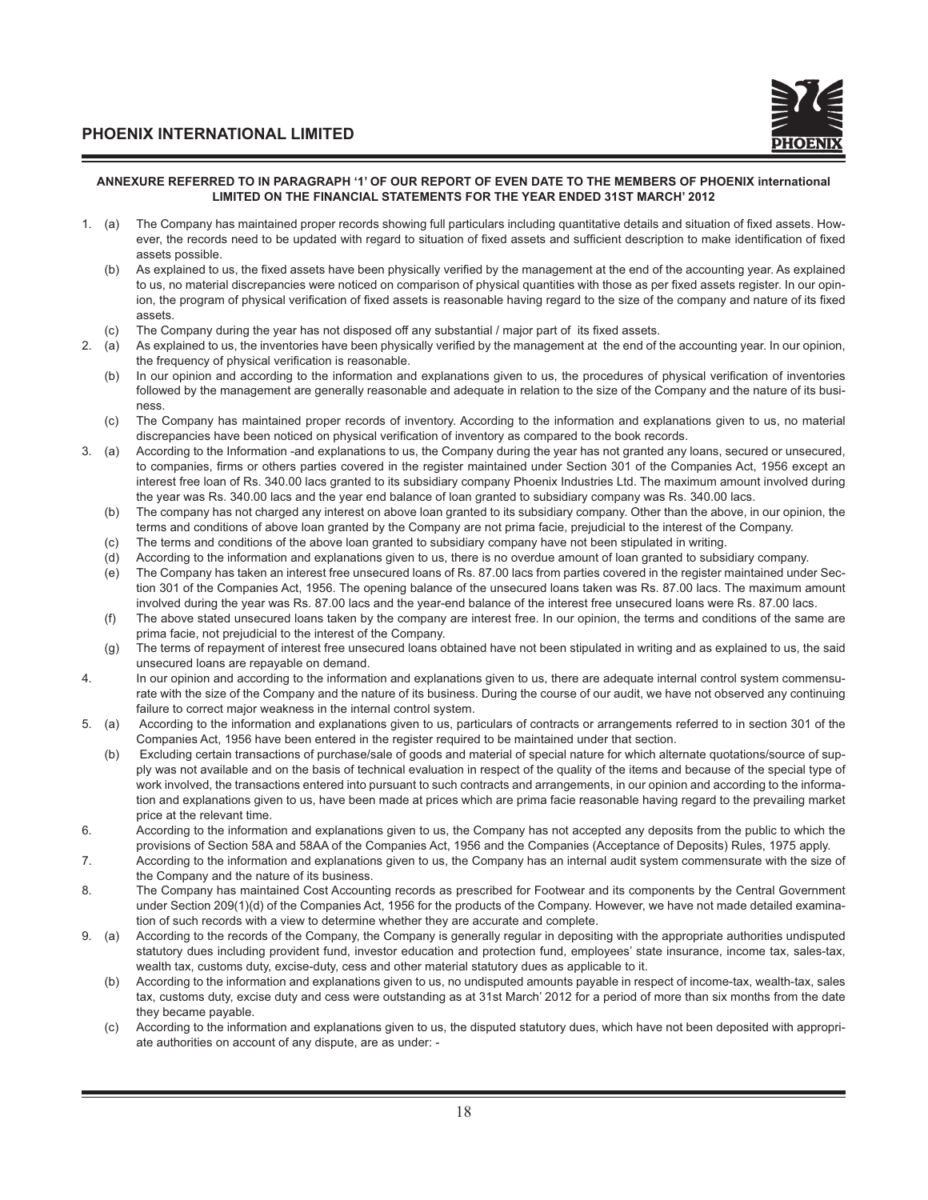**ANNEXURE REFERRED TO IN PARAGRAPH '1' OF OUR REPORT OF EVEN DATE TO THE MEMBERS OF PHOENIX international LIMITED ON THE FINANCIAL STATEMENTS FOR THE YEAR ENDED 31ST MARCH' 2012**

1. (a) The Company has maintained proper records showing full particulars including quantitative details and situation of fixed assets. However, the records need to be updated with regard to situation of fixed assets and sufficient description to make identification of fixed assets possible.

   (b) As explained to us, the fixed assets have been physically verified by the management at the end of the accounting year. As explained to us, no material discrepancies were noticed on comparison of physical quantities with those as per fixed assets register. In our opinion, the program of physical verification of fixed assets is reasonable having regard to the size of the company and nature of its fixed assets.

   (c) The Company during the year has not disposed off any substantial / major part of its fixed assets.

2. (a) As explained to us, the inventories have been physically verified by the management at the end of the accounting year. In our opinion, the frequency of physical verification is reasonable.

   (b) In our opinion and according to the information and explanations given to us, the procedures of physical verification of inventories followed by the management are generally reasonable and adequate in relation to the size of the Company and the nature of its business.

   (c) The Company has maintained proper records of inventory. According to the information and explanations given to us, no material discrepancies have been noticed on physical verification of inventory as compared to the book records.

3. (a) According to the Information -and explanations to us, the Company during the year has not granted any loans, secured or unsecured, to companies, firms or others parties covered in the register maintained under Section 301 of the Companies Act, 1956 except an interest free loan of Rs. 340.00 lacs granted to its subsidiary company Phoenix Industries Ltd. The maximum amount involved during the year was Rs. 340.00 lacs and the year end balance of loan granted to subsidiary company was Rs. 340.00 lacs.

   (b) The company has not charged any interest on above loan granted to its subsidiary company. Other than the above, in our opinion, the terms and conditions of above loan granted by the Company are not prima facie, prejudicial to the interest of the Company.

   (c) The terms and conditions of the above loan granted to subsidiary company have not been stipulated in writing.

   (d) According to the information and explanations given to us, there is no overdue amount of loan granted to subsidiary company.

   (e) The Company has taken an interest free unsecured loans of Rs. 87.00 lacs from parties covered in the register maintained under Section 301 of the Companies Act, 1956. The opening balance of the unsecured loans taken was Rs. 87.00 lacs. The maximum amount involved during the year was Rs. 87.00 lacs and the year-end balance of the interest free unsecured loans were Rs. 87.00 lacs.

   (f) The above stated unsecured loans taken by the company are interest free. In our opinion, the terms and conditions of the same are prima facie, not prejudicial to the interest of the Company.

   (g) The terms of repayment of interest free unsecured loans obtained have not been stipulated in writing and as explained to us, the said unsecured loans are repayable on demand.

4. In our opinion and according to the information and explanations given to us, there are adequate internal control system commensurate with the size of the Company and the nature of its business. During the course of our audit, we have not observed any continuing failure to correct major weakness in the internal control system.

5. (a) According to the information and explanations given to us, particulars of contracts or arrangements referred to in section 301 of the Companies Act, 1956 have been entered in the register required to be maintained under that section.

   (b) Excluding certain transactions of purchase/sale of goods and material of special nature for which alternate quotations/source of supply was not available and on the basis of technical evaluation in respect of the quality of the items and because of the special type of work involved, the transactions entered into pursuant to such contracts and arrangements, in our opinion and according to the information and explanations given to us, have been made at prices which are prima facie reasonable having regard to the prevailing market price at the relevant time.

6. According to the information and explanations given to us, the Company has not accepted any deposits from the public to which the provisions of Section 58A and 58AA of the Companies Act, 1956 and the Companies (Acceptance of Deposits) Rules, 1975 apply.

7. According to the information and explanations given to us, the Company has an internal audit system commensurate with the size of the Company and the nature of its business.

8. The Company has maintained Cost Accounting records as prescribed for Footwear and its components by the Central Government under Section 209(1)(d) of the Companies Act, 1956 for the products of the Company. However, we have not made detailed examination of such records with a view to determine whether they are accurate and complete.

9. (a) According to the records of the Company, the Company is generally regular in depositing with the appropriate authorities undisputed statutory dues including provident fund, investor education and protection fund, employees' state insurance, income tax, sales-tax, wealth tax, customs duty, excise-duty, cess and other material statutory dues as applicable to it.

   (b) According to the information and explanations given to us, no undisputed amounts payable in respect of income-tax, wealth-tax, sales tax, customs duty, excise duty and cess were outstanding as at 31st March' 2012 for a period of more than six months from the date they became payable.

   (c) According to the information and explanations given to us, the disputed statutory dues, which have not been deposited with appropriate authorities on account of any dispute, are as under: -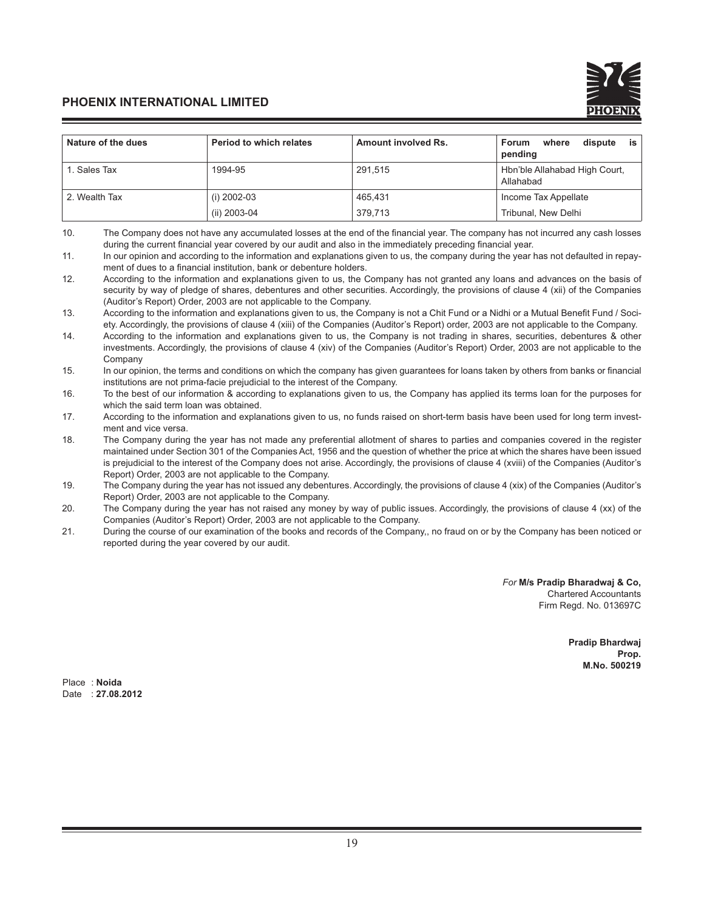| Nature of the dues | Period to which relates | Amount involved Rs. | Forum where dispute is pending |
|---|---|---|---|
| 1. Sales Tax | 1994-95 | 291,515 | Hbn'ble Allahabad High Court, Allahabad |
| 2. Wealth Tax | (i) 2002-03 | 465,431 | Income Tax Appellate |
| | (ii) 2003-04 | 379,713 | Tribunal, New Delhi |

10. The Company does not have any accumulated losses at the end of the financial year. The company has not incurred any cash losses during the current financial year covered by our audit and also in the immediately preceding financial year.
11. In our opinion and according to the information and explanations given to us, the company during the year has not defaulted in repayment of dues to a financial institution, bank or debenture holders.
12. According to the information and explanations given to us, the Company has not granted any loans and advances on the basis of security by way of pledge of shares, debentures and other securities. Accordingly, the provisions of clause 4 (xii) of the Companies (Auditor's Report) Order, 2003 are not applicable to the Company.
13. According to the information and explanations given to us, the Company is not a Chit Fund or a Nidhi or a Mutual Benefit Fund / Society. Accordingly, the provisions of clause 4 (xiii) of the Companies (Auditor's Report) order, 2003 are not applicable to the Company.
14. According to the information and explanations given to us, the Company is not trading in shares, securities, debentures & other investments. Accordingly, the provisions of clause 4 (xiv) of the Companies (Auditor's Report) Order, 2003 are not applicable to the Company
15. In our opinion, the terms and conditions on which the company has given guarantees for loans taken by others from banks or financial institutions are not prima-facie prejudicial to the interest of the Company.
16. To the best of our information & according to explanations given to us, the Company has applied its terms loan for the purposes for which the said term loan was obtained.
17. According to the information and explanations given to us, no funds raised on short-term basis have been used for long term investment and vice versa.
18. The Company during the year has not made any preferential allotment of shares to parties and companies covered in the register maintained under Section 301 of the Companies Act, 1956 and the question of whether the price at which the shares have been issued is prejudicial to the interest of the Company does not arise. Accordingly, the provisions of clause 4 (xviii) of the Companies (Auditor's Report) Order, 2003 are not applicable to the Company.
19. The Company during the year has not issued any debentures. Accordingly, the provisions of clause 4 (xix) of the Companies (Auditor's Report) Order, 2003 are not applicable to the Company.
20. The Company during the year has not raised any money by way of public issues. Accordingly, the provisions of clause 4 (xx) of the Companies (Auditor's Report) Order, 2003 are not applicable to the Company.
21. During the course of our examination of the books and records of the Company,, no fraud on or by the Company has been noticed or reported during the year covered by our audit.

*For* **M/s Pradip Bharadwaj & Co,**
Chartered Accountants
Firm Regd. No. 013697C

**Pradip Bhardwaj**
**Prop.**
**M.No. 500219**

Place : **Noida**
Date : **27.08.2012**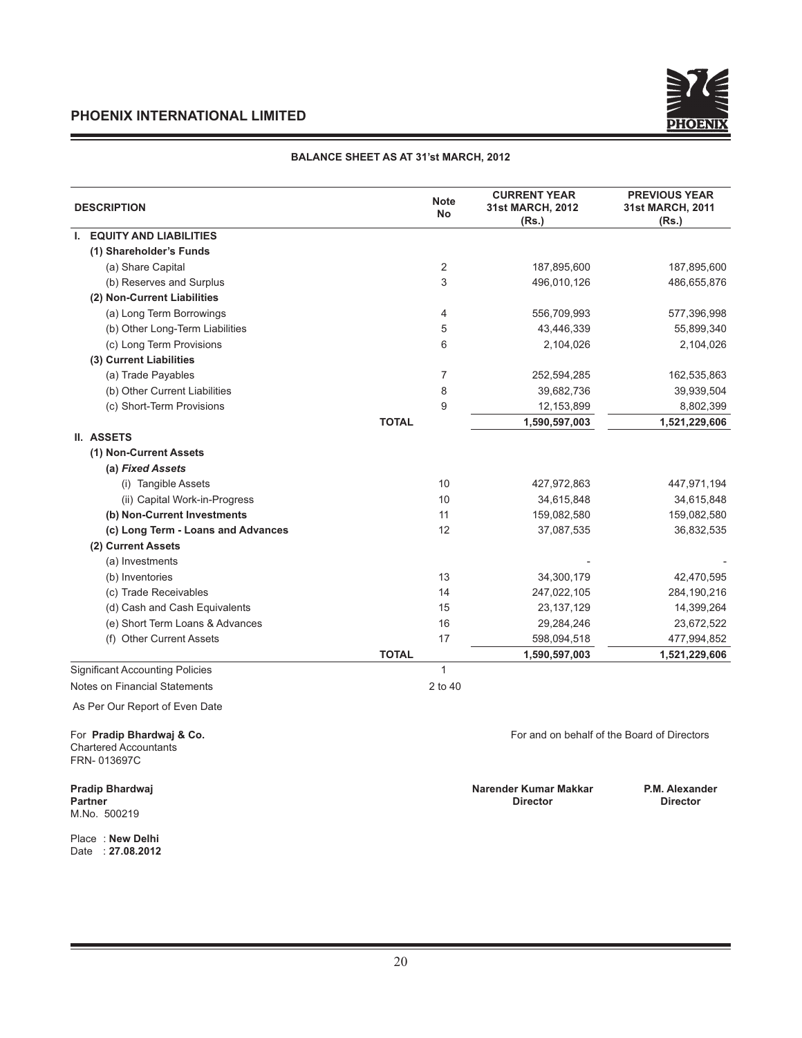# PHOENIX INTERNATIONAL LIMITED

## BALANCE SHEET AS AT 31'st MARCH, 2012

| DESCRIPTION | Note No | CURRENT YEAR 31st MARCH, 2012 (Rs.) | PREVIOUS YEAR 31st MARCH, 2011 (Rs.) |
|---|---|---|---|
| **I. EQUITY AND LIABILITIES** | | | |
| **(1) Shareholder's Funds** | | | |
| (a) Share Capital | 2 | 187,895,600 | 187,895,600 |
| (b) Reserves and Surplus | 3 | 496,010,126 | 486,655,876 |
| **(2) Non-Current Liabilities** | | | |
| (a) Long Term Borrowings | 4 | 556,709,993 | 577,396,998 |
| (b) Other Long-Term Liabilities | 5 | 43,446,339 | 55,899,340 |
| (c) Long Term Provisions | 6 | 2,104,026 | 2,104,026 |
| **(3) Current Liabilities** | | | |
| (a) Trade Payables | 7 | 252,594,285 | 162,535,863 |
| (b) Other Current Liabilities | 8 | 39,682,736 | 39,939,504 |
| (c) Short-Term Provisions | 9 | 12,153,899 | 8,802,399 |
| **TOTAL** | | **1,590,597,003** | **1,521,229,606** |
| **II. ASSETS** | | | |
| **(1) Non-Current Assets** | | | |
| ***(a) Fixed Assets*** | | | |
| (i) Tangible Assets | 10 | 427,972,863 | 447,971,194 |
| (ii) Capital Work-in-Progress | 10 | 34,615,848 | 34,615,848 |
| **(b) Non-Current Investments** | 11 | 159,082,580 | 159,082,580 |
| **(c) Long Term - Loans and Advances** | 12 | 37,087,535 | 36,832,535 |
| **(2) Current Assets** | | | |
| (a) Investments | | - | - |
| (b) Inventories | 13 | 34,300,179 | 42,470,595 |
| (c) Trade Receivables | 14 | 247,022,105 | 284,190,216 |
| (d) Cash and Cash Equivalents | 15 | 23,137,129 | 14,399,264 |
| (e) Short Term Loans & Advances | 16 | 29,284,246 | 23,672,522 |
| (f) Other Current Assets | 17 | 598,094,518 | 477,994,852 |
| **TOTAL** | | **1,590,597,003** | **1,521,229,606** |
| Significant Accounting Policies | 1 | | |
| Notes on Financial Statements | 2 to 40 | | |

As Per Our Report of Even Date

For **Pradip Bhardwaj & Co.**
Chartered Accountants
FRN- 013697C

For and on behalf of the Board of Directors

**Pradip Bhardwaj**
**Partner**
M.No. 500219

**Narender Kumar Makkar**
**Director**

**P.M. Alexander**
**Director**

Place : **New Delhi**
Date : **27.08.2012**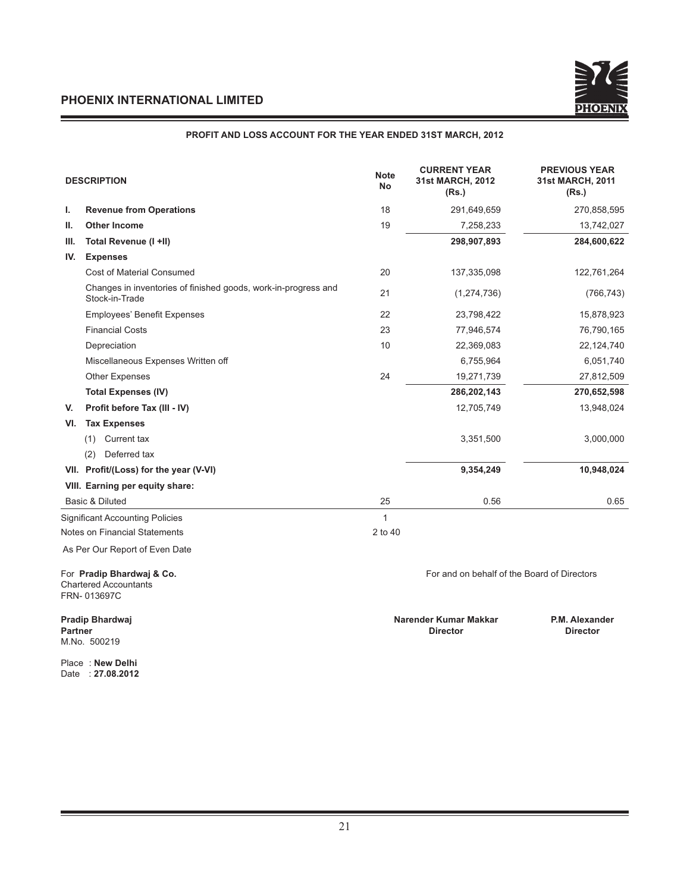# PHOENIX INTERNATIONAL LIMITED

## PROFIT AND LOSS ACCOUNT FOR THE YEAR ENDED 31ST MARCH, 2012

| | DESCRIPTION | Note No | CURRENT YEAR 31st MARCH, 2012 (Rs.) | PREVIOUS YEAR 31st MARCH, 2011 (Rs.) |
|---|---|---|---|---|
| I. | **Revenue from Operations** | 18 | 291,649,659 | 270,858,595 |
| II. | **Other Income** | 19 | 7,258,233 | 13,742,027 |
| III. | **Total Revenue (I +II)** | | **298,907,893** | **284,600,622** |
| IV. | **Expenses** | | | |
| | Cost of Material Consumed | 20 | 137,335,098 | 122,761,264 |
| | Changes in inventories of finished goods, work-in-progress and Stock-in-Trade | 21 | (1,274,736) | (766,743) |
| | Employees' Benefit Expenses | 22 | 23,798,422 | 15,878,923 |
| | Financial Costs | 23 | 77,946,574 | 76,790,165 |
| | Depreciation | 10 | 22,369,083 | 22,124,740 |
| | Miscellaneous Expenses Written off | | 6,755,964 | 6,051,740 |
| | Other Expenses | 24 | 19,271,739 | 27,812,509 |
| | **Total Expenses (IV)** | | **286,202,143** | **270,652,598** |
| V. | **Profit before Tax (III - IV)** | | 12,705,749 | 13,948,024 |
| VI. | **Tax Expenses** | | | |
| | (1) Current tax | | 3,351,500 | 3,000,000 |
| | (2) Deferred tax | | | |
| VII. | **Profit/(Loss) for the year (V-VI)** | | **9,354,249** | **10,948,024** |
| VIII. | **Earning per equity share:** | | | |
| | Basic & Diluted | 25 | 0.56 | 0.65 |
| | Significant Accounting Policies | 1 | | |
| | Notes on Financial Statements | 2 to 40 | | |

As Per Our Report of Even Date

For **Pradip Bhardwaj & Co.**
Chartered Accountants
FRN- 013697C

For and on behalf of the Board of Directors

**Pradip Bhardwaj**
**Partner**
M.No. 500219

**Narender Kumar Makkar**
**Director**

**P.M. Alexander**
**Director**

Place : **New Delhi**
Date : **27.08.2012**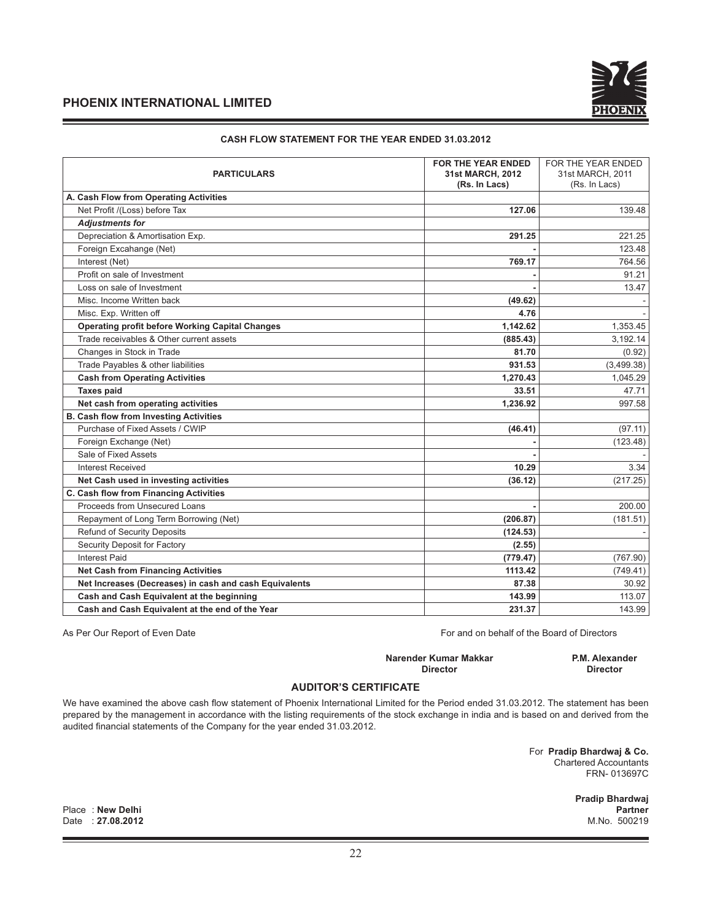# PHOENIX INTERNATIONAL LIMITED

## CASH FLOW STATEMENT FOR THE YEAR ENDED 31.03.2012

| PARTICULARS | FOR THE YEAR ENDED 31st MARCH, 2012 (Rs. In Lacs) | FOR THE YEAR ENDED 31st MARCH, 2011 (Rs. In Lacs) |
|---|---|---|
| **A. Cash Flow from Operating Activities** | | |
| Net Profit /(Loss) before Tax | **127.06** | 139.48 |
| ***Adjustments for*** | | |
| Depreciation & Amortisation Exp. | **291.25** | 221.25 |
| Foreign Excahange (Net) | **-** | 123.48 |
| Interest (Net) | **769.17** | 764.56 |
| Profit on sale of Investment | **-** | 91.21 |
| Loss on sale of Investment | **-** | 13.47 |
| Misc. Income Written back | **(49.62)** | - |
| Misc. Exp. Written off | **4.76** | - |
| **Operating profit before Working Capital Changes** | **1,142.62** | 1,353.45 |
| Trade receivables & Other current assets | **(885.43)** | 3,192.14 |
| Changes in Stock in Trade | **81.70** | (0.92) |
| Trade Payables & other liabilities | **931.53** | (3,499.38) |
| **Cash from Operating Activities** | **1,270.43** | 1,045.29 |
| **Taxes paid** | **33.51** | 47.71 |
| **Net cash from operating activities** | **1,236.92** | 997.58 |
| **B. Cash flow from Investing Activities** | | |
| Purchase of Fixed Assets / CWIP | **(46.41)** | (97.11) |
| Foreign Exchange (Net) | **-** | (123.48) |
| Sale of Fixed Assets | **-** | - |
| Interest Received | **10.29** | 3.34 |
| **Net Cash used in investing activities** | **(36.12)** | (217.25) |
| **C. Cash flow from Financing Activities** | | |
| Proceeds from Unsecured Loans | **-** | 200.00 |
| Repayment of Long Term Borrowing (Net) | **(206.87)** | (181.51) |
| Refund of Security Deposits | **(124.53)** | - |
| Security Deposit for Factory | **(2.55)** | |
| Interest Paid | **(779.47)** | (767.90) |
| **Net Cash from Financing Activities** | **1113.42** | (749.41) |
| **Net Increases (Decreases) in cash and cash Equivalents** | **87.38** | 30.92 |
| **Cash and Cash Equivalent at the beginning** | **143.99** | 113.07 |
| **Cash and Cash Equivalent at the end of the Year** | **231.37** | 143.99 |

As Per Our Report of Even Date

For and on behalf of the Board of Directors

**Narender Kumar Makkar**
**Director**

**P.M. Alexander**
**Director**

### AUDITOR'S CERTIFICATE

We have examined the above cash flow statement of Phoenix International Limited for the Period ended 31.03.2012. The statement has been prepared by the management in accordance with the listing requirements of the stock exchange in india and is based on and derived from the audited financial statements of the Company for the year ended 31.03.2012.

For **Pradip Bhardwaj & Co.**
Chartered Accountants
FRN- 013697C

**Pradip Bhardwaj**
**Partner**
M.No. 500219

Place : **New Delhi**
Date : **27.08.2012**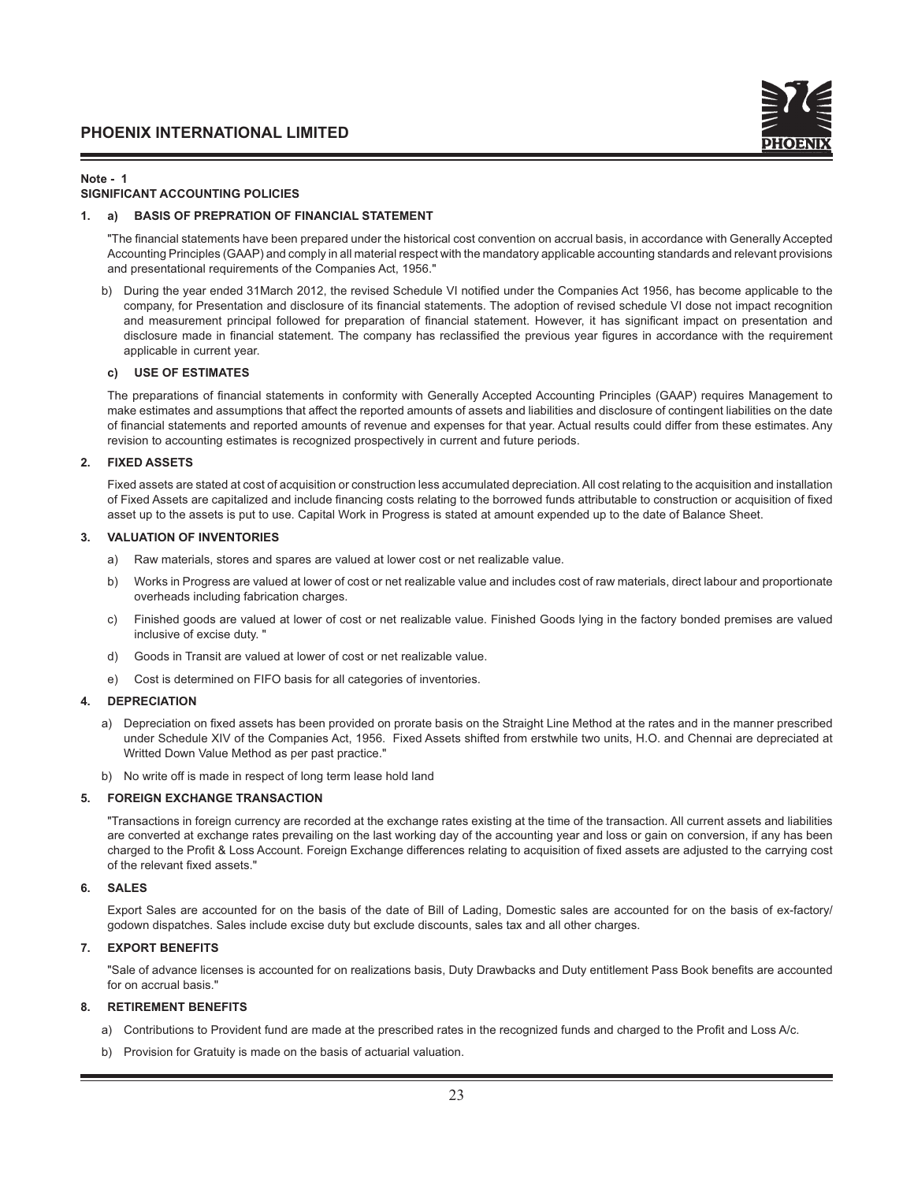**Note - 1**
**SIGNIFICANT ACCOUNTING POLICIES**

**1. a) BASIS OF PREPRATION OF FINANCIAL STATEMENT**

"The financial statements have been prepared under the historical cost convention on accrual basis, in accordance with Generally Accepted Accounting Principles (GAAP) and comply in all material respect with the mandatory applicable accounting standards and relevant provisions and presentational requirements of the Companies Act, 1956."

b) During the year ended 31March 2012, the revised Schedule VI notified under the Companies Act 1956, has become applicable to the company, for Presentation and disclosure of its financial statements. The adoption of revised schedule VI dose not impact recognition and measurement principal followed for preparation of financial statement. However, it has significant impact on presentation and disclosure made in financial statement. The company has reclassified the previous year figures in accordance with the requirement applicable in current year.

**c) USE OF ESTIMATES**

The preparations of financial statements in conformity with Generally Accepted Accounting Principles (GAAP) requires Management to make estimates and assumptions that affect the reported amounts of assets and liabilities and disclosure of contingent liabilities on the date of financial statements and reported amounts of revenue and expenses for that year. Actual results could differ from these estimates. Any revision to accounting estimates is recognized prospectively in current and future periods.

**2. FIXED ASSETS**

Fixed assets are stated at cost of acquisition or construction less accumulated depreciation. All cost relating to the acquisition and installation of Fixed Assets are capitalized and include financing costs relating to the borrowed funds attributable to construction or acquisition of fixed asset up to the assets is put to use. Capital Work in Progress is stated at amount expended up to the date of Balance Sheet.

**3. VALUATION OF INVENTORIES**

a) Raw materials, stores and spares are valued at lower cost or net realizable value.

b) Works in Progress are valued at lower of cost or net realizable value and includes cost of raw materials, direct labour and proportionate overheads including fabrication charges.

c) Finished goods are valued at lower of cost or net realizable value. Finished Goods lying in the factory bonded premises are valued inclusive of excise duty. "

d) Goods in Transit are valued at lower of cost or net realizable value.

e) Cost is determined on FIFO basis for all categories of inventories.

**4. DEPRECIATION**

a) Depreciation on fixed assets has been provided on prorate basis on the Straight Line Method at the rates and in the manner prescribed under Schedule XIV of the Companies Act, 1956. Fixed Assets shifted from erstwhile two units, H.O. and Chennai are depreciated at Writted Down Value Method as per past practice."

b) No write off is made in respect of long term lease hold land

**5. FOREIGN EXCHANGE TRANSACTION**

"Transactions in foreign currency are recorded at the exchange rates existing at the time of the transaction. All current assets and liabilities are converted at exchange rates prevailing on the last working day of the accounting year and loss or gain on conversion, if any has been charged to the Profit & Loss Account. Foreign Exchange differences relating to acquisition of fixed assets are adjusted to the carrying cost of the relevant fixed assets."

**6. SALES**

Export Sales are accounted for on the basis of the date of Bill of Lading, Domestic sales are accounted for on the basis of ex-factory/ godown dispatches. Sales include excise duty but exclude discounts, sales tax and all other charges.

**7. EXPORT BENEFITS**

"Sale of advance licenses is accounted for on realizations basis, Duty Drawbacks and Duty entitlement Pass Book benefits are accounted for on accrual basis."

**8. RETIREMENT BENEFITS**

a) Contributions to Provident fund are made at the prescribed rates in the recognized funds and charged to the Profit and Loss A/c.

b) Provision for Gratuity is made on the basis of actuarial valuation.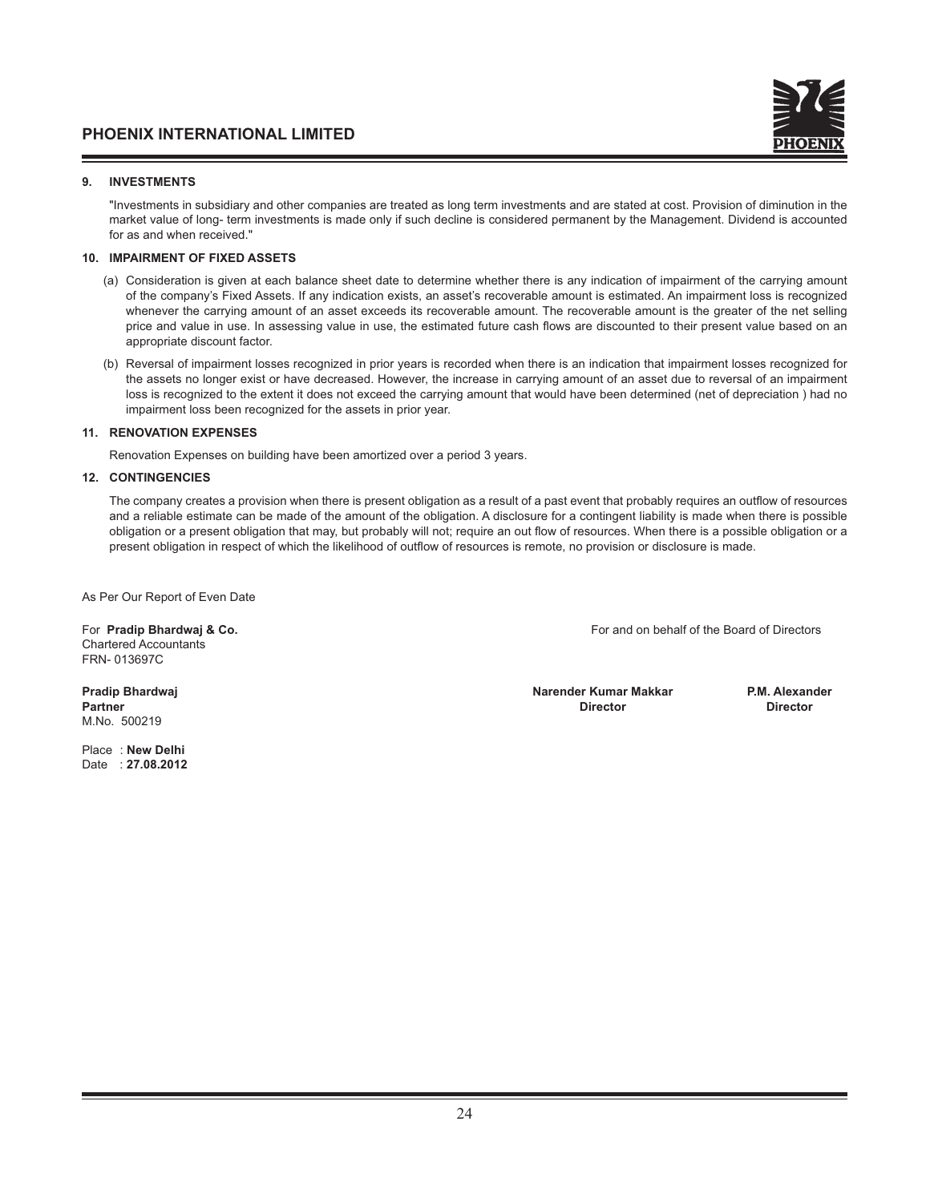## 9. INVESTMENTS

"Investments in subsidiary and other companies are treated as long term investments and are stated at cost. Provision of diminution in the market value of long- term investments is made only if such decline is considered permanent by the Management. Dividend is accounted for as and when received."

## 10. IMPAIRMENT OF FIXED ASSETS

(a) Consideration is given at each balance sheet date to determine whether there is any indication of impairment of the carrying amount of the company's Fixed Assets. If any indication exists, an asset's recoverable amount is estimated. An impairment loss is recognized whenever the carrying amount of an asset exceeds its recoverable amount. The recoverable amount is the greater of the net selling price and value in use. In assessing value in use, the estimated future cash flows are discounted to their present value based on an appropriate discount factor.

(b) Reversal of impairment losses recognized in prior years is recorded when there is an indication that impairment losses recognized for the assets no longer exist or have decreased. However, the increase in carrying amount of an asset due to reversal of an impairment loss is recognized to the extent it does not exceed the carrying amount that would have been determined (net of depreciation ) had no impairment loss been recognized for the assets in prior year.

## 11. RENOVATION EXPENSES

Renovation Expenses on building have been amortized over a period 3 years.

## 12. CONTINGENCIES

The company creates a provision when there is present obligation as a result of a past event that probably requires an outflow of resources and a reliable estimate can be made of the amount of the obligation. A disclosure for a contingent liability is made when there is possible obligation or a present obligation that may, but probably will not; require an out flow of resources. When there is a possible obligation or a present obligation in respect of which the likelihood of outflow of resources is remote, no provision or disclosure is made.

As Per Our Report of Even Date

For **Pradip Bhardwaj & Co.**
Chartered Accountants
FRN- 013697C

**Pradip Bhardwaj**
**Partner**
M.No. 500219

Place : **New Delhi**
Date : **27.08.2012**

For and on behalf of the Board of Directors

**Narender Kumar Makkar**
**Director**

**P.M. Alexander**
**Director**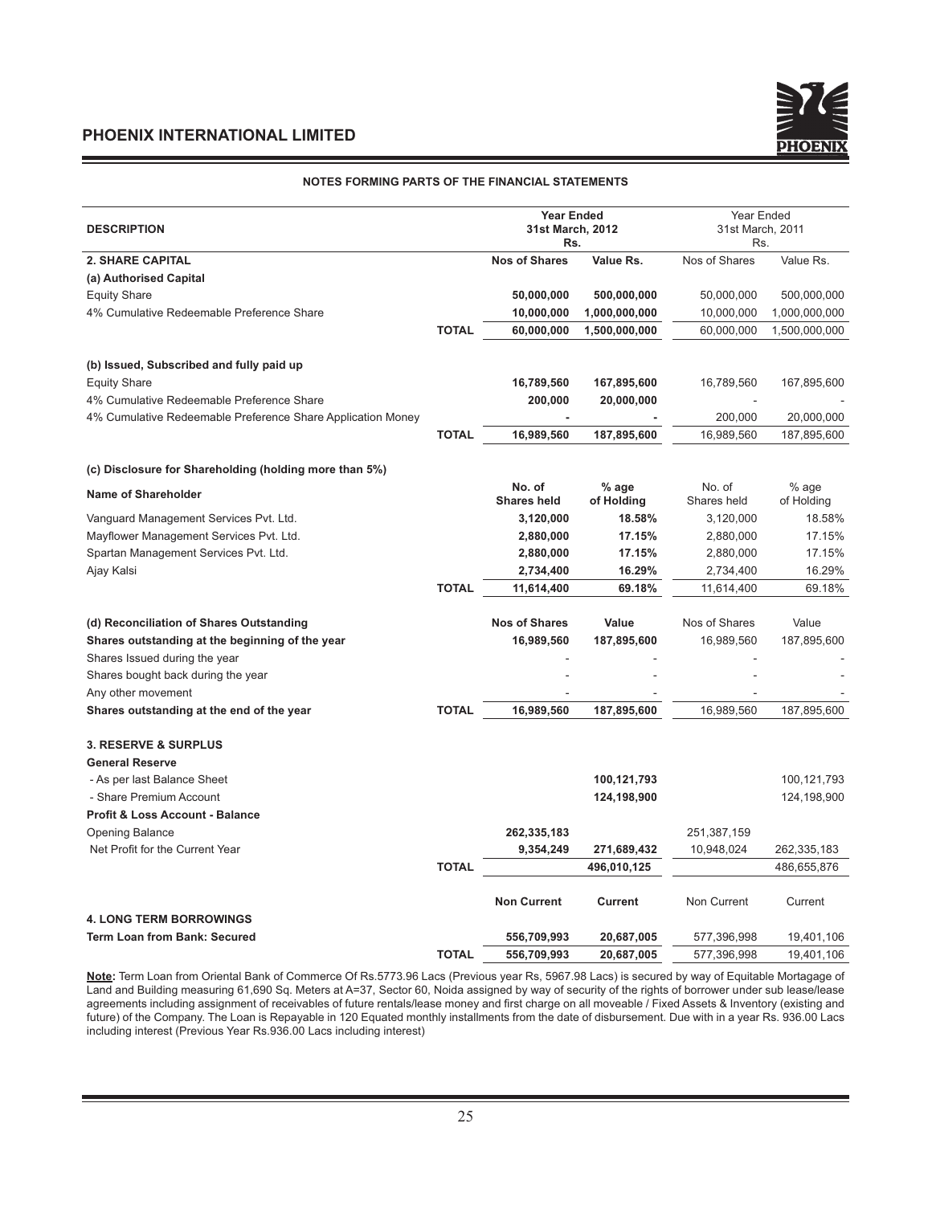## NOTES FORMING PARTS OF THE FINANCIAL STATEMENTS

| DESCRIPTION | | Year Ended 31st March, 2012 Rs. | | Year Ended 31st March, 2011 Rs. | |
|---|---|---|---|---|---|
| **2. SHARE CAPITAL** | | **Nos of Shares** | **Value Rs.** | Nos of Shares | Value Rs. |
| **(a) Authorised Capital** | | | | | |
| Equity Share | | **50,000,000** | **500,000,000** | 50,000,000 | 500,000,000 |
| 4% Cumulative Redeemable Preference Share | | **10,000,000** | **1,000,000,000** | 10,000,000 | 1,000,000,000 |
| | **TOTAL** | **60,000,000** | **1,500,000,000** | 60,000,000 | 1,500,000,000 |
| **(b) Issued, Subscribed and fully paid up** | | | | | |
| Equity Share | | **16,789,560** | **167,895,600** | 16,789,560 | 167,895,600 |
| 4% Cumulative Redeemable Preference Share | | **200,000** | **20,000,000** | - | - |
| 4% Cumulative Redeemable Preference Share Application Money | | **-** | **-** | 200,000 | 20,000,000 |
| | **TOTAL** | **16,989,560** | **187,895,600** | 16,989,560 | 187,895,600 |
| **(c) Disclosure for Shareholding (holding more than 5%)** | | | | | |
| **Name of Shareholder** | | **No. of Shares held** | **% age of Holding** | No. of Shares held | % age of Holding |
| Vanguard Management Services Pvt. Ltd. | | **3,120,000** | **18.58%** | 3,120,000 | 18.58% |
| Mayflower Management Services Pvt. Ltd. | | **2,880,000** | **17.15%** | 2,880,000 | 17.15% |
| Spartan Management Services Pvt. Ltd. | | **2,880,000** | **17.15%** | 2,880,000 | 17.15% |
| Ajay Kalsi | | **2,734,400** | **16.29%** | 2,734,400 | 16.29% |
| | **TOTAL** | **11,614,400** | **69.18%** | 11,614,400 | 69.18% |
| **(d) Reconciliation of Shares Outstanding** | | **Nos of Shares** | **Value** | Nos of Shares | Value |
| **Shares outstanding at the beginning of the year** | | **16,989,560** | **187,895,600** | 16,989,560 | 187,895,600 |
| Shares Issued during the year | | - | - | - | - |
| Shares bought back during the year | | - | - | - | - |
| Any other movement | | - | - | - | - |
| **Shares outstanding at the end of the year** | **TOTAL** | **16,989,560** | **187,895,600** | 16,989,560 | 187,895,600 |
| **3. RESERVE & SURPLUS** | | | | | |
| **General Reserve** | | | | | |
| - As per last Balance Sheet | | | **100,121,793** | | 100,121,793 |
| - Share Premium Account | | | **124,198,900** | | 124,198,900 |
| **Profit & Loss Account - Balance** | | | | | |
| Opening Balance | | **262,335,183** | | 251,387,159 | |
| Net Profit for the Current Year | | **9,354,249** | **271,689,432** | 10,948,024 | 262,335,183 |
| | **TOTAL** | | **496,010,125** | | 486,655,876 |
| | | **Non Current** | **Current** | Non Current | Current |
| **4. LONG TERM BORROWINGS** | | | | | |
| **Term Loan from Bank: Secured** | | **556,709,993** | **20,687,005** | 577,396,998 | 19,401,106 |
| | **TOTAL** | **556,709,993** | **20,687,005** | 577,396,998 | 19,401,106 |

**Note:** Term Loan from Oriental Bank of Commerce Of Rs.5773.96 Lacs (Previous year Rs, 5967.98 Lacs) is secured by way of Equitable Mortagage of Land and Building measuring 61,690 Sq. Meters at A=37, Sector 60, Noida assigned by way of security of the rights of borrower under sub lease/lease agreements including assignment of receivables of future rentals/lease money and first charge on all moveable / Fixed Assets & Inventory (existing and future) of the Company. The Loan is Repayable in 120 Equated monthly installments from the date of disbursement. Due with in a year Rs. 936.00 Lacs including interest (Previous Year Rs.936.00 Lacs including interest)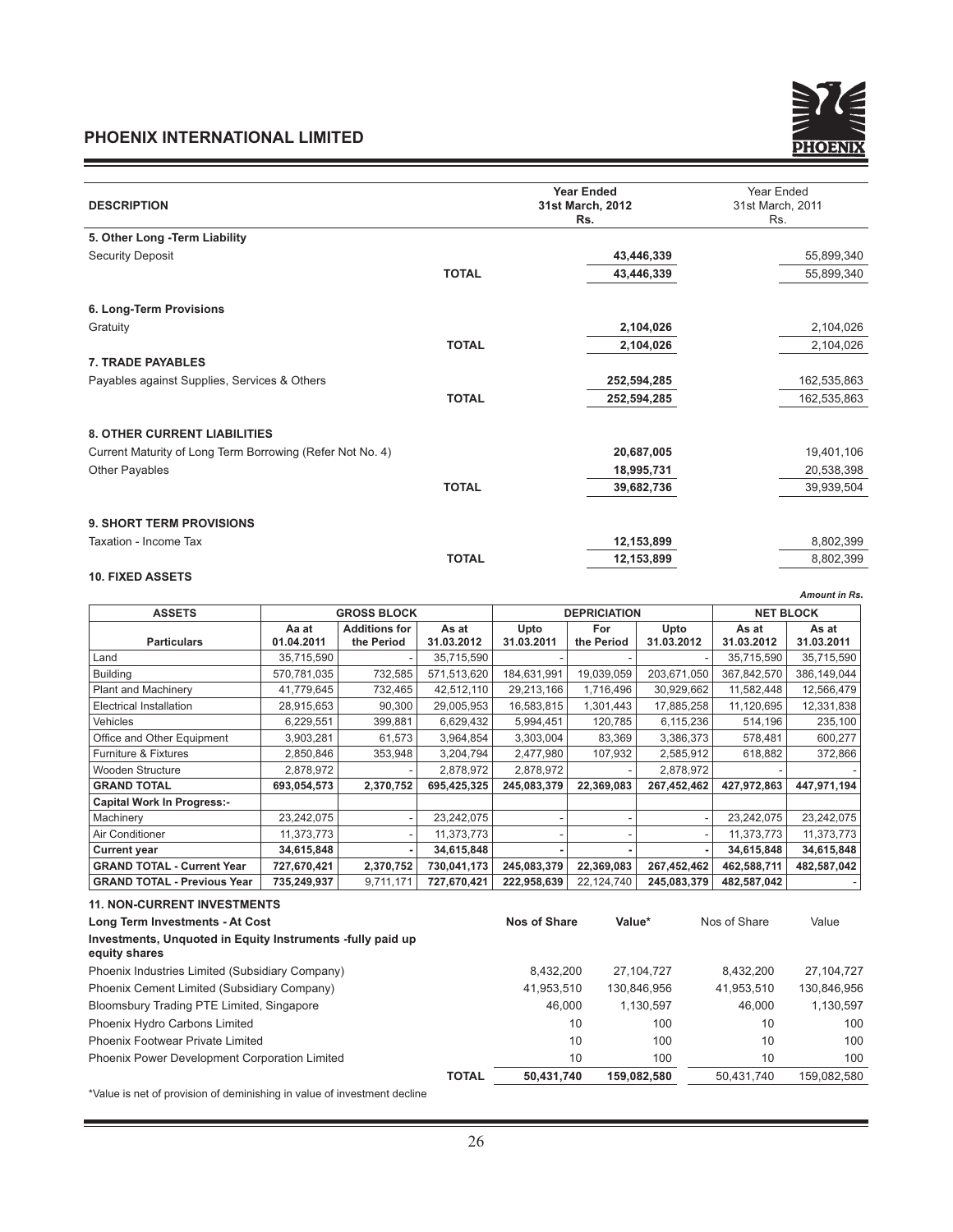| DESCRIPTION | | Year Ended 31st March, 2012 Rs. | Year Ended 31st March, 2011 Rs. |
|---|---|---|---|
| **5. Other Long -Term Liability** | | | |
| Security Deposit | | **43,446,339** | 55,899,340 |
| | **TOTAL** | **43,446,339** | 55,899,340 |
| **6. Long-Term Provisions** | | | |
| Gratuity | | **2,104,026** | 2,104,026 |
| | **TOTAL** | **2,104,026** | 2,104,026 |
| **7. TRADE PAYABLES** | | | |
| Payables against Supplies, Services & Others | | **252,594,285** | 162,535,863 |
| | **TOTAL** | **252,594,285** | 162,535,863 |
| **8. OTHER CURRENT LIABILITIES** | | | |
| Current Maturity of Long Term Borrowing (Refer Not No. 4) | | **20,687,005** | 19,401,106 |
| Other Payables | | **18,995,731** | 20,538,398 |
| | **TOTAL** | **39,682,736** | 39,939,504 |
| **9. SHORT TERM PROVISIONS** | | | |
| Taxation - Income Tax | | **12,153,899** | 8,802,399 |
| | **TOTAL** | **12,153,899** | 8,802,399 |

**10. FIXED ASSETS**

*Amount in Rs.*

| ASSETS | GROSS BLOCK | | | DEPRECIATION | | | NET BLOCK | |
|---|---|---|---|---|---|---|---|---|
| **Particulars** | **Aa at 01.04.2011** | **Additions for the Period** | **As at 31.03.2012** | **Upto 31.03.2011** | **For the Period** | **Upto 31.03.2012** | **As at 31.03.2012** | **As at 31.03.2011** |
| Land | 35,715,590 | - | 35,715,590 | - | - | - | 35,715,590 | 35,715,590 |
| Building | 570,781,035 | 732,585 | 571,513,620 | 184,631,991 | 19,039,059 | 203,671,050 | 367,842,570 | 386,149,044 |
| Plant and Machinery | 41,779,645 | 732,465 | 42,512,110 | 29,213,166 | 1,716,496 | 30,929,662 | 11,582,448 | 12,566,479 |
| Electrical Installation | 28,915,653 | 90,300 | 29,005,953 | 16,583,815 | 1,301,443 | 17,885,258 | 11,120,695 | 12,331,838 |
| Vehicles | 6,229,551 | 399,881 | 6,629,432 | 5,994,451 | 120,785 | 6,115,236 | 514,196 | 235,100 |
| Office and Other Equipment | 3,903,281 | 61,573 | 3,964,854 | 3,303,004 | 83,369 | 3,386,373 | 578,481 | 600,277 |
| Furniture & Fixtures | 2,850,846 | 353,948 | 3,204,794 | 2,477,980 | 107,932 | 2,585,912 | 618,882 | 372,866 |
| Wooden Structure | 2,878,972 | - | 2,878,972 | 2,878,972 | - | 2,878,972 | - | - |
| **GRAND TOTAL** | **693,054,573** | **2,370,752** | **695,425,325** | **245,083,379** | **22,369,083** | **267,452,462** | **427,972,863** | **447,971,194** |
| **Capital Work In Progress:-** | | | | | | | | |
| Machinery | 23,242,075 | - | 23,242,075 | - | - | - | 23,242,075 | 23,242,075 |
| Air Conditioner | 11,373,773 | - | 11,373,773 | - | - | - | 11,373,773 | 11,373,773 |
| **Current year** | **34,615,848** | **-** | **34,615,848** | **-** | **-** | **-** | **34,615,848** | **34,615,848** |
| **GRAND TOTAL - Current Year** | **727,670,421** | **2,370,752** | **730,041,173** | **245,083,379** | **22,369,083** | **267,452,462** | **462,588,711** | **482,587,042** |
| **GRAND TOTAL - Previous Year** | **735,249,937** | 9,711,171 | **727,670,421** | **222,958,639** | 22,124,740 | **245,083,379** | **482,587,042** | - |

**11. NON-CURRENT INVESTMENTS**

| Long Term Investments - At Cost | | Nos of Share | Value* | Nos of Share | Value |
|---|---|---|---|---|---|
| **Investments, Unquoted in Equity Instruments -fully paid up equity shares** | | | | | |
| Phoenix Industries Limited (Subsidiary Company) | | 8,432,200 | 27,104,727 | 8,432,200 | 27,104,727 |
| Phoenix Cement Limited (Subsidiary Company) | | 41,953,510 | 130,846,956 | 41,953,510 | 130,846,956 |
| Bloomsbury Trading PTE Limited, Singapore | | 46,000 | 1,130,597 | 46,000 | 1,130,597 |
| Phoenix Hydro Carbons Limited | | 10 | 100 | 10 | 100 |
| Phoenix Footwear Private Limited | | 10 | 100 | 10 | 100 |
| Phoenix Power Development Corporation Limited | | 10 | 100 | 10 | 100 |
| | **TOTAL** | **50,431,740** | **159,082,580** | 50,431,740 | 159,082,580 |

*Value is net of provision of deminishing in value of investment decline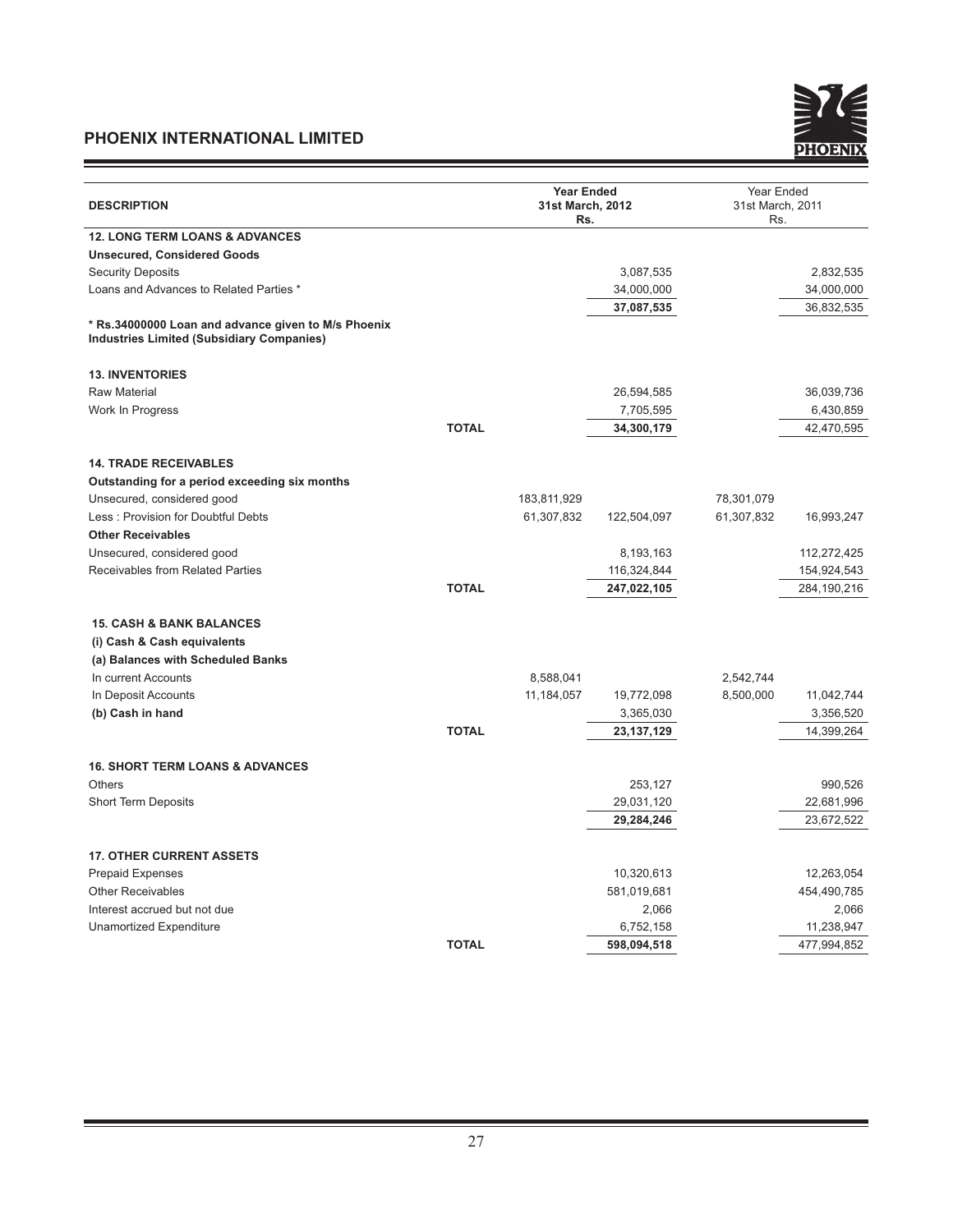| DESCRIPTION | | Year Ended 31st March, 2012 Rs. | | Year Ended 31st March, 2011 Rs. | |
|---|---|---|---|---|---|
| **12. LONG TERM LOANS & ADVANCES** | | | | | |
| **Unsecured, Considered Goods** | | | | | |
| Security Deposits | | | 3,087,535 | | 2,832,535 |
| Loans and Advances to Related Parties * | | | 34,000,000 | | 34,000,000 |
| | | | **37,087,535** | | 36,832,535 |
| **\* Rs.34000000 Loan and advance given to M/s Phoenix Industries Limited (Subsidiary Companies)** | | | | | |
| **13. INVENTORIES** | | | | | |
| Raw Material | | | 26,594,585 | | 36,039,736 |
| Work In Progress | | | 7,705,595 | | 6,430,859 |
| | **TOTAL** | | **34,300,179** | | 42,470,595 |
| **14. TRADE RECEIVABLES** | | | | | |
| **Outstanding for a period exceeding six months** | | | | | |
| Unsecured, considered good | | 183,811,929 | | 78,301,079 | |
| Less : Provision for Doubtful Debts | | 61,307,832 | 122,504,097 | 61,307,832 | 16,993,247 |
| **Other Receivables** | | | | | |
| Unsecured, considered good | | | 8,193,163 | | 112,272,425 |
| Receivables from Related Parties | | | 116,324,844 | | 154,924,543 |
| | **TOTAL** | | **247,022,105** | | 284,190,216 |
| **15. CASH & BANK BALANCES** | | | | | |
| **(i) Cash & Cash equivalents** | | | | | |
| **(a) Balances with Scheduled Banks** | | | | | |
| In current Accounts | | 8,588,041 | | 2,542,744 | |
| In Deposit Accounts | | 11,184,057 | 19,772,098 | 8,500,000 | 11,042,744 |
| **(b) Cash in hand** | | | 3,365,030 | | 3,356,520 |
| | **TOTAL** | | **23,137,129** | | 14,399,264 |
| **16. SHORT TERM LOANS & ADVANCES** | | | | | |
| Others | | | 253,127 | | 990,526 |
| Short Term Deposits | | | 29,031,120 | | 22,681,996 |
| | | | **29,284,246** | | 23,672,522 |
| **17. OTHER CURRENT ASSETS** | | | | | |
| Prepaid Expenses | | | 10,320,613 | | 12,263,054 |
| Other Receivables | | | 581,019,681 | | 454,490,785 |
| Interest accrued but not due | | | 2,066 | | 2,066 |
| Unamortized Expenditure | | | 6,752,158 | | 11,238,947 |
| | **TOTAL** | | **598,094,518** | | 477,994,852 |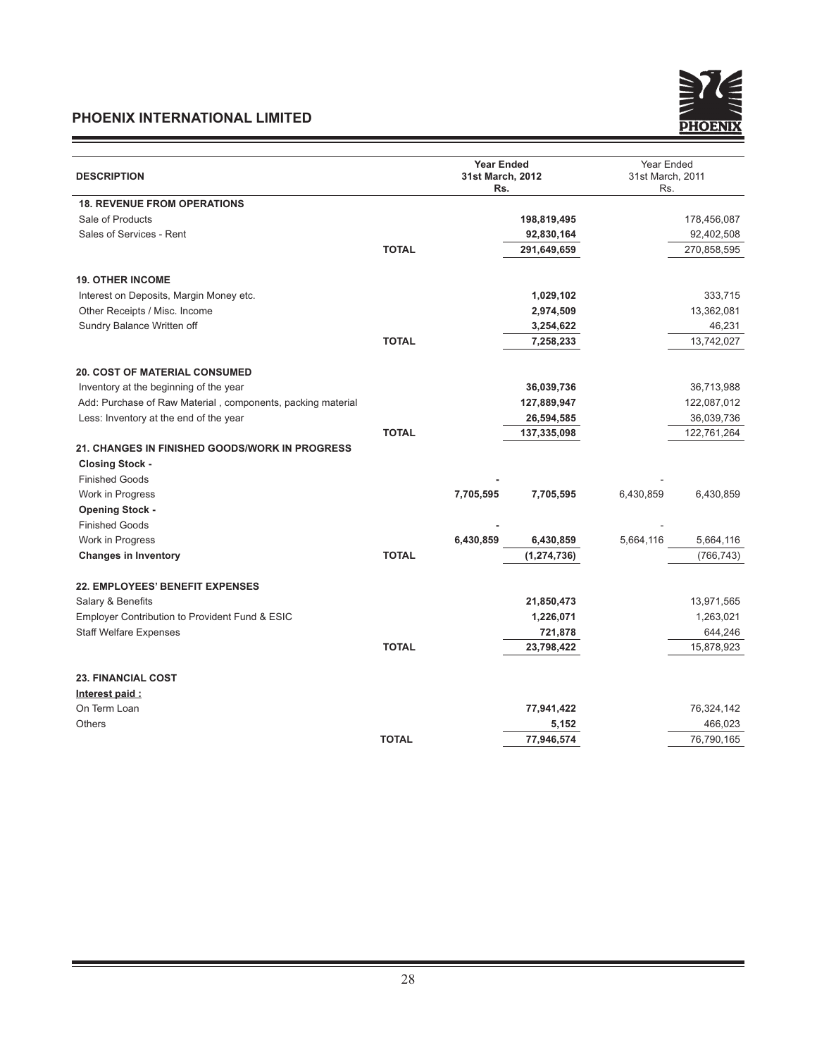| DESCRIPTION | | Year Ended 31st March, 2012 Rs. | | Year Ended 31st March, 2011 Rs. | |
|---|---|---|---|---|---|
| **18. REVENUE FROM OPERATIONS** | | | | | |
| Sale of Products | | | **198,819,495** | | 178,456,087 |
| Sales of Services - Rent | | | **92,830,164** | | 92,402,508 |
| | **TOTAL** | | **291,649,659** | | 270,858,595 |
| **19. OTHER INCOME** | | | | | |
| Interest on Deposits, Margin Money etc. | | | **1,029,102** | | 333,715 |
| Other Receipts / Misc. Income | | | **2,974,509** | | 13,362,081 |
| Sundry Balance Written off | | | **3,254,622** | | 46,231 |
| | **TOTAL** | | **7,258,233** | | 13,742,027 |
| **20. COST OF MATERIAL CONSUMED** | | | | | |
| Inventory at the beginning of the year | | | **36,039,736** | | 36,713,988 |
| Add: Purchase of Raw Material , components, packing material | | | **127,889,947** | | 122,087,012 |
| Less: Inventory at the end of the year | | | **26,594,585** | | 36,039,736 |
| | **TOTAL** | | **137,335,098** | | 122,761,264 |
| **21. CHANGES IN FINISHED GOODS/WORK IN PROGRESS** | | | | | |
| **Closing Stock -** | | | | | |
| Finished Goods | | **-** | | - | |
| Work in Progress | | **7,705,595** | **7,705,595** | 6,430,859 | 6,430,859 |
| **Opening Stock -** | | | | | |
| Finished Goods | | **-** | | - | |
| Work in Progress | | **6,430,859** | **6,430,859** | 5,664,116 | 5,664,116 |
| **Changes in Inventory** | **TOTAL** | | **(1,274,736)** | | (766,743) |
| **22. EMPLOYEES' BENEFIT EXPENSES** | | | | | |
| Salary & Benefits | | | **21,850,473** | | 13,971,565 |
| Employer Contribution to Provident Fund & ESIC | | | **1,226,071** | | 1,263,021 |
| Staff Welfare Expenses | | | **721,878** | | 644,246 |
| | **TOTAL** | | **23,798,422** | | 15,878,923 |
| **23. FINANCIAL COST** | | | | | |
| **Interest paid :** | | | | | |
| On Term Loan | | | **77,941,422** | | 76,324,142 |
| Others | | | **5,152** | | 466,023 |
| | **TOTAL** | | **77,946,574** | | 76,790,165 |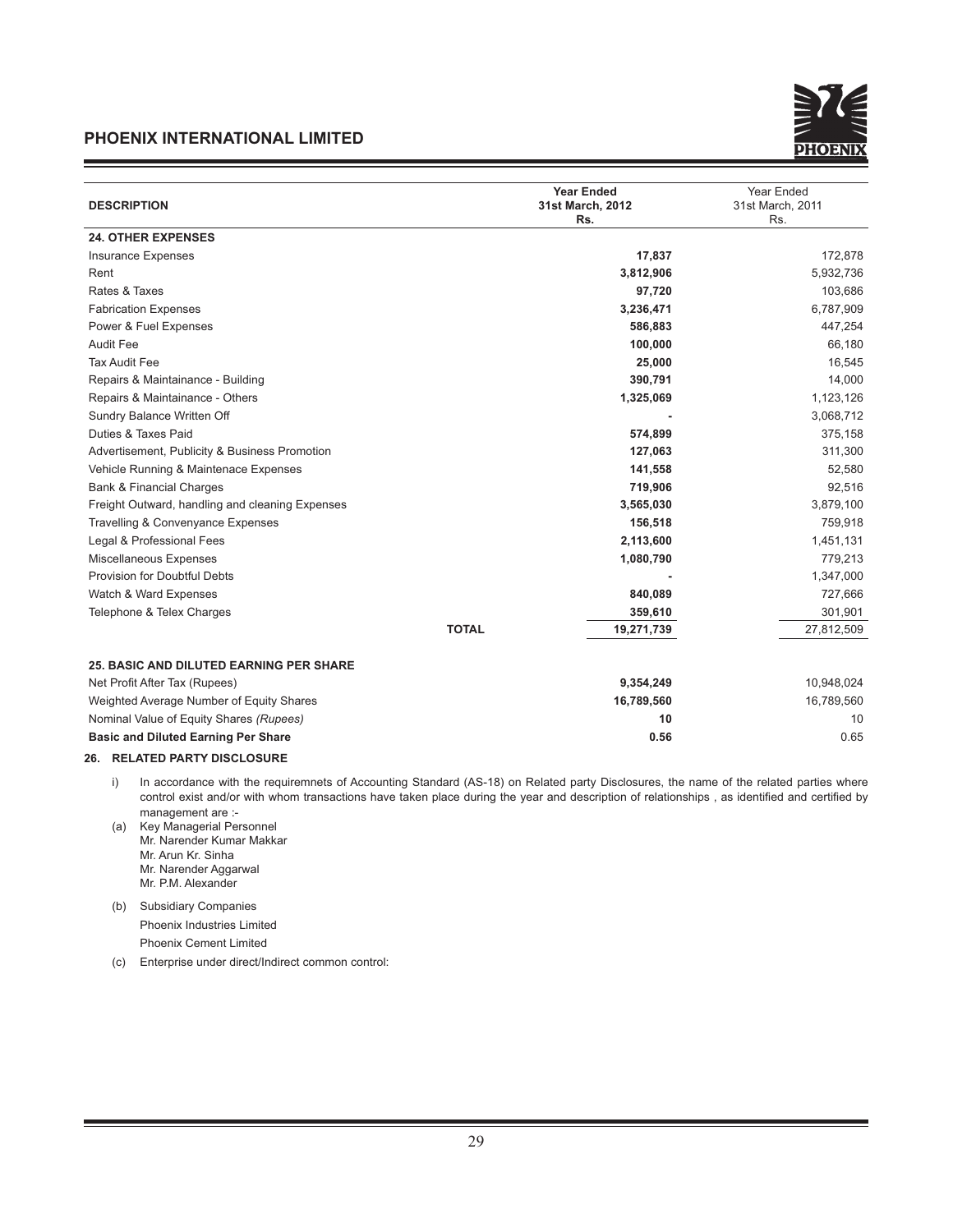| DESCRIPTION | | Year Ended 31st March, 2012 Rs. | Year Ended 31st March, 2011 Rs. |
|---|---|---|---|
| **24. OTHER EXPENSES** | | | |
| Insurance Expenses | | **17,837** | 172,878 |
| Rent | | **3,812,906** | 5,932,736 |
| Rates & Taxes | | **97,720** | 103,686 |
| Fabrication Expenses | | **3,236,471** | 6,787,909 |
| Power & Fuel Expenses | | **586,883** | 447,254 |
| Audit Fee | | **100,000** | 66,180 |
| Tax Audit Fee | | **25,000** | 16,545 |
| Repairs & Maintainance - Building | | **390,791** | 14,000 |
| Repairs & Maintainance - Others | | **1,325,069** | 1,123,126 |
| Sundry Balance Written Off | | **-** | 3,068,712 |
| Duties & Taxes Paid | | **574,899** | 375,158 |
| Advertisement, Publicity & Business Promotion | | **127,063** | 311,300 |
| Vehicle Running & Maintenace Expenses | | **141,558** | 52,580 |
| Bank & Financial Charges | | **719,906** | 92,516 |
| Freight Outward, handling and cleaning Expenses | | **3,565,030** | 3,879,100 |
| Travelling & Convenyance Expenses | | **156,518** | 759,918 |
| Legal & Professional Fees | | **2,113,600** | 1,451,131 |
| Miscellaneous Expenses | | **1,080,790** | 779,213 |
| Provision for Doubtful Debts | | **-** | 1,347,000 |
| Watch & Ward Expenses | | **840,089** | 727,666 |
| Telephone & Telex Charges | | **359,610** | 301,901 |
| | **TOTAL** | **19,271,739** | 27,812,509 |
| **25. BASIC AND DILUTED EARNING PER SHARE** | | | |
| Net Profit After Tax (Rupees) | | **9,354,249** | 10,948,024 |
| Weighted Average Number of Equity Shares | | **16,789,560** | 16,789,560 |
| Nominal Value of Equity Shares *(Rupees)* | | **10** | 10 |
| **Basic and Diluted Earning Per Share** | | **0.56** | 0.65 |

**26. RELATED PARTY DISCLOSURE**

i) In accordance with the requiremnets of Accounting Standard (AS-18) on Related party Disclosures, the name of the related parties where control exist and/or with whom transactions have taken place during the year and description of relationships , as identified and certified by management are :-

(a) Key Managerial Personnel
Mr. Narender Kumar Makkar
Mr. Arun Kr. Sinha
Mr. Narender Aggarwal
Mr. P.M. Alexander

(b) Subsidiary Companies
Phoenix Industries Limited
Phoenix Cement Limited

(c) Enterprise under direct/Indirect common control: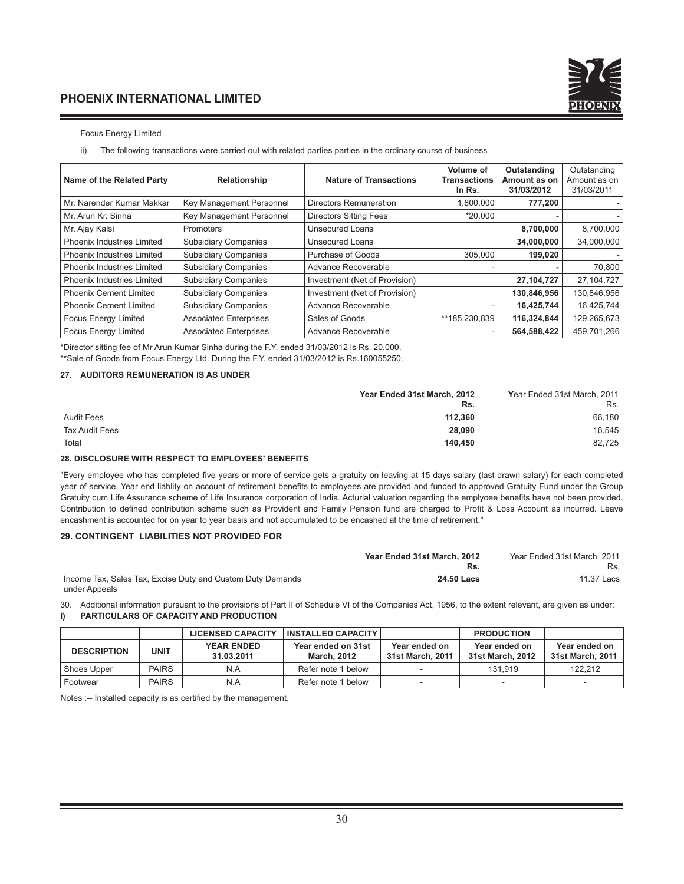Focus Energy Limited

ii) The following transactions were carried out with related parties parties in the ordinary course of business

| Name of the Related Party | Relationship | Nature of Transactions | Volume of Transactions In Rs. | Outstanding Amount as on 31/03/2012 | Outstanding Amount as on 31/03/2011 |
|---|---|---|---|---|---|
| Mr. Narender Kumar Makkar | Key Management Personnel | Directors Remuneration | 1,800,000 | **777,200** | - |
| Mr. Arun Kr. Sinha | Key Management Personnel | Directors Sitting Fees | *20,000 | **-** | - |
| Mr. Ajay Kalsi | Promoters | Unsecured Loans | | **8,700,000** | 8,700,000 |
| Phoenix Industries Limited | Subsidiary Companies | Unsecured Loans | | **34,000,000** | 34,000,000 |
| Phoenix Industries Limited | Subsidiary Companies | Purchase of Goods | 305,000 | **199,020** | - |
| Phoenix Industries Limited | Subsidiary Companies | Advance Recoverable | - | **-** | 70,800 |
| Phoenix Industries Limited | Subsidiary Companies | Investment (Net of Provision) | | **27,104,727** | 27,104,727 |
| Phoenix Cement Limited | Subsidiary Companies | Investment (Net of Provision) | | **130,846,956** | 130,846,956 |
| Phoenix Cement Limited | Subsidiary Companies | Advance Recoverable | - | **16,425,744** | 16,425,744 |
| Focus Energy Limited | Associated Enterprises | Sales of Goods | **185,230,839 | **116,324,844** | 129,265,673 |
| Focus Energy Limited | Associated Enterprises | Advance Recoverable | - | **564,588,422** | 459,701,266 |

*Director sitting fee of Mr Arun Kumar Sinha during the F.Y. ended 31/03/2012 is Rs. 20,000.

**Sale of Goods from Focus Energy Ltd. During the F.Y. ended 31/03/2012 is Rs.160055250.

### 27. AUDITORS REMUNERATION IS AS UNDER

| | Year Ended 31st March, 2012 Rs. | Year Ended 31st March, 2011 Rs. |
|---|---|---|
| Audit Fees | **112,360** | 66,180 |
| Tax Audit Fees | **28,090** | 16,545 |
| Total | **140,450** | 82,725 |

### 28. DISCLOSURE WITH RESPECT TO EMPLOYEES' BENEFITS

"Every employee who has completed five years or more of service gets a gratuity on leaving at 15 days salary (last drawn salary) for each completed year of service. Year end liablity on account of retirement benefits to employees are provided and funded to approved Gratuity Fund under the Group Gratuity cum Life Assurance scheme of Life Insurance corporation of India. Acturial valuation regarding the emplyoee benefits have not been provided. Contribution to defined contribution scheme such as Provident and Family Pension fund are charged to Profit & Loss Account as incurred. Leave encashment is accounted for on year to year basis and not accumulated to be encashed at the time of retirement."

### 29. CONTINGENT LIABILITIES NOT PROVIDED FOR

| | Year Ended 31st March, 2012 Rs. | Year Ended 31st March, 2011 Rs. |
|---|---|---|
| Income Tax, Sales Tax, Excise Duty and Custom Duty Demands under Appeals | **24.50 Lacs** | 11.37 Lacs |

30. Additional information pursuant to the provisions of Part II of Schedule VI of the Companies Act, 1956, to the extent relevant, are given as under:

**I) PARTICULARS OF CAPACITY AND PRODUCTION**

| | | LICENSED CAPACITY | INSTALLED CAPACITY | | PRODUCTION | |
|---|---|---|---|---|---|---|
| DESCRIPTION | UNIT | YEAR ENDED 31.03.2011 | Year ended on 31st March, 2012 | Year ended on 31st March, 2011 | Year ended on 31st March, 2012 | Year ended on 31st March, 2011 |
| Shoes Upper | PAIRS | N.A | Refer note 1 below | - | 131,919 | 122,212 |
| Footwear | PAIRS | N.A | Refer note 1 below | - | - | - |

Notes :-- Installed capacity is as certified by the management.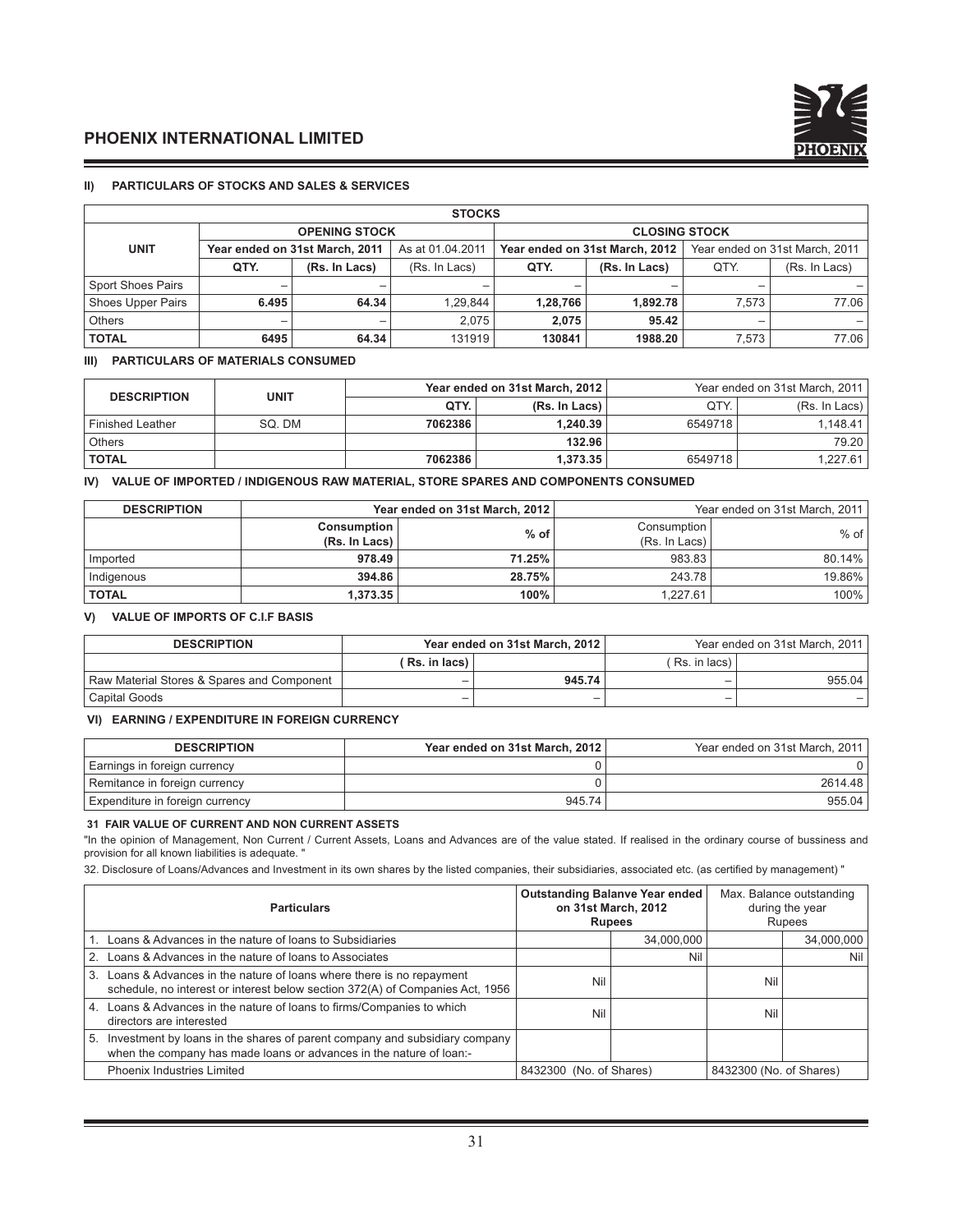### II) PARTICULARS OF STOCKS AND SALES & SERVICES

| STOCKS | | | | | | | |
|---|---|---|---|---|---|---|---|
| UNIT | OPENING STOCK | | | CLOSING STOCK | | | |
| | Year ended on 31st March, 2011 | | As at 01.04.2011 | Year ended on 31st March, 2012 | | Year ended on 31st March, 2011 | |
| | QTY. | (Rs. In Lacs) | (Rs. In Lacs) | QTY. | (Rs. In Lacs) | QTY. | (Rs. In Lacs) |
| Sport Shoes Pairs | – | – | – | – | – | – | – |
| Shoes Upper Pairs | 6.495 | 64.34 | 1,29,844 | 1,28,766 | 1,892.78 | 7,573 | 77.06 |
| Others | – | – | 2,075 | 2,075 | 95.42 | – | – |
| TOTAL | 6495 | 64.34 | 131919 | 130841 | 1988.20 | 7,573 | 77.06 |

### III) PARTICULARS OF MATERIALS CONSUMED

| DESCRIPTION | UNIT | Year ended on 31st March, 2012 | | Year ended on 31st March, 2011 | |
|---|---|---|---|---|---|
| | | QTY. | (Rs. In Lacs) | QTY. | (Rs. In Lacs) |
| Finished Leather | SQ. DM | 7062386 | 1,240.39 | 6549718 | 1,148.41 |
| Others | | | 132.96 | | 79.20 |
| TOTAL | | 7062386 | 1,373.35 | 6549718 | 1,227.61 |

### IV) VALUE OF IMPORTED / INDIGENOUS RAW MATERIAL, STORE SPARES AND COMPONENTS CONSUMED

| DESCRIPTION | Year ended on 31st March, 2012 | | Year ended on 31st March, 2011 | |
|---|---|---|---|---|
| | Consumption (Rs. In Lacs) | % of | Consumption (Rs. In Lacs) | % of |
| Imported | 978.49 | 71.25% | 983.83 | 80.14% |
| Indigenous | 394.86 | 28.75% | 243.78 | 19.86% |
| TOTAL | 1,373.35 | 100% | 1,227.61 | 100% |

### V) VALUE OF IMPORTS OF C.I.F BASIS

| DESCRIPTION | Year ended on 31st March, 2012 | | Year ended on 31st March, 2011 | |
|---|---|---|---|---|
| | ( Rs. in lacs) | | ( Rs. in lacs) | |
| Raw Material Stores & Spares and Component | – | 945.74 | – | 955.04 |
| Capital Goods | – | – | – | – |

### VI) EARNING / EXPENDITURE IN FOREIGN CURRENCY

| DESCRIPTION | Year ended on 31st March, 2012 | Year ended on 31st March, 2011 |
|---|---|---|
| Earnings in foreign currency | 0 | 0 |
| Remitance in foreign currency | 0 | 2614.48 |
| Expenditure in foreign currency | 945.74 | 955.04 |

**31 FAIR VALUE OF CURRENT AND NON CURRENT ASSETS**

"In the opinion of Management, Non Current / Current Assets, Loans and Advances are of the value stated. If realised in the ordinary course of bussiness and provision for all known liabilities is adequate. "

32. Disclosure of Loans/Advances and Investment in its own shares by the listed companies, their subsidiaries, associated etc. (as certified by management) "

| Particulars | Outstanding Balanve Year ended on 31st March, 2012 Rupees | | Max. Balance outstanding during the year Rupees | |
|---|---|---|---|---|
| 1. Loans & Advances in the nature of loans to Subsidiaries | | 34,000,000 | | 34,000,000 |
| 2. Loans & Advances in the nature of loans to Associates | | Nil | | Nil |
| 3. Loans & Advances in the nature of loans where there is no repayment schedule, no interest or interest below section 372(A) of Companies Act, 1956 | Nil | | Nil | |
| 4. Loans & Advances in the nature of loans to firms/Companies to which directors are interested | Nil | | Nil | |
| 5. Investment by loans in the shares of parent company and subsidiary company when the company has made loans or advances in the nature of loan:- | | | | |
| Phoenix Industries Limited | 8432300 (No. of Shares) | | 8432300 (No. of Shares) | |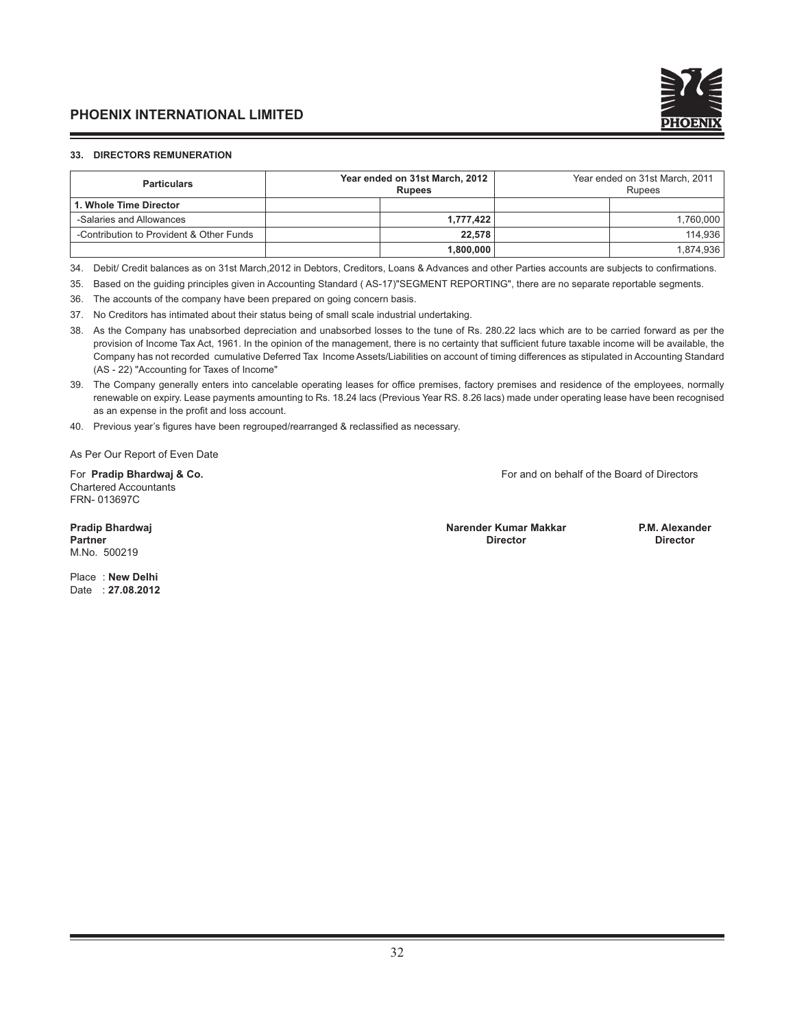### 33. DIRECTORS REMUNERATION

| Particulars | Year ended on 31st March, 2012 Rupees | | Year ended on 31st March, 2011 Rupees | |
|---|---|---|---|---|
| **1. Whole Time Director** | | | | |
| -Salaries and Allowances | | **1,777,422** | | 1,760,000 |
| -Contribution to Provident & Other Funds | | **22,578** | | 114,936 |
| | | **1,800,000** | | 1,874,936 |

34. Debit/ Credit balances as on 31st March,2012 in Debtors, Creditors, Loans & Advances and other Parties accounts are subjects to confirmations.

35. Based on the guiding principles given in Accounting Standard ( AS-17)"SEGMENT REPORTING", there are no separate reportable segments.

36. The accounts of the company have been prepared on going concern basis.

37. No Creditors has intimated about their status being of small scale industrial undertaking.

38. As the Company has unabsorbed depreciation and unabsorbed losses to the tune of Rs. 280.22 lacs which are to be carried forward as per the provision of Income Tax Act, 1961. In the opinion of the management, there is no certainty that sufficient future taxable income will be available, the Company has not recorded cumulative Deferred Tax Income Assets/Liabilities on account of timing differences as stipulated in Accounting Standard (AS - 22) "Accounting for Taxes of Income"

39. The Company generally enters into cancelable operating leases for office premises, factory premises and residence of the employees, normally renewable on expiry. Lease payments amounting to Rs. 18.24 lacs (Previous Year RS. 8.26 lacs) made under operating lease have been recognised as an expense in the profit and loss account.

40. Previous year's figures have been regrouped/rearranged & reclassified as necessary.

As Per Our Report of Even Date

For **Pradip Bhardwaj & Co.**
Chartered Accountants
FRN- 013697C

For and on behalf of the Board of Directors

**Pradip Bhardwaj**
**Partner**
M.No. 500219

**Narender Kumar Makkar**
**Director**

**P.M. Alexander**
**Director**

Place : **New Delhi**
Date : **27.08.2012**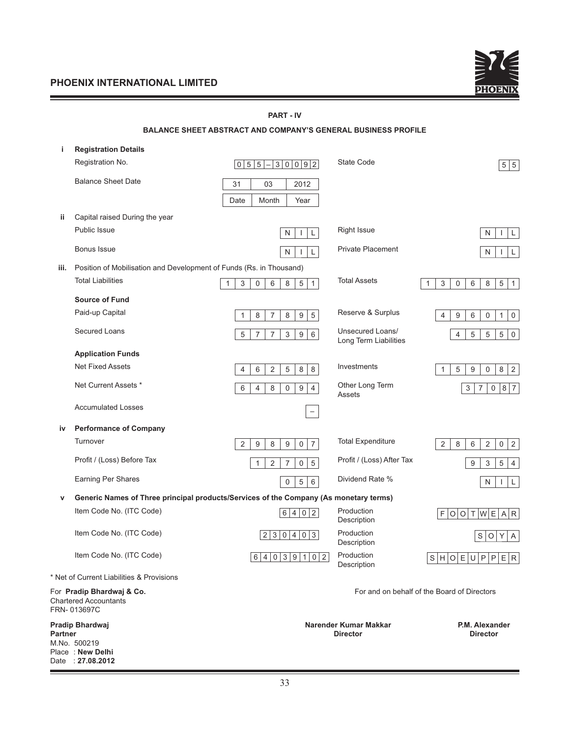## PART - IV

### BALANCE SHEET ABSTRACT AND COMPANY'S GENERAL BUSINESS PROFILE

**i Registration Details**

| | | | |
|---|---|---|---|
| Registration No. | 055–30092 | State Code | 55 |
| Balance Sheet Date | 31 / 03 / 2012 (Date / Month / Year) | | |

**ii Capital raised During the year**

| | | | |
|---|---|---|---|
| Public Issue | NIL | Right Issue | NIL |
| Bonus Issue | NIL | Private Placement | NIL |

**iii. Position of Mobilisation and Development of Funds (Rs. in Thousand)**

| | | | |
|---|---|---|---|
| Total Liabilities | 1306851 | Total Assets | 1306851 |
| **Source of Fund** | | | |
| Paid-up Capital | 187895 | Reserve & Surplus | 496010 |
| Secured Loans | 577396 | Unsecured Loans/ Long Term Liabilities | 45550 |
| **Application Funds** | | | |
| Net Fixed Assets | 462588 | Investments | 159082 |
| Net Current Assets * | 648094 | Other Long Term Assets | 37087 |
| Accumulated Losses | – | | |

**iv Performance of Company**

| | | | |
|---|---|---|---|
| Turnover | 298907 | Total Expenditure | 286202 |
| Profit / (Loss) Before Tax | 12705 | Profit / (Loss) After Tax | 9354 |
| Earning Per Shares | 056 | Dividend Rate % | NIL |

**v Generic Names of Three principal products/Services of the Company (As monetary terms)**

| | | | |
|---|---|---|---|
| Item Code No. (ITC Code) | 6402 | Production Description | FOOTWEAR |
| Item Code No. (ITC Code) | 230403 | Production Description | SOYA |
| Item Code No. (ITC Code) | 64039102 | Production Description | SHOEUPPER |

* Net of Current Liabilities & Provisions

For **Pradip Bhardwaj & Co.**
Chartered Accountants
FRN- 013697C

For and on behalf of the Board of Directors

**Pradip Bhardwaj**
**Partner**
M.No. 500219
Place : **New Delhi**
Date : **27.08.2012**

**Narender Kumar Makkar**
**Director**

**P.M. Alexander**
**Director**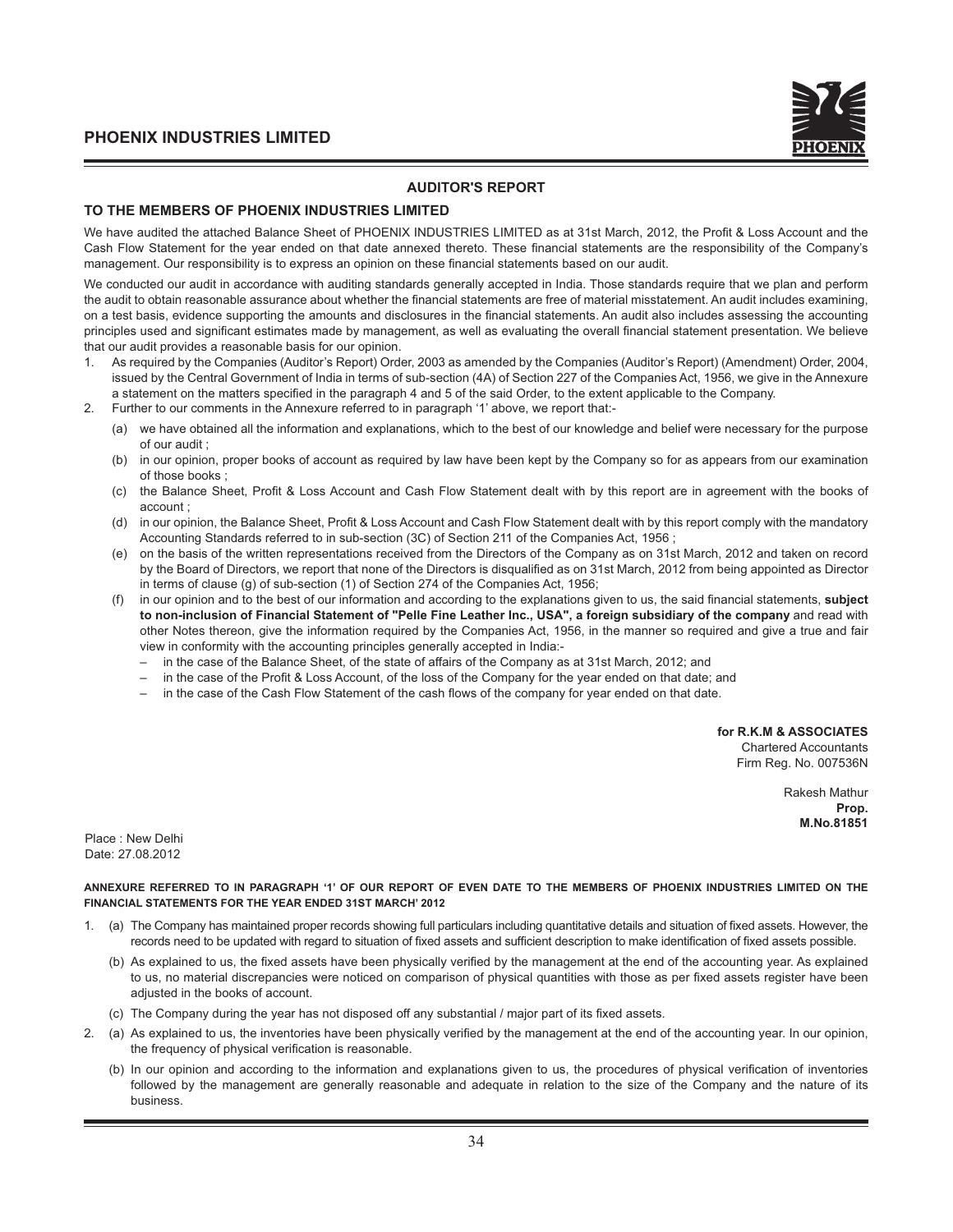## AUDITOR'S REPORT

### TO THE MEMBERS OF PHOENIX INDUSTRIES LIMITED

We have audited the attached Balance Sheet of PHOENIX INDUSTRIES LIMITED as at 31st March, 2012, the Profit & Loss Account and the Cash Flow Statement for the year ended on that date annexed thereto. These financial statements are the responsibility of the Company's management. Our responsibility is to express an opinion on these financial statements based on our audit.

We conducted our audit in accordance with auditing standards generally accepted in India. Those standards require that we plan and perform the audit to obtain reasonable assurance about whether the financial statements are free of material misstatement. An audit includes examining, on a test basis, evidence supporting the amounts and disclosures in the financial statements. An audit also includes assessing the accounting principles used and significant estimates made by management, as well as evaluating the overall financial statement presentation. We believe that our audit provides a reasonable basis for our opinion.

1. As required by the Companies (Auditor's Report) Order, 2003 as amended by the Companies (Auditor's Report) (Amendment) Order, 2004, issued by the Central Government of India in terms of sub-section (4A) of Section 227 of the Companies Act, 1956, we give in the Annexure a statement on the matters specified in the paragraph 4 and 5 of the said Order, to the extent applicable to the Company.
2. Further to our comments in the Annexure referred to in paragraph '1' above, we report that:-
   (a) we have obtained all the information and explanations, which to the best of our knowledge and belief were necessary for the purpose of our audit ;
   (b) in our opinion, proper books of account as required by law have been kept by the Company so for as appears from our examination of those books ;
   (c) the Balance Sheet, Profit & Loss Account and Cash Flow Statement dealt with by this report are in agreement with the books of account ;
   (d) in our opinion, the Balance Sheet, Profit & Loss Account and Cash Flow Statement dealt with by this report comply with the mandatory Accounting Standards referred to in sub-section (3C) of Section 211 of the Companies Act, 1956 ;
   (e) on the basis of the written representations received from the Directors of the Company as on 31st March, 2012 and taken on record by the Board of Directors, we report that none of the Directors is disqualified as on 31st March, 2012 from being appointed as Director in terms of clause (g) of sub-section (1) of Section 274 of the Companies Act, 1956;
   (f) in our opinion and to the best of our information and according to the explanations given to us, the said financial statements, **subject to non-inclusion of Financial Statement of "Pelle Fine Leather Inc., USA", a foreign subsidiary of the company** and read with other Notes thereon, give the information required by the Companies Act, 1956, in the manner so required and give a true and fair view in conformity with the accounting principles generally accepted in India:-
      - in the case of the Balance Sheet, of the state of affairs of the Company as at 31st March, 2012; and
      - in the case of the Profit & Loss Account, of the loss of the Company for the year ended on that date; and
      - in the case of the Cash Flow Statement of the cash flows of the company for year ended on that date.

**for R.K.M & ASSOCIATES**
Chartered Accountants
Firm Reg. No. 007536N

Rakesh Mathur
**Prop.**
**M.No.81851**

Place : New Delhi
Date: 27.08.2012

**ANNEXURE REFERRED TO IN PARAGRAPH '1' OF OUR REPORT OF EVEN DATE TO THE MEMBERS OF PHOENIX INDUSTRIES LIMITED ON THE FINANCIAL STATEMENTS FOR THE YEAR ENDED 31ST MARCH' 2012**

1. (a) The Company has maintained proper records showing full particulars including quantitative details and situation of fixed assets. However, the records need to be updated with regard to situation of fixed assets and sufficient description to make identification of fixed assets possible.
   (b) As explained to us, the fixed assets have been physically verified by the management at the end of the accounting year. As explained to us, no material discrepancies were noticed on comparison of physical quantities with those as per fixed assets register have been adjusted in the books of account.
   (c) The Company during the year has not disposed off any substantial / major part of its fixed assets.
2. (a) As explained to us, the inventories have been physically verified by the management at the end of the accounting year. In our opinion, the frequency of physical verification is reasonable.
   (b) In our opinion and according to the information and explanations given to us, the procedures of physical verification of inventories followed by the management are generally reasonable and adequate in relation to the size of the Company and the nature of its business.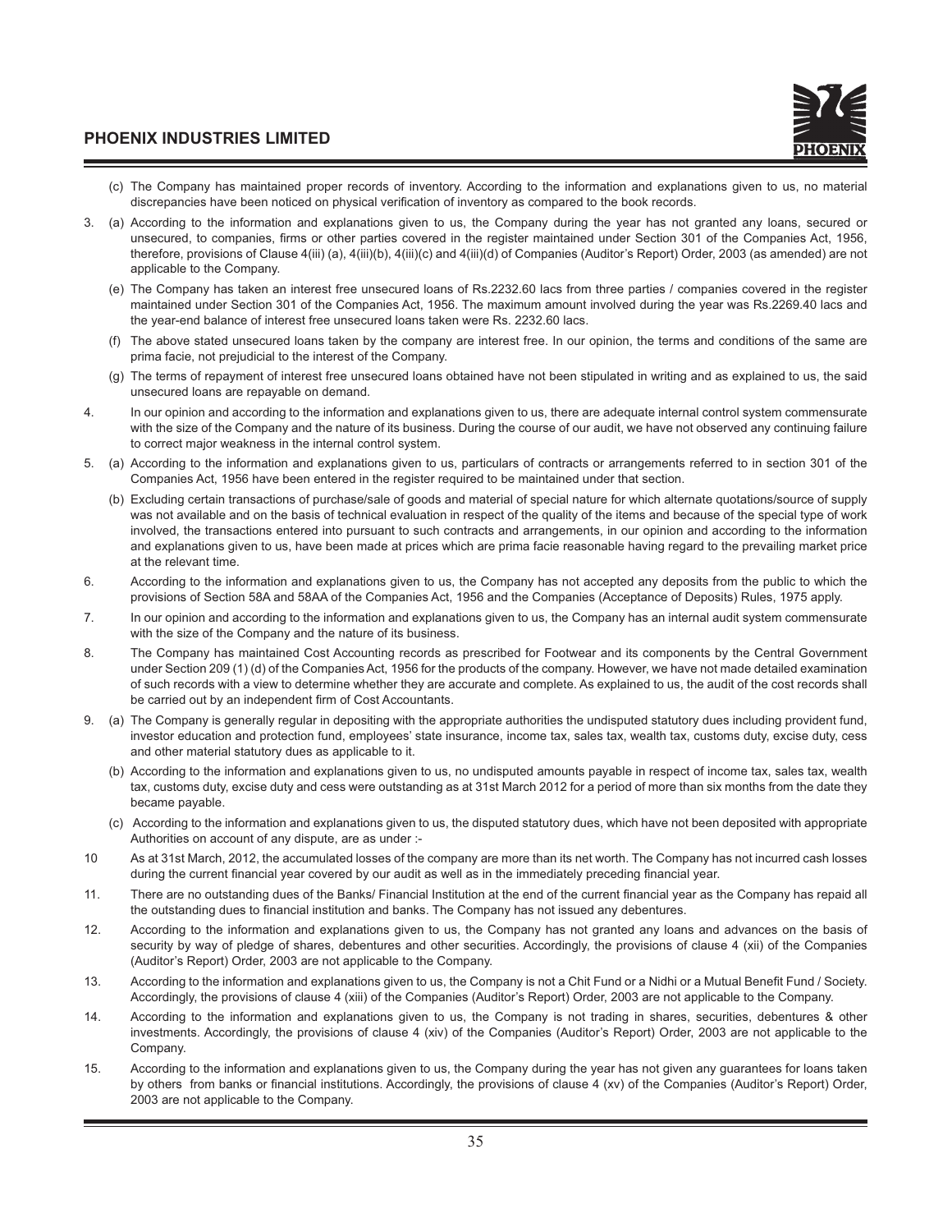(c) The Company has maintained proper records of inventory. According to the information and explanations given to us, no material discrepancies have been noticed on physical verification of inventory as compared to the book records.

3. (a) According to the information and explanations given to us, the Company during the year has not granted any loans, secured or unsecured, to companies, firms or other parties covered in the register maintained under Section 301 of the Companies Act, 1956, therefore, provisions of Clause 4(iii) (a), 4(iii)(b), 4(iii)(c) and 4(iii)(d) of Companies (Auditor's Report) Order, 2003 (as amended) are not applicable to the Company.

   (e) The Company has taken an interest free unsecured loans of Rs.2232.60 lacs from three parties / companies covered in the register maintained under Section 301 of the Companies Act, 1956. The maximum amount involved during the year was Rs.2269.40 lacs and the year-end balance of interest free unsecured loans taken were Rs. 2232.60 lacs.

   (f) The above stated unsecured loans taken by the company are interest free. In our opinion, the terms and conditions of the same are prima facie, not prejudicial to the interest of the Company.

   (g) The terms of repayment of interest free unsecured loans obtained have not been stipulated in writing and as explained to us, the said unsecured loans are repayable on demand.

4. In our opinion and according to the information and explanations given to us, there are adequate internal control system commensurate with the size of the Company and the nature of its business. During the course of our audit, we have not observed any continuing failure to correct major weakness in the internal control system.

5. (a) According to the information and explanations given to us, particulars of contracts or arrangements referred to in section 301 of the Companies Act, 1956 have been entered in the register required to be maintained under that section.

   (b) Excluding certain transactions of purchase/sale of goods and material of special nature for which alternate quotations/source of supply was not available and on the basis of technical evaluation in respect of the quality of the items and because of the special type of work involved, the transactions entered into pursuant to such contracts and arrangements, in our opinion and according to the information and explanations given to us, have been made at prices which are prima facie reasonable having regard to the prevailing market price at the relevant time.

6. According to the information and explanations given to us, the Company has not accepted any deposits from the public to which the provisions of Section 58A and 58AA of the Companies Act, 1956 and the Companies (Acceptance of Deposits) Rules, 1975 apply.

7. In our opinion and according to the information and explanations given to us, the Company has an internal audit system commensurate with the size of the Company and the nature of its business.

8. The Company has maintained Cost Accounting records as prescribed for Footwear and its components by the Central Government under Section 209 (1) (d) of the Companies Act, 1956 for the products of the company. However, we have not made detailed examination of such records with a view to determine whether they are accurate and complete. As explained to us, the audit of the cost records shall be carried out by an independent firm of Cost Accountants.

9. (a) The Company is generally regular in depositing with the appropriate authorities the undisputed statutory dues including provident fund, investor education and protection fund, employees' state insurance, income tax, sales tax, wealth tax, customs duty, excise duty, cess and other material statutory dues as applicable to it.

   (b) According to the information and explanations given to us, no undisputed amounts payable in respect of income tax, sales tax, wealth tax, customs duty, excise duty and cess were outstanding as at 31st March 2012 for a period of more than six months from the date they became payable.

   (c) According to the information and explanations given to us, the disputed statutory dues, which have not been deposited with appropriate Authorities on account of any dispute, are as under :-

10 As at 31st March, 2012, the accumulated losses of the company are more than its net worth. The Company has not incurred cash losses during the current financial year covered by our audit as well as in the immediately preceding financial year.

11. There are no outstanding dues of the Banks/ Financial Institution at the end of the current financial year as the Company has repaid all the outstanding dues to financial institution and banks. The Company has not issued any debentures.

12. According to the information and explanations given to us, the Company has not granted any loans and advances on the basis of security by way of pledge of shares, debentures and other securities. Accordingly, the provisions of clause 4 (xii) of the Companies (Auditor's Report) Order, 2003 are not applicable to the Company.

13. According to the information and explanations given to us, the Company is not a Chit Fund or a Nidhi or a Mutual Benefit Fund / Society. Accordingly, the provisions of clause 4 (xiii) of the Companies (Auditor's Report) Order, 2003 are not applicable to the Company.

14. According to the information and explanations given to us, the Company is not trading in shares, securities, debentures & other investments. Accordingly, the provisions of clause 4 (xiv) of the Companies (Auditor's Report) Order, 2003 are not applicable to the Company.

15. According to the information and explanations given to us, the Company during the year has not given any guarantees for loans taken by others from banks or financial institutions. Accordingly, the provisions of clause 4 (xv) of the Companies (Auditor's Report) Order, 2003 are not applicable to the Company.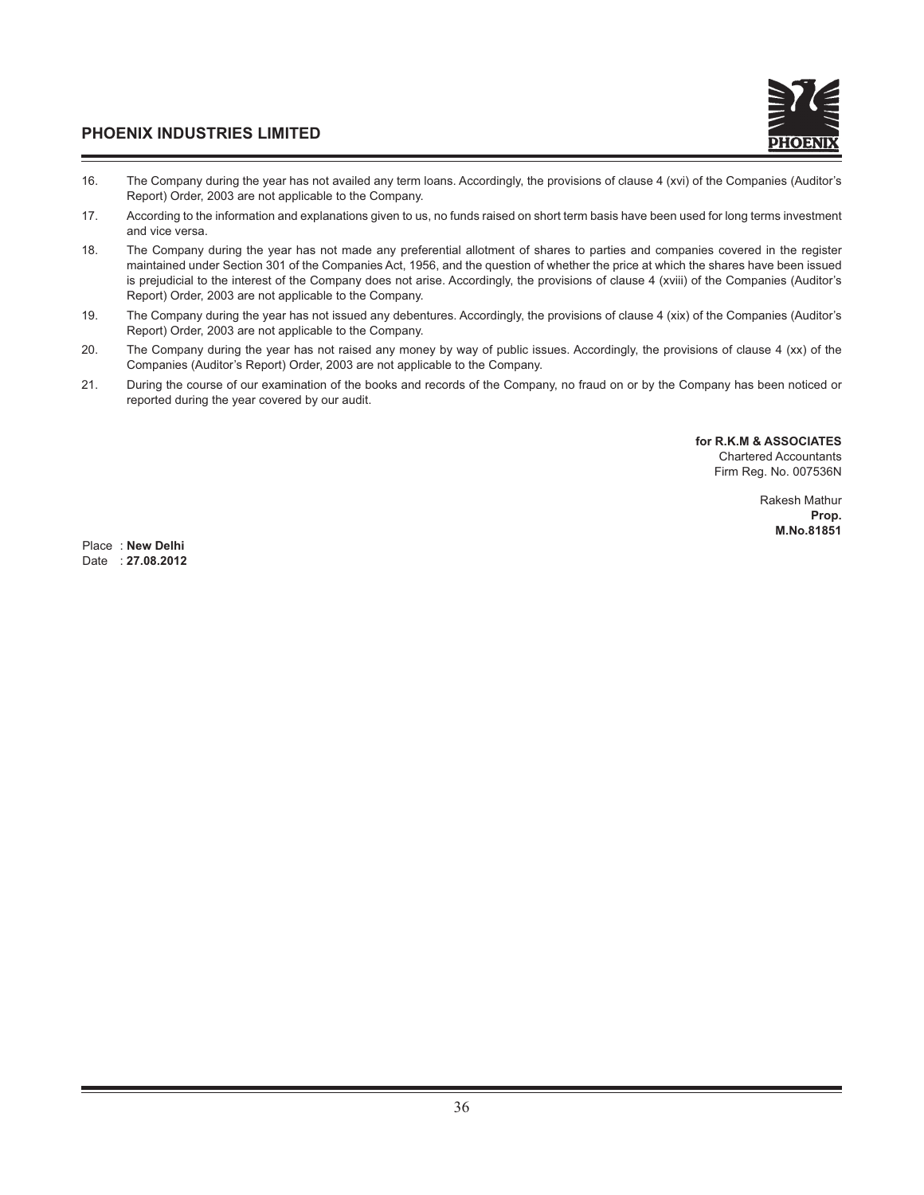16. The Company during the year has not availed any term loans. Accordingly, the provisions of clause 4 (xvi) of the Companies (Auditor's Report) Order, 2003 are not applicable to the Company.
17. According to the information and explanations given to us, no funds raised on short term basis have been used for long terms investment and vice versa.
18. The Company during the year has not made any preferential allotment of shares to parties and companies covered in the register maintained under Section 301 of the Companies Act, 1956, and the question of whether the price at which the shares have been issued is prejudicial to the interest of the Company does not arise. Accordingly, the provisions of clause 4 (xviii) of the Companies (Auditor's Report) Order, 2003 are not applicable to the Company.
19. The Company during the year has not issued any debentures. Accordingly, the provisions of clause 4 (xix) of the Companies (Auditor's Report) Order, 2003 are not applicable to the Company.
20. The Company during the year has not raised any money by way of public issues. Accordingly, the provisions of clause 4 (xx) of the Companies (Auditor's Report) Order, 2003 are not applicable to the Company.
21. During the course of our examination of the books and records of the Company, no fraud on or by the Company has been noticed or reported during the year covered by our audit.

**for R.K.M & ASSOCIATES**
Chartered Accountants
Firm Reg. No. 007536N

Rakesh Mathur
**Prop.**
**M.No.81851**

Place : **New Delhi**
Date : **27.08.2012**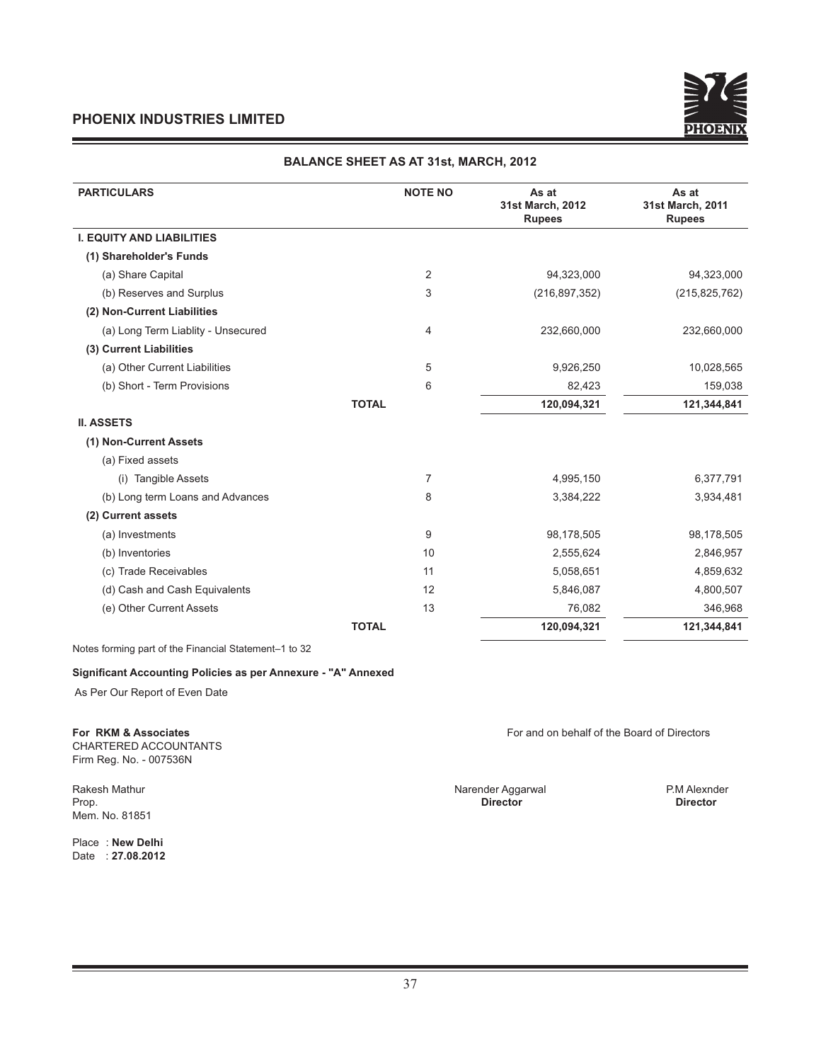## PHOENIX INDUSTRIES LIMITED

### BALANCE SHEET AS AT 31st, MARCH, 2012

| PARTICULARS | NOTE NO | As at 31st March, 2012 Rupees | As at 31st March, 2011 Rupees |
|---|---|---|---|
| **I. EQUITY AND LIABILITIES** | | | |
| **(1) Shareholder's Funds** | | | |
| (a) Share Capital | 2 | 94,323,000 | 94,323,000 |
| (b) Reserves and Surplus | 3 | (216,897,352) | (215,825,762) |
| **(2) Non-Current Liabilities** | | | |
| (a) Long Term Liablity - Unsecured | 4 | 232,660,000 | 232,660,000 |
| **(3) Current Liabilities** | | | |
| (a) Other Current Liabilities | 5 | 9,926,250 | 10,028,565 |
| (b) Short - Term Provisions | 6 | 82,423 | 159,038 |
| **TOTAL** | | **120,094,321** | **121,344,841** |
| **II. ASSETS** | | | |
| **(1) Non-Current Assets** | | | |
| (a) Fixed assets | | | |
| (i) Tangible Assets | 7 | 4,995,150 | 6,377,791 |
| (b) Long term Loans and Advances | 8 | 3,384,222 | 3,934,481 |
| **(2) Current assets** | | | |
| (a) Investments | 9 | 98,178,505 | 98,178,505 |
| (b) Inventories | 10 | 2,555,624 | 2,846,957 |
| (c) Trade Receivables | 11 | 5,058,651 | 4,859,632 |
| (d) Cash and Cash Equivalents | 12 | 5,846,087 | 4,800,507 |
| (e) Other Current Assets | 13 | 76,082 | 346,968 |
| **TOTAL** | | **120,094,321** | **121,344,841** |

Notes forming part of the Financial Statement–1 to 32

**Significant Accounting Policies as per Annexure - "A" Annexed**

As Per Our Report of Even Date

**For RKM & Associates**
CHARTERED ACCOUNTANTS
Firm Reg. No. - 007536N

Rakesh Mathur
Prop.
Mem. No. 81851

Place : **New Delhi**
Date : **27.08.2012**

For and on behalf of the Board of Directors

Narender Aggarwal
**Director**

P.M Alexnder
**Director**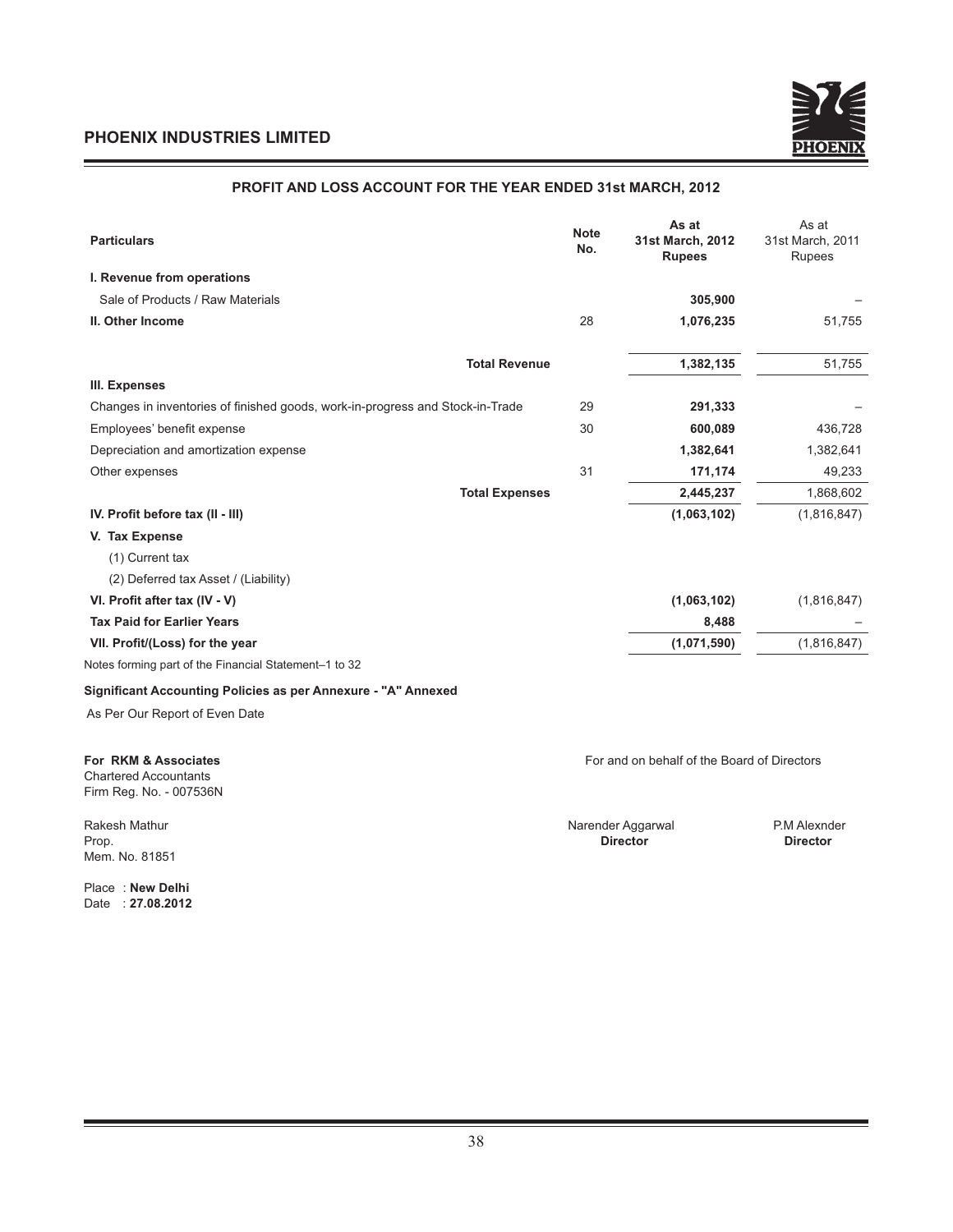# PHOENIX INDUSTRIES LIMITED

## PROFIT AND LOSS ACCOUNT FOR THE YEAR ENDED 31st MARCH, 2012

| Particulars | Note No. | As at 31st March, 2012 Rupees | As at 31st March, 2011 Rupees |
|---|---|---|---|
| **I. Revenue from operations** | | | |
| Sale of Products / Raw Materials | | **305,900** | – |
| **II. Other Income** | 28 | **1,076,235** | 51,755 |
| **Total Revenue** | | **1,382,135** | 51,755 |
| **III. Expenses** | | | |
| Changes in inventories of finished goods, work-in-progress and Stock-in-Trade | 29 | **291,333** | – |
| Employees' benefit expense | 30 | **600,089** | 436,728 |
| Depreciation and amortization expense | | **1,382,641** | 1,382,641 |
| Other expenses | 31 | **171,174** | 49,233 |
| **Total Expenses** | | **2,445,237** | 1,868,602 |
| **IV. Profit before tax (II - III)** | | **(1,063,102)** | (1,816,847) |
| **V. Tax Expense** | | | |
| (1) Current tax | | | |
| (2) Deferred tax Asset / (Liability) | | | |
| **VI. Profit after tax (IV - V)** | | **(1,063,102)** | (1,816,847) |
| **Tax Paid for Earlier Years** | | **8,488** | – |
| **VII. Profit/(Loss) for the year** | | **(1,071,590)** | (1,816,847) |

Notes forming part of the Financial Statement–1 to 32

**Significant Accounting Policies as per Annexure - "A" Annexed**

As Per Our Report of Even Date

**For RKM & Associates**
Chartered Accountants
Firm Reg. No. - 007536N

Rakesh Mathur
Prop.
Mem. No. 81851

Place : **New Delhi**
Date : **27.08.2012**

For and on behalf of the Board of Directors

Narender Aggarwal
**Director**

P.M Alexnder
**Director**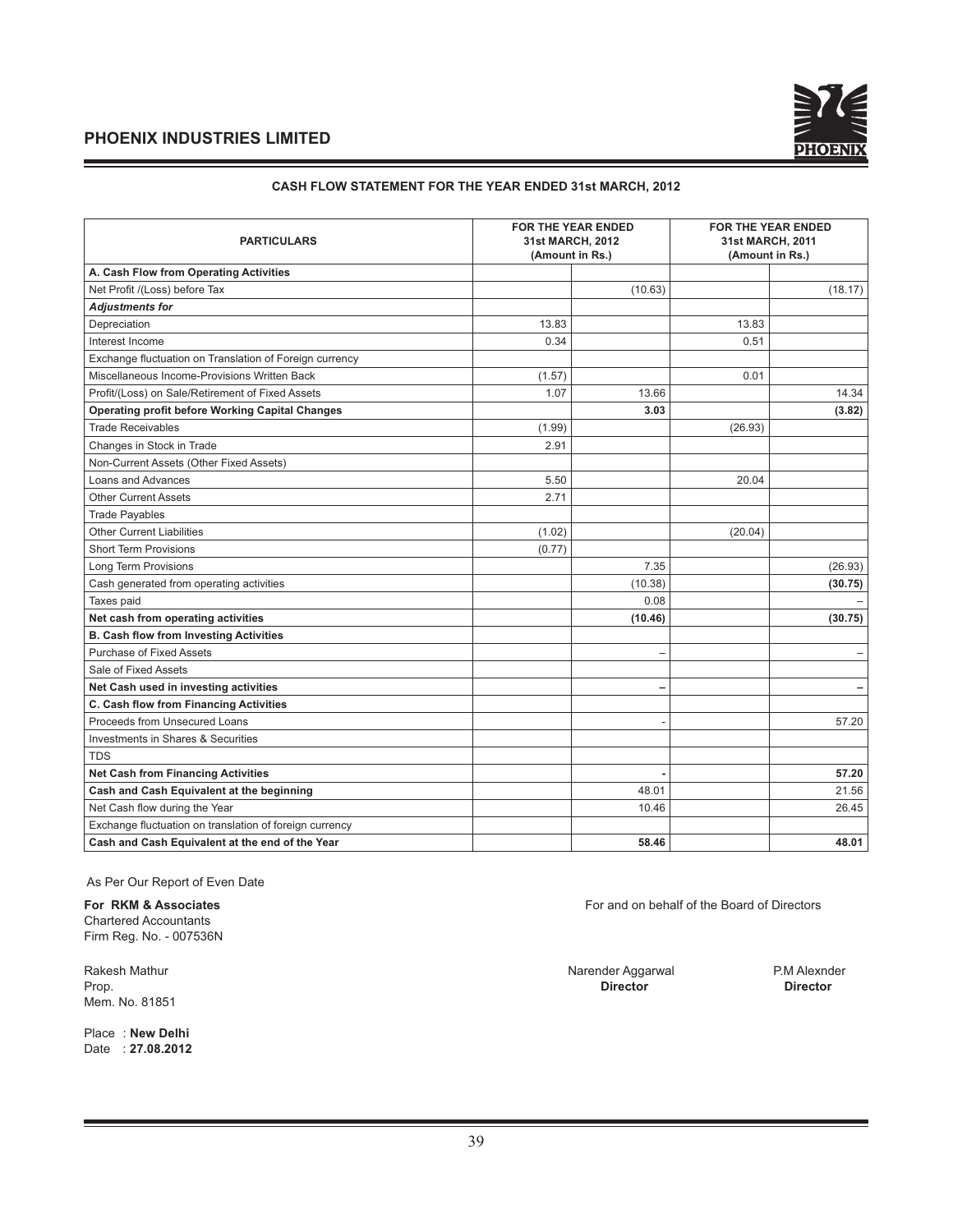# PHOENIX INDUSTRIES LIMITED

## CASH FLOW STATEMENT FOR THE YEAR ENDED 31st MARCH, 2012

| PARTICULARS | FOR THE YEAR ENDED 31st MARCH, 2012 (Amount in Rs.) | | FOR THE YEAR ENDED 31st MARCH, 2011 (Amount in Rs.) | |
|---|---|---|---|---|
| **A. Cash Flow from Operating Activities** | | | | |
| Net Profit /(Loss) before Tax | | (10.63) | | (18.17) |
| ***Adjustments for*** | | | | |
| Depreciation | 13.83 | | 13.83 | |
| Interest Income | 0.34 | | 0.51 | |
| Exchange fluctuation on Translation of Foreign currency | | | | |
| Miscellaneous Income-Provisions Written Back | (1.57) | | 0.01 | |
| Profit/(Loss) on Sale/Retirement of Fixed Assets | 1.07 | 13.66 | | 14.34 |
| **Operating profit before Working Capital Changes** | | **3.03** | | **(3.82)** |
| Trade Receivables | (1.99) | | (26.93) | |
| Changes in Stock in Trade | 2.91 | | | |
| Non-Current Assets (Other Fixed Assets) | | | | |
| Loans and Advances | 5.50 | | 20.04 | |
| Other Current Assets | 2.71 | | | |
| Trade Payables | | | | |
| Other Current Liabilities | (1.02) | | (20.04) | |
| Short Term Provisions | (0.77) | | | |
| Long Term Provisions | | 7.35 | | (26.93) |
| Cash generated from operating activities | | (10.38) | | **(30.75)** |
| Taxes paid | | 0.08 | | – |
| **Net cash from operating activities** | | **(10.46)** | | **(30.75)** |
| **B. Cash flow from Investing Activities** | | | | |
| Purchase of Fixed Assets | | – | | – |
| Sale of Fixed Assets | | | | |
| **Net Cash used in investing activities** | | **–** | | **–** |
| **C. Cash flow from Financing Activities** | | | | |
| Proceeds from Unsecured Loans | | - | | 57.20 |
| Investments in Shares & Securities | | | | |
| TDS | | | | |
| **Net Cash from Financing Activities** | | **-** | | **57.20** |
| **Cash and Cash Equivalent at the beginning** | | 48.01 | | 21.56 |
| Net Cash flow during the Year | | 10.46 | | 26.45 |
| Exchange fluctuation on translation of foreign currency | | | | |
| **Cash and Cash Equivalent at the end of the Year** | | **58.46** | | **48.01** |

As Per Our Report of Even Date

**For RKM & Associates**
Chartered Accountants
Firm Reg. No. - 007536N

Rakesh Mathur
Prop.
Mem. No. 81851

Place : **New Delhi**
Date : **27.08.2012**

For and on behalf of the Board of Directors

Narender Aggarwal
**Director**

P.M Alexnder
**Director**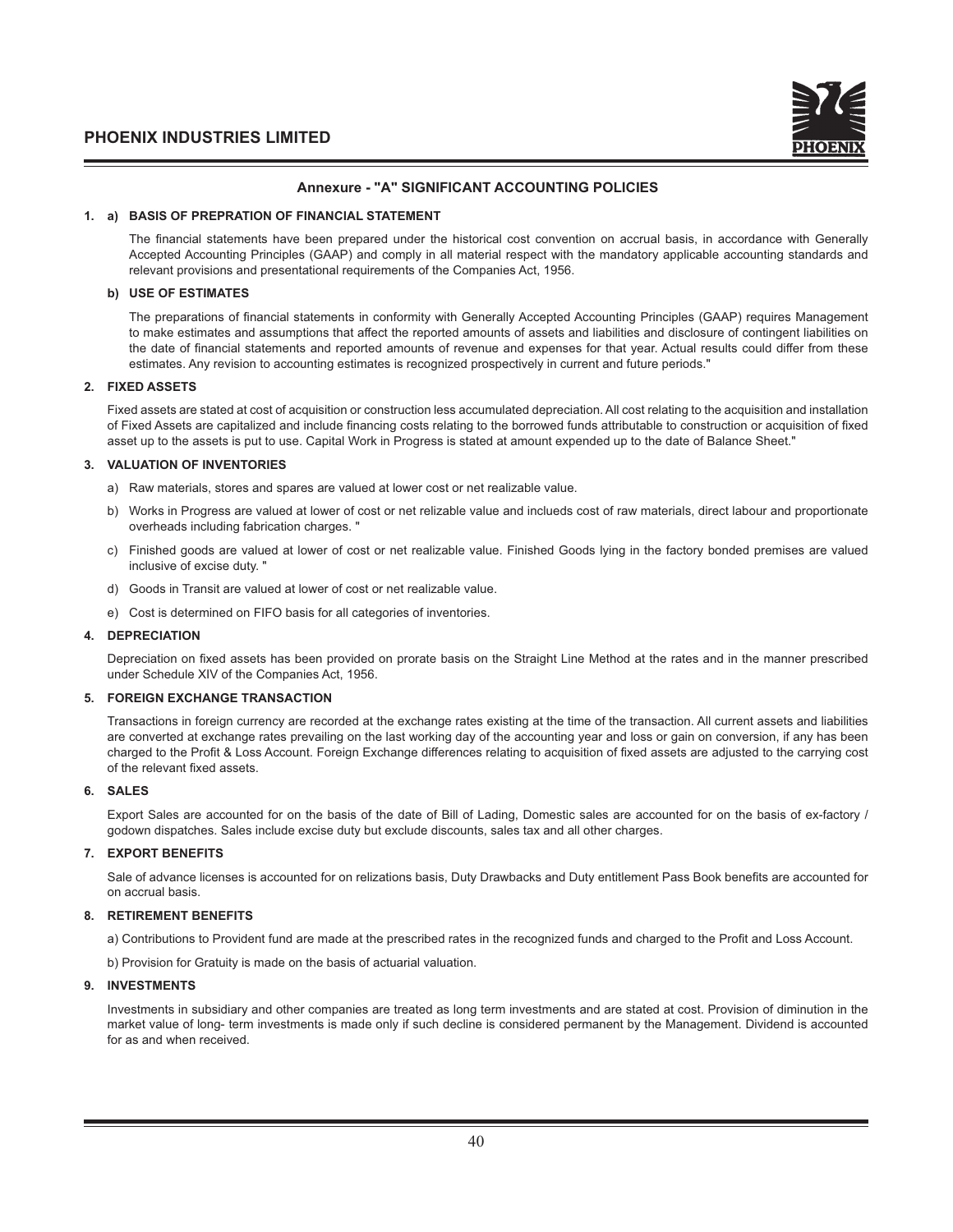## Annexure - "A" SIGNIFICANT ACCOUNTING POLICIES

**1. a) BASIS OF PREPRATION OF FINANCIAL STATEMENT**

The financial statements have been prepared under the historical cost convention on accrual basis, in accordance with Generally Accepted Accounting Principles (GAAP) and comply in all material respect with the mandatory applicable accounting standards and relevant provisions and presentational requirements of the Companies Act, 1956.

**b) USE OF ESTIMATES**

The preparations of financial statements in conformity with Generally Accepted Accounting Principles (GAAP) requires Management to make estimates and assumptions that affect the reported amounts of assets and liabilities and disclosure of contingent liabilities on the date of financial statements and reported amounts of revenue and expenses for that year. Actual results could differ from these estimates. Any revision to accounting estimates is recognized prospectively in current and future periods."

**2. FIXED ASSETS**

Fixed assets are stated at cost of acquisition or construction less accumulated depreciation. All cost relating to the acquisition and installation of Fixed Assets are capitalized and include financing costs relating to the borrowed funds attributable to construction or acquisition of fixed asset up to the assets is put to use. Capital Work in Progress is stated at amount expended up to the date of Balance Sheet."

**3. VALUATION OF INVENTORIES**

a) Raw materials, stores and spares are valued at lower cost or net realizable value.

b) Works in Progress are valued at lower of cost or net relizable value and inclueds cost of raw materials, direct labour and proportionate overheads including fabrication charges. "

c) Finished goods are valued at lower of cost or net realizable value. Finished Goods lying in the factory bonded premises are valued inclusive of excise duty. "

d) Goods in Transit are valued at lower of cost or net realizable value.

e) Cost is determined on FIFO basis for all categories of inventories.

**4. DEPRECIATION**

Depreciation on fixed assets has been provided on prorate basis on the Straight Line Method at the rates and in the manner prescribed under Schedule XIV of the Companies Act, 1956.

**5. FOREIGN EXCHANGE TRANSACTION**

Transactions in foreign currency are recorded at the exchange rates existing at the time of the transaction. All current assets and liabilities are converted at exchange rates prevailing on the last working day of the accounting year and loss or gain on conversion, if any has been charged to the Profit & Loss Account. Foreign Exchange differences relating to acquisition of fixed assets are adjusted to the carrying cost of the relevant fixed assets.

**6. SALES**

Export Sales are accounted for on the basis of the date of Bill of Lading, Domestic sales are accounted for on the basis of ex-factory / godown dispatches. Sales include excise duty but exclude discounts, sales tax and all other charges.

**7. EXPORT BENEFITS**

Sale of advance licenses is accounted for on relizations basis, Duty Drawbacks and Duty entitlement Pass Book benefits are accounted for on accrual basis.

**8. RETIREMENT BENEFITS**

a) Contributions to Provident fund are made at the prescribed rates in the recognized funds and charged to the Profit and Loss Account.

b) Provision for Gratuity is made on the basis of actuarial valuation.

**9. INVESTMENTS**

Investments in subsidiary and other companies are treated as long term investments and are stated at cost. Provision of diminution in the market value of long- term investments is made only if such decline is considered permanent by the Management. Dividend is accounted for as and when received.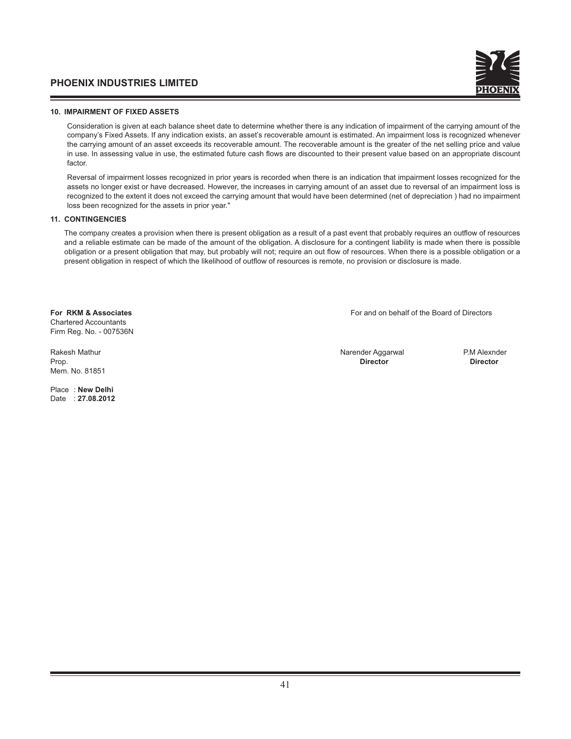**10. IMPAIRMENT OF FIXED ASSETS**

Consideration is given at each balance sheet date to determine whether there is any indication of impairment of the carrying amount of the company's Fixed Assets. If any indication exists, an asset's recoverable amount is estimated. An impairment loss is recognized whenever the carrying amount of an asset exceeds its recoverable amount. The recoverable amount is the greater of the net selling price and value in use. In assessing value in use, the estimated future cash flows are discounted to their present value based on an appropriate discount factor.

Reversal of impairment losses recognized in prior years is recorded when there is an indication that impairment losses recognized for the assets no longer exist or have decreased. However, the increases in carrying amount of an asset due to reversal of an impairment loss is recognized to the extent it does not exceed the carrying amount that would have been determined (net of depreciation ) had no impairment loss been recognized for the assets in prior year."

**11. CONTINGENCIES**

The company creates a provision when there is present obligation as a result of a past event that probably requires an outflow of resources and a reliable estimate can be made of the amount of the obligation. A disclosure for a contingent liability is made when there is possible obligation or a present obligation that may, but probably will not; require an out flow of resources. When there is a possible obligation or a present obligation in respect of which the likelihood of outflow of resources is remote, no provision or disclosure is made.

**For RKM & Associates**
Chartered Accountants
Firm Reg. No. - 007536N

Rakesh Mathur
Prop.
Mem. No. 81851

Place : **New Delhi**
Date : **27.08.2012**

For and on behalf of the Board of Directors

Narender Aggarwal
**Director**

P.M Alexnder
**Director**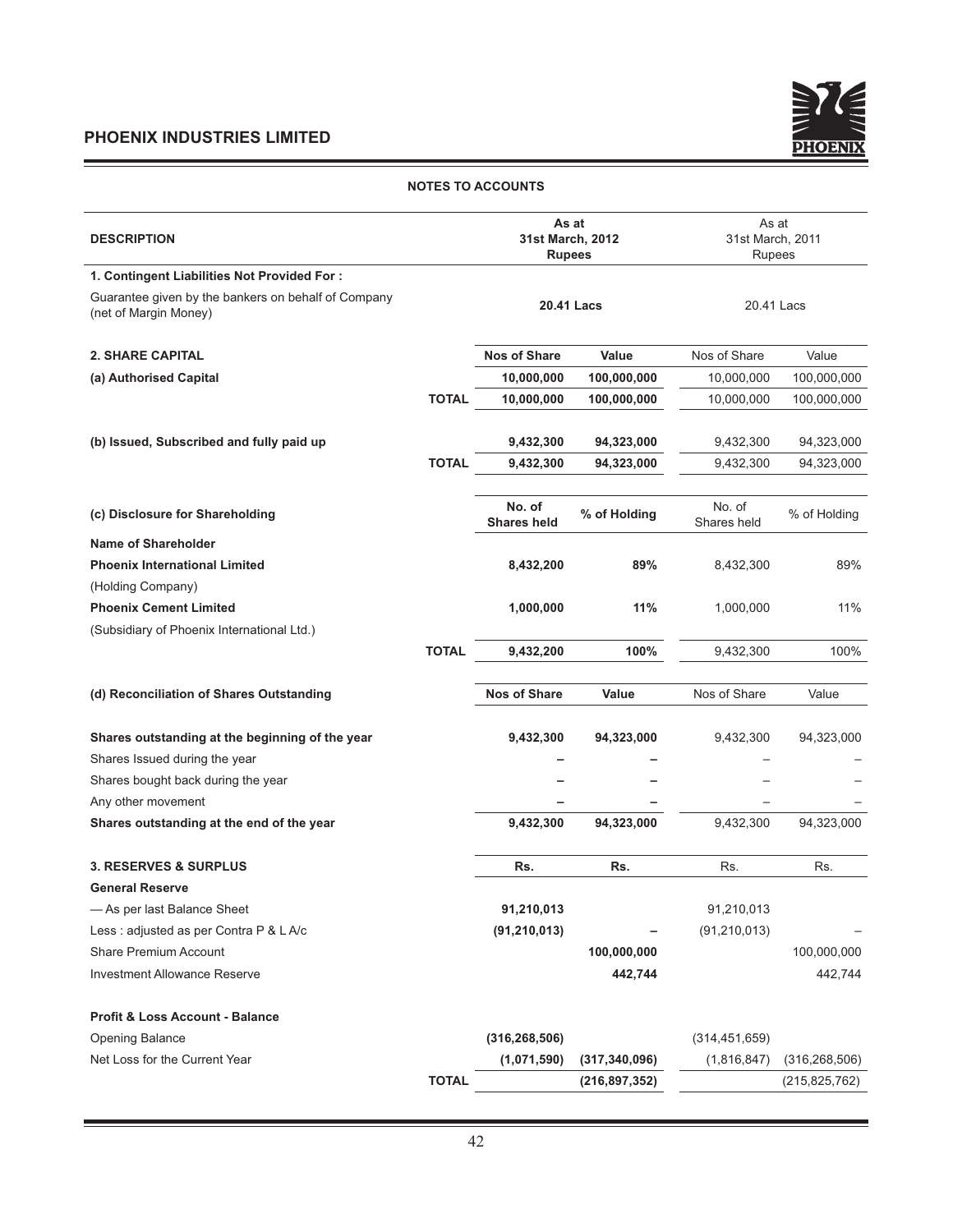## NOTES TO ACCOUNTS

| DESCRIPTION | | As at 31st March, 2012 Rupees | | As at 31st March, 2011 Rupees | |
|---|---|---|---|---|---|
| **1. Contingent Liabilities Not Provided For :** | | | | | |
| Guarantee given by the bankers on behalf of Company (net of Margin Money) | | **20.41 Lacs** | | 20.41 Lacs | |
| **2. SHARE CAPITAL** | | **Nos of Share** | **Value** | Nos of Share | Value |
| **(a) Authorised Capital** | | **10,000,000** | **100,000,000** | 10,000,000 | 100,000,000 |
| | **TOTAL** | **10,000,000** | **100,000,000** | 10,000,000 | 100,000,000 |
| **(b) Issued, Subscribed and fully paid up** | | **9,432,300** | **94,323,000** | 9,432,300 | 94,323,000 |
| | **TOTAL** | **9,432,300** | **94,323,000** | 9,432,300 | 94,323,000 |
| **(c) Disclosure for Shareholding** | | **No. of Shares held** | **% of Holding** | No. of Shares held | % of Holding |
| **Name of Shareholder** | | | | | |
| **Phoenix International Limited** | | **8,432,200** | **89%** | 8,432,300 | 89% |
| (Holding Company) | | | | | |
| **Phoenix Cement Limited** | | **1,000,000** | **11%** | 1,000,000 | 11% |
| (Subsidiary of Phoenix International Ltd.) | | | | | |
| | **TOTAL** | **9,432,200** | **100%** | 9,432,300 | 100% |
| **(d) Reconciliation of Shares Outstanding** | | **Nos of Share** | **Value** | Nos of Share | Value |
| **Shares outstanding at the beginning of the year** | | **9,432,300** | **94,323,000** | 9,432,300 | 94,323,000 |
| Shares Issued during the year | | **–** | **–** | – | – |
| Shares bought back during the year | | **–** | **–** | – | – |
| Any other movement | | **–** | **–** | – | – |
| **Shares outstanding at the end of the year** | | **9,432,300** | **94,323,000** | 9,432,300 | 94,323,000 |
| **3. RESERVES & SURPLUS** | | **Rs.** | **Rs.** | Rs. | Rs. |
| **General Reserve** | | | | | |
| — As per last Balance Sheet | | **91,210,013** | | 91,210,013 | |
| Less : adjusted as per Contra P & L A/c | | **(91,210,013)** | **–** | (91,210,013) | – |
| Share Premium Account | | | **100,000,000** | | 100,000,000 |
| Investment Allowance Reserve | | | **442,744** | | 442,744 |
| **Profit & Loss Account - Balance** | | | | | |
| Opening Balance | | **(316,268,506)** | | (314,451,659) | |
| Net Loss for the Current Year | | **(1,071,590)** | **(317,340,096)** | (1,816,847) | (316,268,506) |
| | **TOTAL** | | **(216,897,352)** | | (215,825,762) |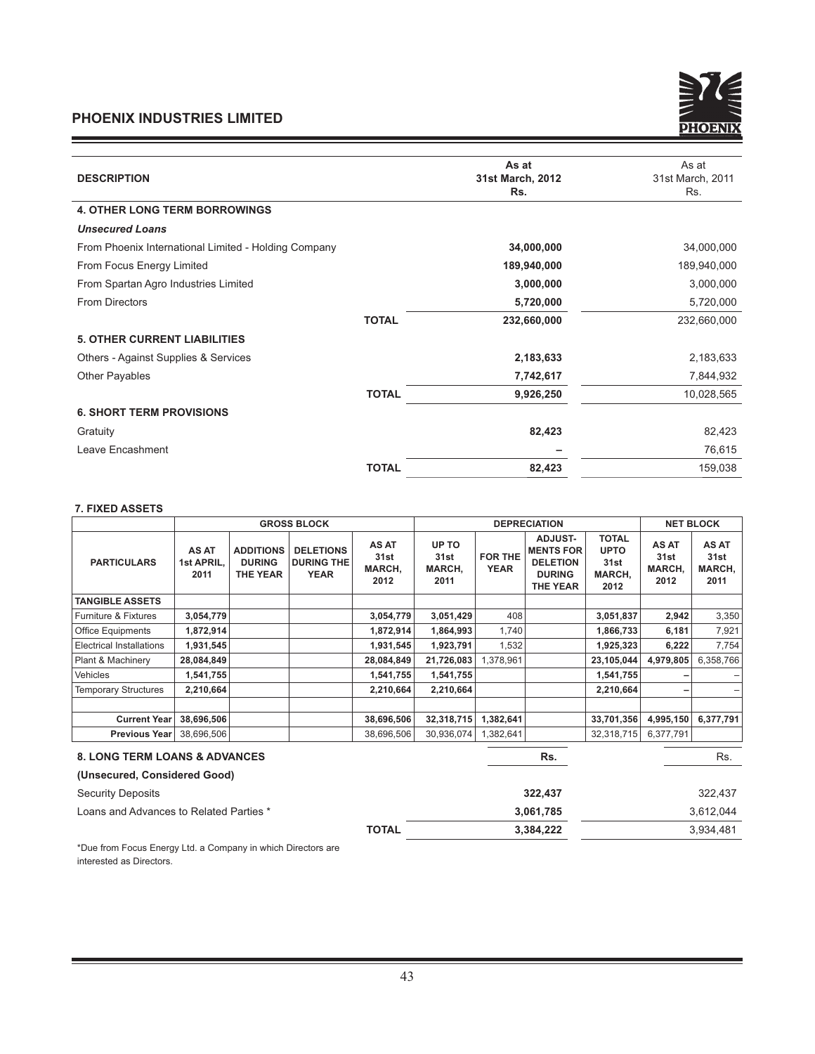| DESCRIPTION | | As at 31st March, 2012 Rs. | As at 31st March, 2011 Rs. |
|---|---|---|---|
| **4. OTHER LONG TERM BORROWINGS** | | | |
| ***Unsecured Loans*** | | | |
| From Phoenix International Limited - Holding Company | | **34,000,000** | 34,000,000 |
| From Focus Energy Limited | | **189,940,000** | 189,940,000 |
| From Spartan Agro Industries Limited | | **3,000,000** | 3,000,000 |
| From Directors | | **5,720,000** | 5,720,000 |
| | **TOTAL** | **232,660,000** | 232,660,000 |
| **5. OTHER CURRENT LIABILITIES** | | | |
| Others - Against Supplies & Services | | **2,183,633** | 2,183,633 |
| Other Payables | | **7,742,617** | 7,844,932 |
| | **TOTAL** | **9,926,250** | 10,028,565 |
| **6. SHORT TERM PROVISIONS** | | | |
| Gratuity | | **82,423** | 82,423 |
| Leave Encashment | | – | 76,615 |
| | **TOTAL** | **82,423** | 159,038 |

**7. FIXED ASSETS**

| PARTICULARS | GROSS BLOCK | | | | DEPRECIATION | | | | NET BLOCK | |
|---|---|---|---|---|---|---|---|---|---|---|
| | AS AT 1st APRIL, 2011 | ADDITIONS DURING THE YEAR | DELETIONS DURING THE YEAR | AS AT 31st MARCH, 2012 | UP TO 31st MARCH, 2011 | FOR THE YEAR | ADJUST-MENTS FOR DELETION DURING THE YEAR | TOTAL UPTO 31st MARCH, 2012 | AS AT 31st MARCH, 2012 | AS AT 31st MARCH, 2011 |
| **TANGIBLE ASSETS** | | | | | | | | | | |
| Furniture & Fixtures | **3,054,779** | | | **3,054,779** | **3,051,429** | 408 | | **3,051,837** | **2,942** | 3,350 |
| Office Equipments | **1,872,914** | | | **1,872,914** | **1,864,993** | 1,740 | | **1,866,733** | **6,181** | 7,921 |
| Electrical Installations | **1,931,545** | | | **1,931,545** | **1,923,791** | 1,532 | | **1,925,323** | **6,222** | 7,754 |
| Plant & Machinery | **28,084,849** | | | **28,084,849** | **21,726,083** | 1,378,961 | | **23,105,044** | **4,979,805** | 6,358,766 |
| Vehicles | **1,541,755** | | | **1,541,755** | **1,541,755** | | | **1,541,755** | – | – |
| Temporary Structures | **2,210,664** | | | **2,210,664** | **2,210,664** | | | **2,210,664** | – | – |
| **Current Year** | **38,696,506** | | | **38,696,506** | **32,318,715** | **1,382,641** | | **33,701,356** | **4,995,150** | **6,377,791** |
| **Previous Year** | 38,696,506 | | | 38,696,506 | 30,936,074 | 1,382,641 | | 32,318,715 | 6,377,791 | |

| **8. LONG TERM LOANS & ADVANCES** | | Rs. | Rs. |
|---|---|---|---|
| **(Unsecured, Considered Good)** | | | |
| Security Deposits | | **322,437** | 322,437 |
| Loans and Advances to Related Parties * | | **3,061,785** | 3,612,044 |
| | **TOTAL** | **3,384,222** | 3,934,481 |

*Due from Focus Energy Ltd. a Company in which Directors are interested as Directors.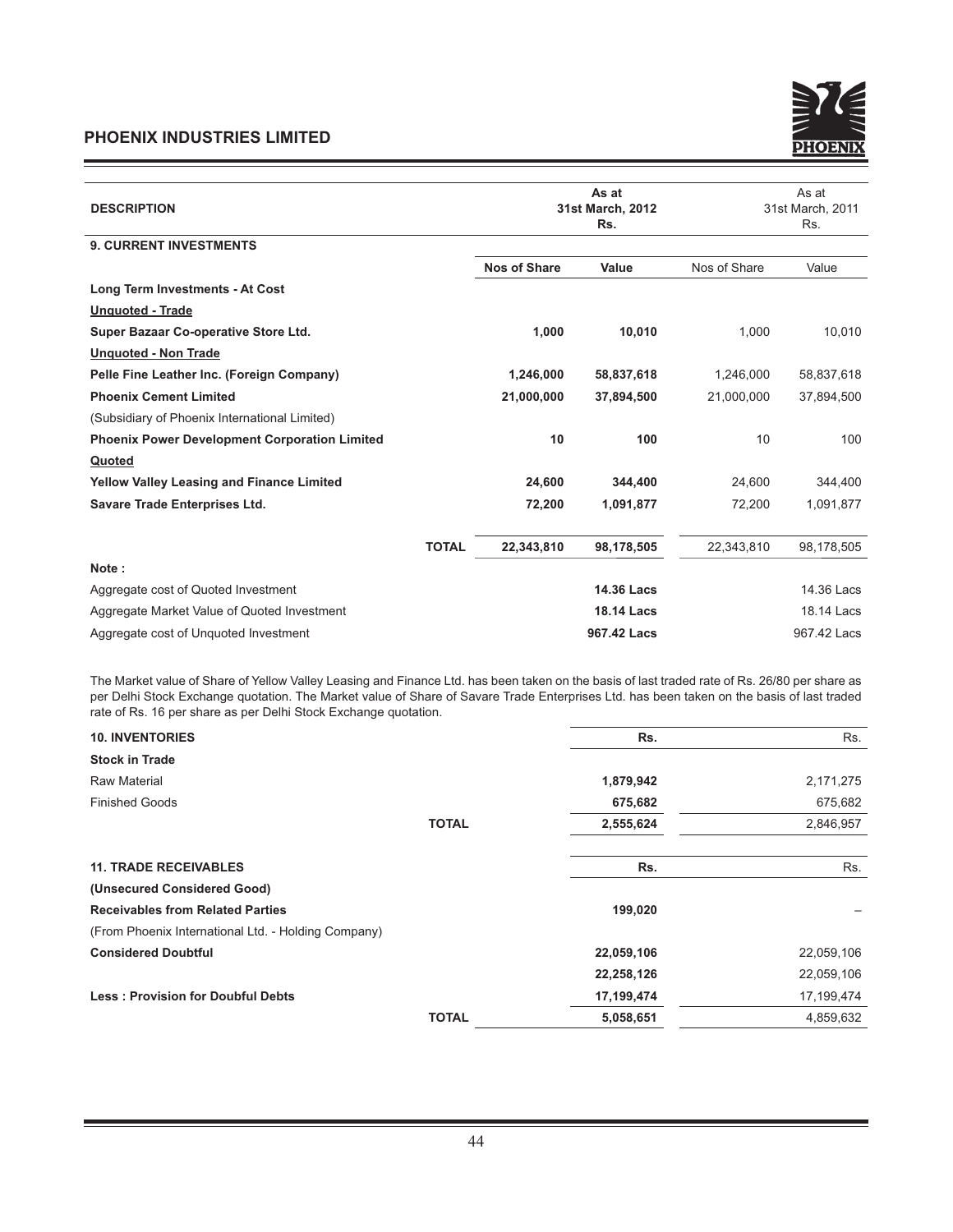| DESCRIPTION | | As at 31st March, 2012 Rs. | | As at 31st March, 2011 Rs. | |
|---|---|---|---|---|---|
| **9. CURRENT INVESTMENTS** | | | | | |
| | | **Nos of Share** | **Value** | Nos of Share | Value |
| **Long Term Investments - At Cost** | | | | | |
| **Unquoted - Trade** | | | | | |
| **Super Bazaar Co-operative Store Ltd.** | | **1,000** | **10,010** | 1,000 | 10,010 |
| **Unquoted - Non Trade** | | | | | |
| **Pelle Fine Leather Inc. (Foreign Company)** | | **1,246,000** | **58,837,618** | 1,246,000 | 58,837,618 |
| **Phoenix Cement Limited** | | **21,000,000** | **37,894,500** | 21,000,000 | 37,894,500 |
| (Subsidiary of Phoenix International Limited) | | | | | |
| **Phoenix Power Development Corporation Limited** | | **10** | **100** | 10 | 100 |
| **Quoted** | | | | | |
| **Yellow Valley Leasing and Finance Limited** | | **24,600** | **344,400** | 24,600 | 344,400 |
| **Savare Trade Enterprises Ltd.** | | **72,200** | **1,091,877** | 72,200 | 1,091,877 |
| | **TOTAL** | **22,343,810** | **98,178,505** | 22,343,810 | 98,178,505 |
| **Note :** | | | | | |
| Aggregate cost of Quoted Investment | | | **14.36 Lacs** | | 14.36 Lacs |
| Aggregate Market Value of Quoted Investment | | | **18.14 Lacs** | | 18.14 Lacs |
| Aggregate cost of Unquoted Investment | | | **967.42 Lacs** | | 967.42 Lacs |

The Market value of Share of Yellow Valley Leasing and Finance Ltd. has been taken on the basis of last traded rate of Rs. 26/80 per share as per Delhi Stock Exchange quotation. The Market value of Share of Savare Trade Enterprises Ltd. has been taken on the basis of last traded rate of Rs. 16 per share as per Delhi Stock Exchange quotation.

| **10. INVENTORIES** | | **Rs.** | Rs. |
|---|---|---|---|
| **Stock in Trade** | | | |
| Raw Material | | **1,879,942** | 2,171,275 |
| Finished Goods | | **675,682** | 675,682 |
| | **TOTAL** | **2,555,624** | 2,846,957 |

| **11. TRADE RECEIVABLES** | | **Rs.** | Rs. |
|---|---|---|---|
| **(Unsecured Considered Good)** | | | |
| **Receivables from Related Parties** | | **199,020** | – |
| (From Phoenix International Ltd. - Holding Company) | | | |
| **Considered Doubtful** | | **22,059,106** | 22,059,106 |
| | | **22,258,126** | 22,059,106 |
| **Less : Provision for Doubtful Debts** | | **17,199,474** | 17,199,474 |
| | **TOTAL** | **5,058,651** | 4,859,632 |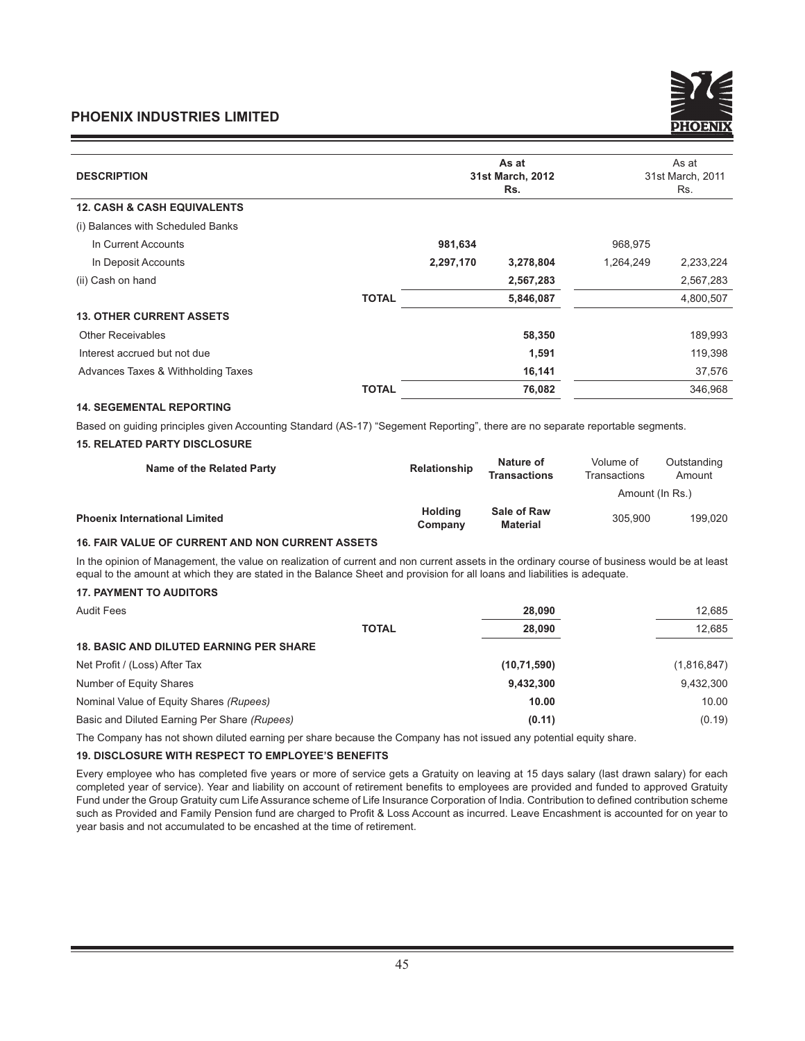| DESCRIPTION | | As at 31st March, 2012 Rs. | | As at 31st March, 2011 Rs. |
|---|---|---|---|---|
| **12. CASH & CASH EQUIVALENTS** | | | | |
| (i) Balances with Scheduled Banks | | | | |
| In Current Accounts | **981,634** | | 968,975 | |
| In Deposit Accounts | **2,297,170** | **3,278,804** | 1,264,249 | 2,233,224 |
| (ii) Cash on hand | | **2,567,283** | | 2,567,283 |
| **TOTAL** | | **5,846,087** | | 4,800,507 |
| **13. OTHER CURRENT ASSETS** | | | | |
| Other Receivables | | **58,350** | | 189,993 |
| Interest accrued but not due | | **1,591** | | 119,398 |
| Advances Taxes & Withholding Taxes | | **16,141** | | 37,576 |
| **TOTAL** | | **76,082** | | 346,968 |

**14. SEGEMENTAL REPORTING**

Based on guiding principles given Accounting Standard (AS-17) "Segement Reporting", there are no separate reportable segments.

**15. RELATED PARTY DISCLOSURE**

| Name of the Related Party | Relationship | Nature of Transactions | Volume of Transactions | Outstanding Amount |
|---|---|---|---|---|
| | | | Amount (In Rs.) | |
| **Phoenix International Limited** | **Holding Company** | **Sale of Raw Material** | 305,900 | 199,020 |

**16. FAIR VALUE OF CURRENT AND NON CURRENT ASSETS**

In the opinion of Management, the value on realization of current and non current assets in the ordinary course of business would be at least equal to the amount at which they are stated in the Balance Sheet and provision for all loans and liabilities is adequate.

| DESCRIPTION | As at 31st March, 2012 Rs. | As at 31st March, 2011 Rs. |
|---|---|---|
| **17. PAYMENT TO AUDITORS** | | |
| Audit Fees | **28,090** | 12,685 |
| **TOTAL** | **28,090** | 12,685 |
| **18. BASIC AND DILUTED EARNING PER SHARE** | | |
| Net Profit / (Loss) After Tax | **(10,71,590)** | (1,816,847) |
| Number of Equity Shares | **9,432,300** | 9,432,300 |
| Nominal Value of Equity Shares *(Rupees)* | **10.00** | 10.00 |
| Basic and Diluted Earning Per Share *(Rupees)* | **(0.11)** | (0.19) |

The Company has not shown diluted earning per share because the Company has not issued any potential equity share.

**19. DISCLOSURE WITH RESPECT TO EMPLOYEE'S BENEFITS**

Every employee who has completed five years or more of service gets a Gratuity on leaving at 15 days salary (last drawn salary) for each completed year of service). Year and liability on account of retirement benefits to employees are provided and funded to approved Gratuity Fund under the Group Gratuity cum Life Assurance scheme of Life Insurance Corporation of India. Contribution to defined contribution scheme such as Provided and Family Pension fund are charged to Profit & Loss Account as incurred. Leave Encashment is accounted for on year to year basis and not accumulated to be encashed at the time of retirement.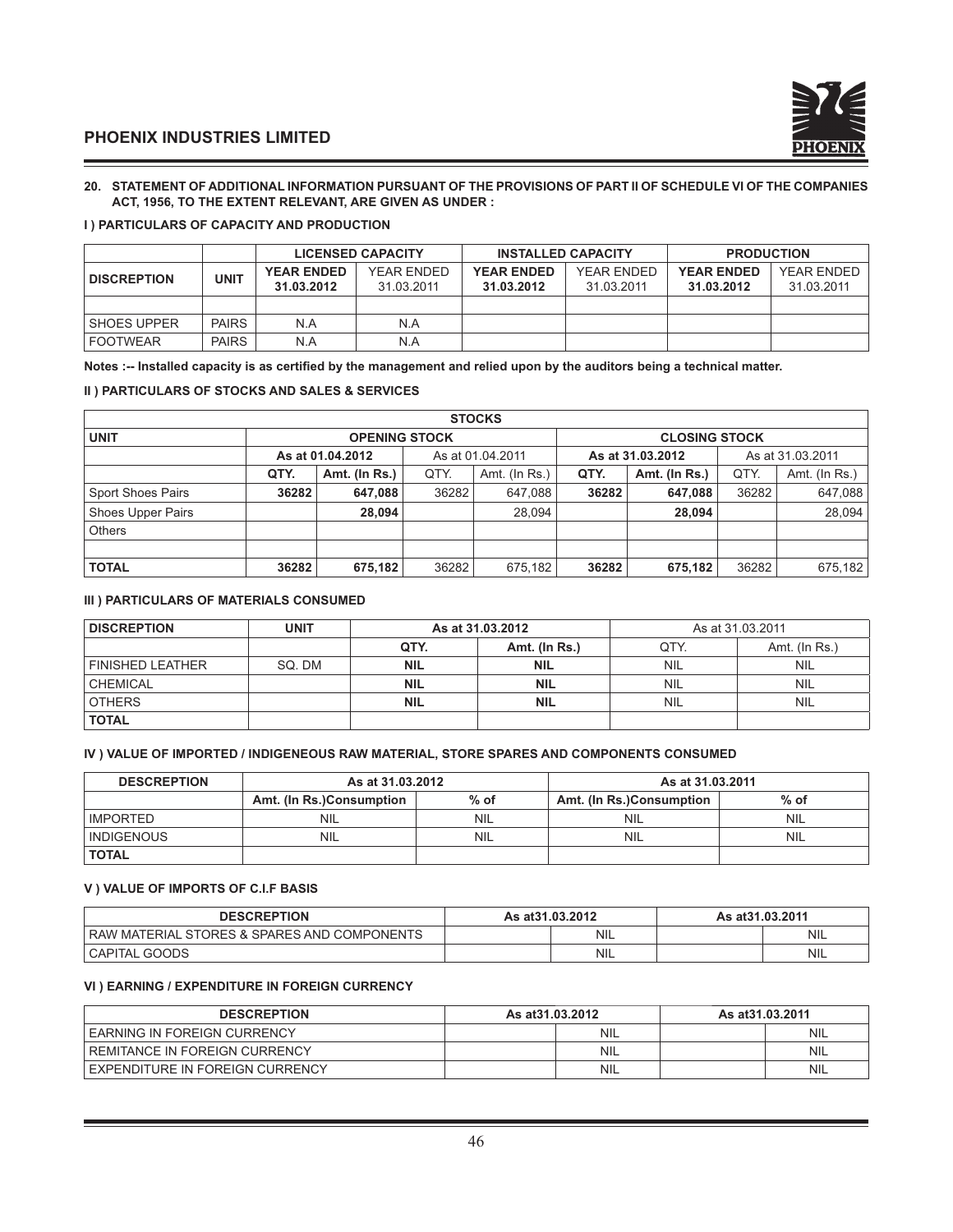**20. STATEMENT OF ADDITIONAL INFORMATION PURSUANT OF THE PROVISIONS OF PART II OF SCHEDULE VI OF THE COMPANIES ACT, 1956, TO THE EXTENT RELEVANT, ARE GIVEN AS UNDER :**

**I ) PARTICULARS OF CAPACITY AND PRODUCTION**

| DISCREPTION | UNIT | LICENSED CAPACITY | | INSTALLED CAPACITY | | PRODUCTION | |
|---|---|---|---|---|---|---|---|
| | | YEAR ENDED 31.03.2012 | YEAR ENDED 31.03.2011 | YEAR ENDED 31.03.2012 | YEAR ENDED 31.03.2011 | YEAR ENDED 31.03.2012 | YEAR ENDED 31.03.2011 |
| | | | | | | | |
| SHOES UPPER | PAIRS | N.A | N.A | | | | |
| FOOTWEAR | PAIRS | N.A | N.A | | | | |

**Notes :-- Installed capacity is as certified by the management and relied upon by the auditors being a technical matter.**

**II ) PARTICULARS OF STOCKS AND SALES & SERVICES**

| STOCKS | | | | | | | | |
|---|---|---|---|---|---|---|---|---|
| UNIT | OPENING STOCK | | | | CLOSING STOCK | | | |
| | As at 01.04.2012 | | As at 01.04.2011 | | As at 31.03.2012 | | As at 31.03.2011 | |
| | QTY. | Amt. (In Rs.) | QTY. | Amt. (In Rs.) | QTY. | Amt. (In Rs.) | QTY. | Amt. (In Rs.) |
| Sport Shoes Pairs | 36282 | 647,088 | 36282 | 647,088 | 36282 | 647,088 | 36282 | 647,088 |
| Shoes Upper Pairs | | 28,094 | | 28,094 | | 28,094 | | 28,094 |
| Others | | | | | | | | |
| | | | | | | | | |
| TOTAL | 36282 | 675,182 | 36282 | 675,182 | 36282 | 675,182 | 36282 | 675,182 |

**III ) PARTICULARS OF MATERIALS CONSUMED**

| DISCREPTION | UNIT | As at 31.03.2012 | | As at 31.03.2011 | |
|---|---|---|---|---|---|
| | | QTY. | Amt. (In Rs.) | QTY. | Amt. (In Rs.) |
| FINISHED LEATHER | SQ. DM | NIL | NIL | NIL | NIL |
| CHEMICAL | | NIL | NIL | NIL | NIL |
| OTHERS | | NIL | NIL | NIL | NIL |
| TOTAL | | | | | |

**IV ) VALUE OF IMPORTED / INDIGENEOUS RAW MATERIAL, STORE SPARES AND COMPONENTS CONSUMED**

| DESCREPTION | As at 31.03.2012 | | As at 31.03.2011 | |
|---|---|---|---|---|
| | Amt. (In Rs.)Consumption | % of | Amt. (In Rs.)Consumption | % of |
| IMPORTED | NIL | NIL | NIL | NIL |
| INDIGENOUS | NIL | NIL | NIL | NIL |
| TOTAL | | | | |

**V ) VALUE OF IMPORTS OF C.I.F BASIS**

| DESCREPTION | As at31.03.2012 | | As at31.03.2011 | |
|---|---|---|---|---|
| RAW MATERIAL STORES & SPARES AND COMPONENTS | | NIL | | NIL |
| CAPITAL GOODS | | NIL | | NIL |

**VI ) EARNING / EXPENDITURE IN FOREIGN CURRENCY**

| DESCREPTION | As at31.03.2012 | | As at31.03.2011 | |
|---|---|---|---|---|
| EARNING IN FOREIGN CURRENCY | | NIL | | NIL |
| REMITANCE IN FOREIGN CURRENCY | | NIL | | NIL |
| EXPENDITURE IN FOREIGN CURRENCY | | NIL | | NIL |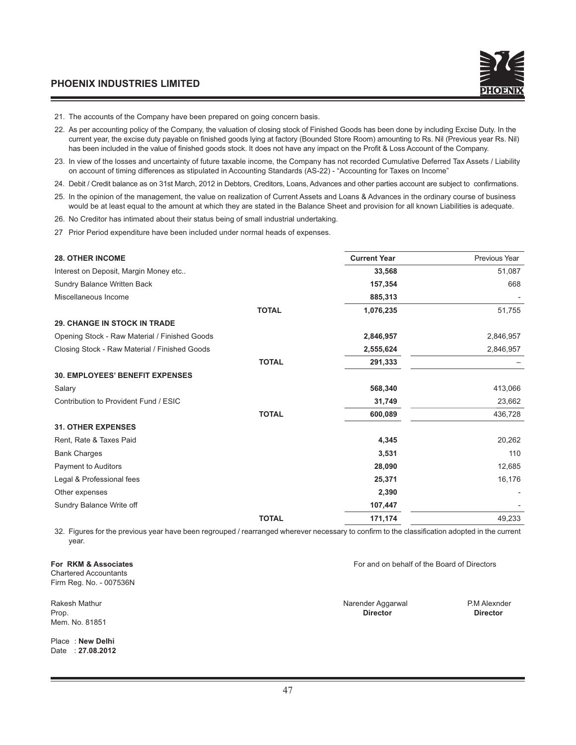21. The accounts of the Company have been prepared on going concern basis.

22. As per accounting policy of the Company, the valuation of closing stock of Finished Goods has been done by including Excise Duty. In the current year, the excise duty payable on finished goods lying at factory (Bounded Store Room) amounting to Rs. Nil (Previous year Rs. Nil) has been included in the value of finished goods stock. It does not have any impact on the Profit & Loss Account of the Company.

23. In view of the losses and uncertainty of future taxable income, the Company has not recorded Cumulative Deferred Tax Assets / Liability on account of timing differences as stipulated in Accounting Standards (AS-22) - "Accounting for Taxes on Income"

24. Debit / Credit balance as on 31st March, 2012 in Debtors, Creditors, Loans, Advances and other parties account are subject to confirmations.

25. In the opinion of the management, the value on realization of Current Assets and Loans & Advances in the ordinary course of business would be at least equal to the amount at which they are stated in the Balance Sheet and provision for all known Liabilities is adequate.

26. No Creditor has intimated about their status being of small industrial undertaking.

27 Prior Period expenditure have been included under normal heads of expenses.

| | | Current Year | Previous Year |
|---|---|---|---|
| **28. OTHER INCOME** | | | |
| Interest on Deposit, Margin Money etc.. | | **33,568** | 51,087 |
| Sundry Balance Written Back | | **157,354** | 668 |
| Miscellaneous Income | | **885,313** | - |
| | **TOTAL** | **1,076,235** | 51,755 |
| **29. CHANGE IN STOCK IN TRADE** | | | |
| Opening Stock - Raw Material / Finished Goods | | **2,846,957** | 2,846,957 |
| Closing Stock - Raw Material / Finished Goods | | **2,555,624** | 2,846,957 |
| | **TOTAL** | **291,333** | – |
| **30. EMPLOYEES' BENEFIT EXPENSES** | | | |
| Salary | | **568,340** | 413,066 |
| Contribution to Provident Fund / ESIC | | **31,749** | 23,662 |
| | **TOTAL** | **600,089** | 436,728 |
| **31. OTHER EXPENSES** | | | |
| Rent, Rate & Taxes Paid | | **4,345** | 20,262 |
| Bank Charges | | **3,531** | 110 |
| Payment to Auditors | | **28,090** | 12,685 |
| Legal & Professional fees | | **25,371** | 16,176 |
| Other expenses | | **2,390** | - |
| Sundry Balance Write off | | **107,447** | - |
| | **TOTAL** | **171,174** | 49,233 |

32. Figures for the previous year have been regrouped / rearranged wherever necessary to confirm to the classification adopted in the current year.

**For RKM & Associates**
Chartered Accountants
Firm Reg. No. - 007536N

For and on behalf of the Board of Directors

Rakesh Mathur
Prop.
Mem. No. 81851

Narender Aggarwal
**Director**

P.M Alexnder
**Director**

Place : **New Delhi**
Date : **27.08.2012**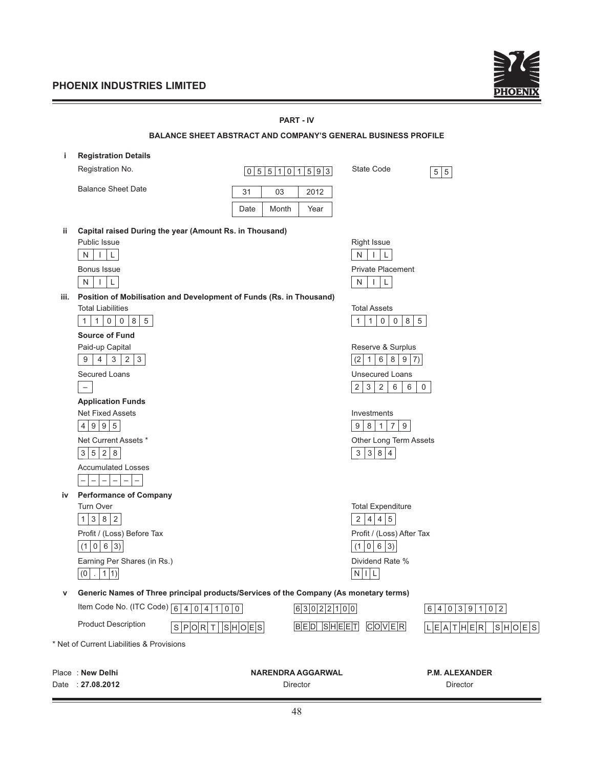## PART - IV

## BALANCE SHEET ABSTRACT AND COMPANY'S GENERAL BUSINESS PROFILE

**i Registration Details**

Registration No. 0551015 93 &nbsp;&nbsp;&nbsp; State Code 55

Balance Sheet Date

| 31 | 03 | 2012 |
|---|---|---|
| Date | Month | Year |

**ii Capital raised During the year (Amount Rs. in Thousand)**

| Public Issue | Right Issue |
|---|---|
| NIL | NIL |
| **Bonus Issue** | **Private Placement** |
| NIL | NIL |

**iii. Position of Mobilisation and Development of Funds (Rs. in Thousand)**

| Total Liabilities | Total Assets |
|---|---|
| 110085 | 110085 |

**Source of Fund**

| Paid-up Capital | Reserve & Surplus |
|---|---|
| 94323 | (216897) |
| **Secured Loans** | **Unsecured Loans** |
| – | 232660 |

**Application Funds**

| Net Fixed Assets | Investments |
|---|---|
| 4995 | 98179 |
| **Net Current Assets *** | **Other Long Term Assets** |
| 3528 | 3384 |
| **Accumulated Losses** | |
| – – – – – – | |

**iv Performance of Company**

| Turn Over | Total Expenditure |
|---|---|
| 1382 | 2445 |
| **Profit / (Loss) Before Tax** | **Profit / (Loss) After Tax** |
| (1063) | (1063) |
| **Earning Per Shares (in Rs.)** | **Dividend Rate %** |
| (0.11) | NIL |

**v Generic Names of Three principal products/Services of the Company (As monetary terms)**

| | | | |
|---|---|---|---|
| Item Code No. (ITC Code) | 64041 00 | 63022100 | 64039102 |
| Product Description | SPORT SHOES | BED SHEET COVER | LEATHER SHOES |

\* Net of Current Liabilities & Provisions

Place : **New Delhi**
Date : **27.08.2012**

**NARENDRA AGGARWAL**
Director

**P.M. ALEXANDER**
Director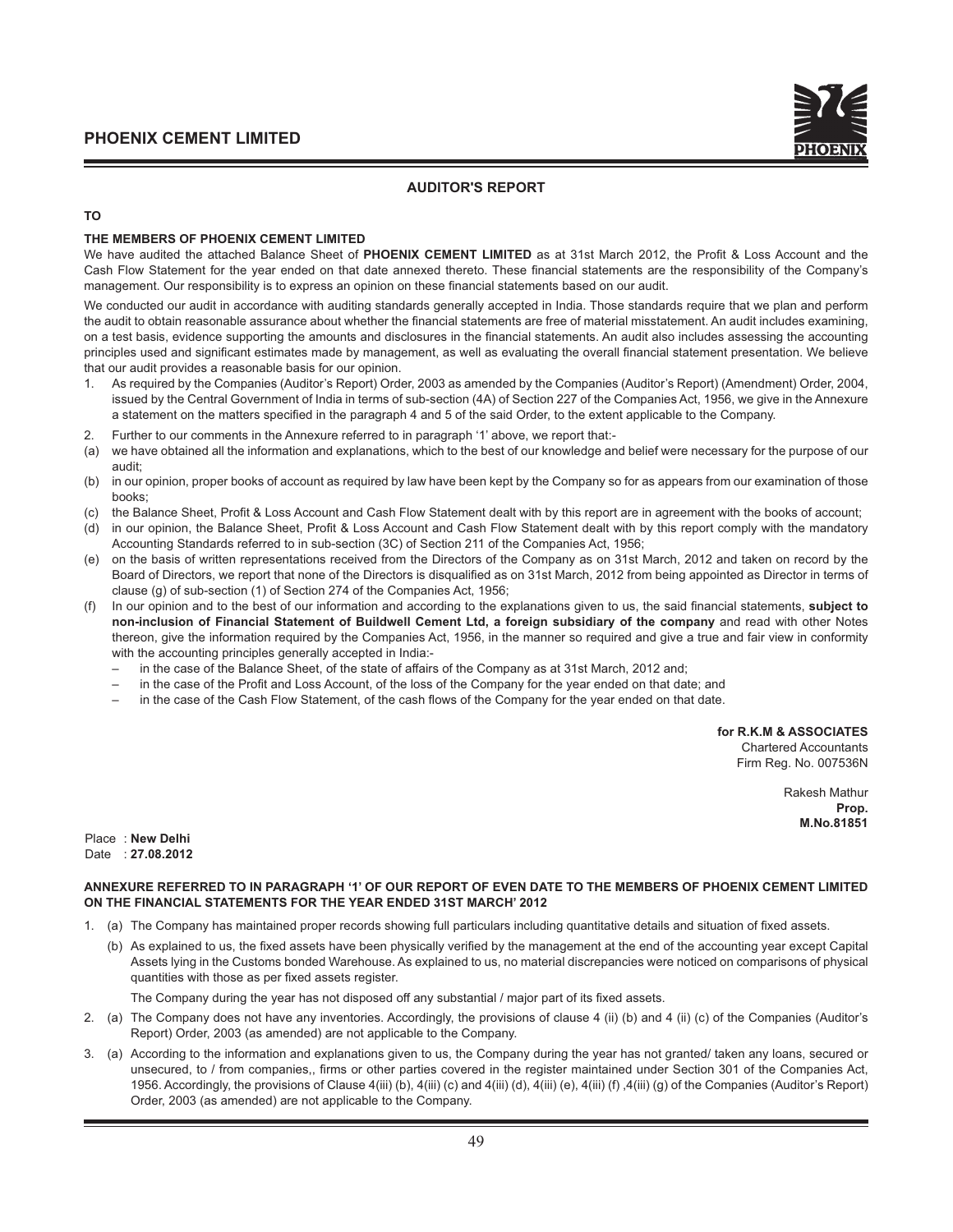## AUDITOR'S REPORT

**TO**

**THE MEMBERS OF PHOENIX CEMENT LIMITED**

We have audited the attached Balance Sheet of **PHOENIX CEMENT LIMITED** as at 31st March 2012, the Profit & Loss Account and the Cash Flow Statement for the year ended on that date annexed thereto. These financial statements are the responsibility of the Company's management. Our responsibility is to express an opinion on these financial statements based on our audit.

We conducted our audit in accordance with auditing standards generally accepted in India. Those standards require that we plan and perform the audit to obtain reasonable assurance about whether the financial statements are free of material misstatement. An audit includes examining, on a test basis, evidence supporting the amounts and disclosures in the financial statements. An audit also includes assessing the accounting principles used and significant estimates made by management, as well as evaluating the overall financial statement presentation. We believe that our audit provides a reasonable basis for our opinion.

1. As required by the Companies (Auditor's Report) Order, 2003 as amended by the Companies (Auditor's Report) (Amendment) Order, 2004, issued by the Central Government of India in terms of sub-section (4A) of Section 227 of the Companies Act, 1956, we give in the Annexure a statement on the matters specified in the paragraph 4 and 5 of the said Order, to the extent applicable to the Company.
2. Further to our comments in the Annexure referred to in paragraph '1' above, we report that:-

(a) we have obtained all the information and explanations, which to the best of our knowledge and belief were necessary for the purpose of our audit;

(b) in our opinion, proper books of account as required by law have been kept by the Company so for as appears from our examination of those books;

(c) the Balance Sheet, Profit & Loss Account and Cash Flow Statement dealt with by this report are in agreement with the books of account;

(d) in our opinion, the Balance Sheet, Profit & Loss Account and Cash Flow Statement dealt with by this report comply with the mandatory Accounting Standards referred to in sub-section (3C) of Section 211 of the Companies Act, 1956;

(e) on the basis of written representations received from the Directors of the Company as on 31st March, 2012 and taken on record by the Board of Directors, we report that none of the Directors is disqualified as on 31st March, 2012 from being appointed as Director in terms of clause (g) of sub-section (1) of Section 274 of the Companies Act, 1956;

(f) In our opinion and to the best of our information and according to the explanations given to us, the said financial statements, **subject to non-inclusion of Financial Statement of Buildwell Cement Ltd, a foreign subsidiary of the company** and read with other Notes thereon, give the information required by the Companies Act, 1956, in the manner so required and give a true and fair view in conformity with the accounting principles generally accepted in India:-

- in the case of the Balance Sheet, of the state of affairs of the Company as at 31st March, 2012 and;
- in the case of the Profit and Loss Account, of the loss of the Company for the year ended on that date; and
- in the case of the Cash Flow Statement, of the cash flows of the Company for the year ended on that date.

**for R.K.M & ASSOCIATES**
Chartered Accountants
Firm Reg. No. 007536N

Rakesh Mathur
**Prop.**
**M.No.81851**

Place : **New Delhi**
Date : **27.08.2012**

**ANNEXURE REFERRED TO IN PARAGRAPH '1' OF OUR REPORT OF EVEN DATE TO THE MEMBERS OF PHOENIX CEMENT LIMITED ON THE FINANCIAL STATEMENTS FOR THE YEAR ENDED 31ST MARCH' 2012**

1. (a) The Company has maintained proper records showing full particulars including quantitative details and situation of fixed assets.

   (b) As explained to us, the fixed assets have been physically verified by the management at the end of the accounting year except Capital Assets lying in the Customs bonded Warehouse. As explained to us, no material discrepancies were noticed on comparisons of physical quantities with those as per fixed assets register.

   The Company during the year has not disposed off any substantial / major part of its fixed assets.

2. (a) The Company does not have any inventories. Accordingly, the provisions of clause 4 (ii) (b) and 4 (ii) (c) of the Companies (Auditor's Report) Order, 2003 (as amended) are not applicable to the Company.

3. (a) According to the information and explanations given to us, the Company during the year has not granted/ taken any loans, secured or unsecured, to / from companies,, firms or other parties covered in the register maintained under Section 301 of the Companies Act, 1956. Accordingly, the provisions of Clause 4(iii) (b), 4(iii) (c) and 4(iii) (d), 4(iii) (e), 4(iii) (f) ,4(iii) (g) of the Companies (Auditor's Report) Order, 2003 (as amended) are not applicable to the Company.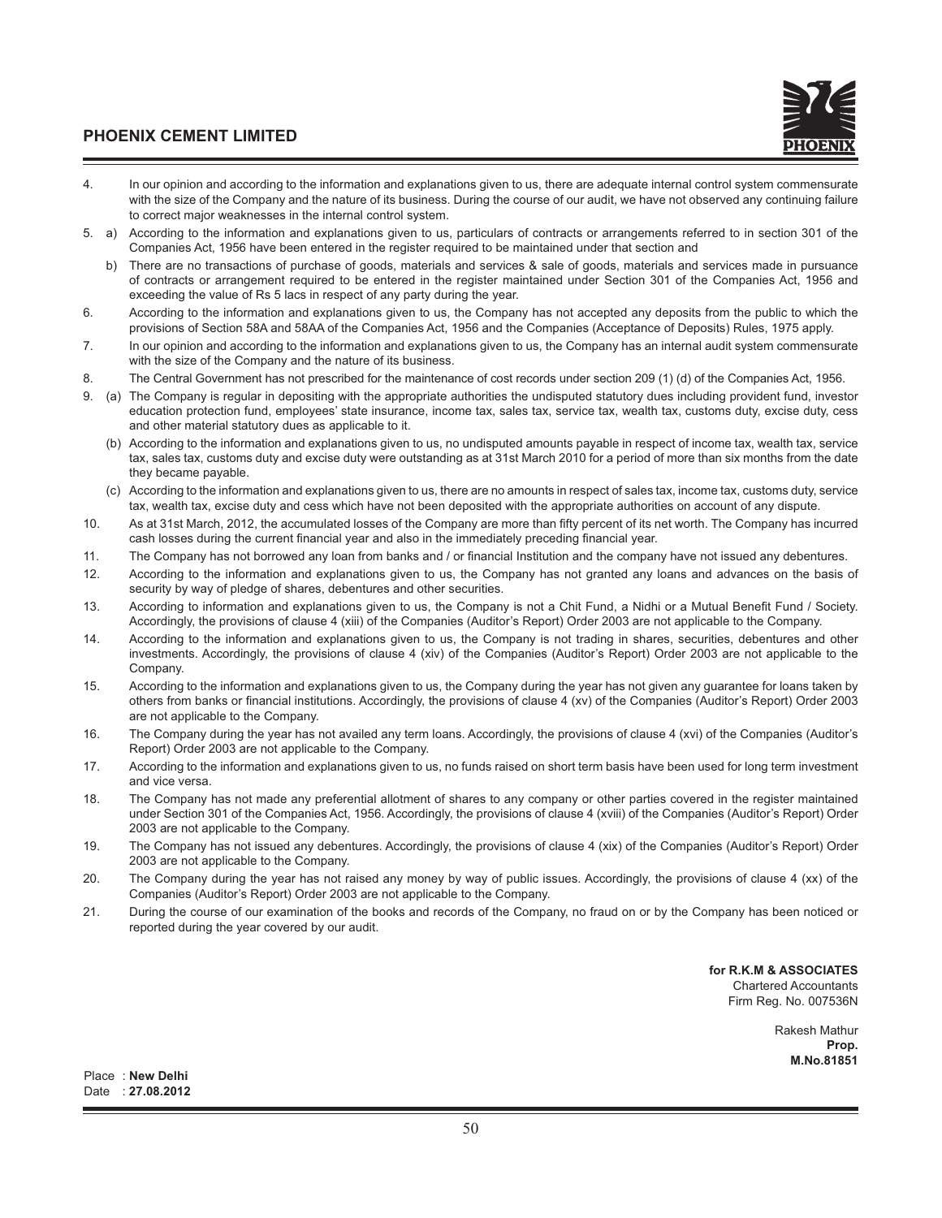4. In our opinion and according to the information and explanations given to us, there are adequate internal control system commensurate with the size of the Company and the nature of its business. During the course of our audit, we have not observed any continuing failure to correct major weaknesses in the internal control system.

5. a) According to the information and explanations given to us, particulars of contracts or arrangements referred to in section 301 of the Companies Act, 1956 have been entered in the register required to be maintained under that section and

   b) There are no transactions of purchase of goods, materials and services & sale of goods, materials and services made in pursuance of contracts or arrangement required to be entered in the register maintained under Section 301 of the Companies Act, 1956 and exceeding the value of Rs 5 lacs in respect of any party during the year.

6. According to the information and explanations given to us, the Company has not accepted any deposits from the public to which the provisions of Section 58A and 58AA of the Companies Act, 1956 and the Companies (Acceptance of Deposits) Rules, 1975 apply.

7. In our opinion and according to the information and explanations given to us, the Company has an internal audit system commensurate with the size of the Company and the nature of its business.

8. The Central Government has not prescribed for the maintenance of cost records under section 209 (1) (d) of the Companies Act, 1956.

9. (a) The Company is regular in depositing with the appropriate authorities the undisputed statutory dues including provident fund, investor education protection fund, employees' state insurance, income tax, sales tax, service tax, wealth tax, customs duty, excise duty, cess and other material statutory dues as applicable to it.

   (b) According to the information and explanations given to us, no undisputed amounts payable in respect of income tax, wealth tax, service tax, sales tax, customs duty and excise duty were outstanding as at 31st March 2010 for a period of more than six months from the date they became payable.

   (c) According to the information and explanations given to us, there are no amounts in respect of sales tax, income tax, customs duty, service tax, wealth tax, excise duty and cess which have not been deposited with the appropriate authorities on account of any dispute.

10. As at 31st March, 2012, the accumulated losses of the Company are more than fifty percent of its net worth. The Company has incurred cash losses during the current financial year and also in the immediately preceding financial year.

11. The Company has not borrowed any loan from banks and / or financial Institution and the company have not issued any debentures.

12. According to the information and explanations given to us, the Company has not granted any loans and advances on the basis of security by way of pledge of shares, debentures and other securities.

13. According to information and explanations given to us, the Company is not a Chit Fund, a Nidhi or a Mutual Benefit Fund / Society. Accordingly, the provisions of clause 4 (xiii) of the Companies (Auditor's Report) Order 2003 are not applicable to the Company.

14. According to the information and explanations given to us, the Company is not trading in shares, securities, debentures and other investments. Accordingly, the provisions of clause 4 (xiv) of the Companies (Auditor's Report) Order 2003 are not applicable to the Company.

15. According to the information and explanations given to us, the Company during the year has not given any guarantee for loans taken by others from banks or financial institutions. Accordingly, the provisions of clause 4 (xv) of the Companies (Auditor's Report) Order 2003 are not applicable to the Company.

16. The Company during the year has not availed any term loans. Accordingly, the provisions of clause 4 (xvi) of the Companies (Auditor's Report) Order 2003 are not applicable to the Company.

17. According to the information and explanations given to us, no funds raised on short term basis have been used for long term investment and vice versa.

18. The Company has not made any preferential allotment of shares to any company or other parties covered in the register maintained under Section 301 of the Companies Act, 1956. Accordingly, the provisions of clause 4 (xviii) of the Companies (Auditor's Report) Order 2003 are not applicable to the Company.

19. The Company has not issued any debentures. Accordingly, the provisions of clause 4 (xix) of the Companies (Auditor's Report) Order 2003 are not applicable to the Company.

20. The Company during the year has not raised any money by way of public issues. Accordingly, the provisions of clause 4 (xx) of the Companies (Auditor's Report) Order 2003 are not applicable to the Company.

21. During the course of our examination of the books and records of the Company, no fraud on or by the Company has been noticed or reported during the year covered by our audit.

**for R.K.M & ASSOCIATES**
Chartered Accountants
Firm Reg. No. 007536N

Rakesh Mathur
**Prop.**
**M.No.81851**

Place : **New Delhi**
Date : **27.08.2012**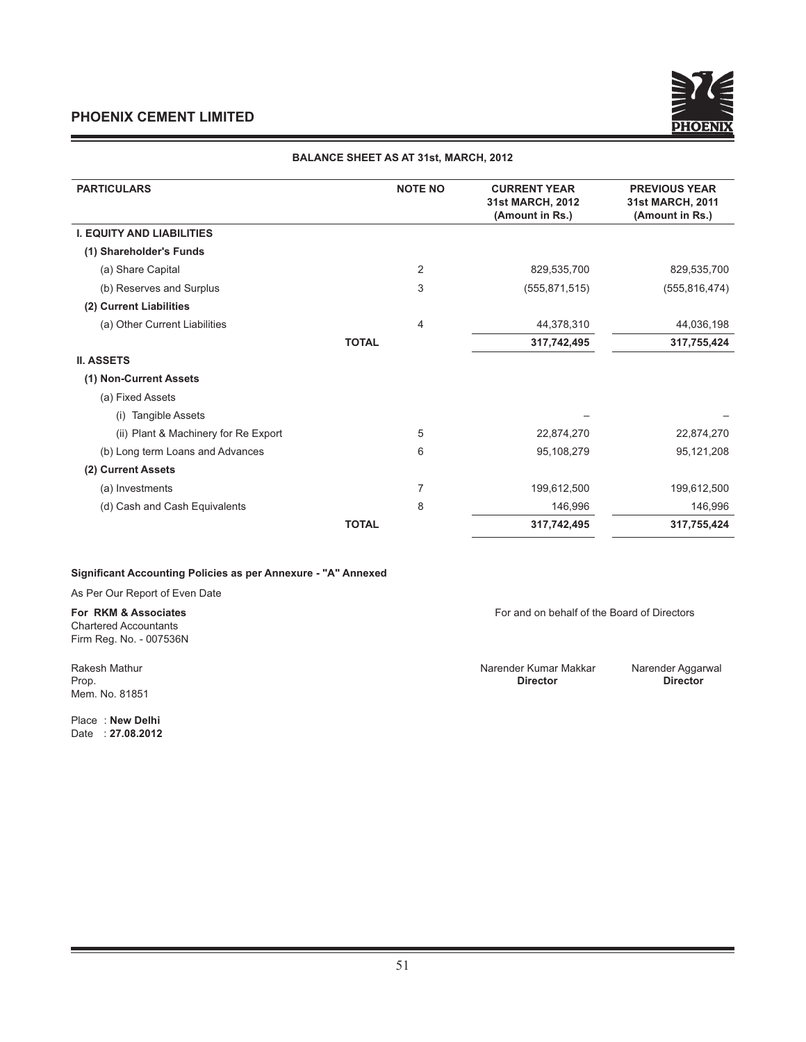# PHOENIX CEMENT LIMITED

## BALANCE SHEET AS AT 31st, MARCH, 2012

| PARTICULARS | NOTE NO | CURRENT YEAR 31st MARCH, 2012 (Amount in Rs.) | PREVIOUS YEAR 31st MARCH, 2011 (Amount in Rs.) |
|---|---|---|---|
| **I. EQUITY AND LIABILITIES** | | | |
| **(1) Shareholder's Funds** | | | |
| (a) Share Capital | 2 | 829,535,700 | 829,535,700 |
| (b) Reserves and Surplus | 3 | (555,871,515) | (555,816,474) |
| **(2) Current Liabilities** | | | |
| (a) Other Current Liabilities | 4 | 44,378,310 | 44,036,198 |
| **TOTAL** | | **317,742,495** | **317,755,424** |
| **II. ASSETS** | | | |
| **(1) Non-Current Assets** | | | |
| (a) Fixed Assets | | | |
| (i) Tangible Assets | | – | – |
| (ii) Plant & Machinery for Re Export | 5 | 22,874,270 | 22,874,270 |
| (b) Long term Loans and Advances | 6 | 95,108,279 | 95,121,208 |
| **(2) Current Assets** | | | |
| (a) Investments | 7 | 199,612,500 | 199,612,500 |
| (d) Cash and Cash Equivalents | 8 | 146,996 | 146,996 |
| **TOTAL** | | **317,742,495** | **317,755,424** |

**Significant Accounting Policies as per Annexure - "A" Annexed**

As Per Our Report of Even Date

**For RKM & Associates**
Chartered Accountants
Firm Reg. No. - 007536N

Rakesh Mathur
Prop.
Mem. No. 81851

Place : **New Delhi**
Date : **27.08.2012**

For and on behalf of the Board of Directors

Narender Kumar Makkar
**Director**

Narender Aggarwal
**Director**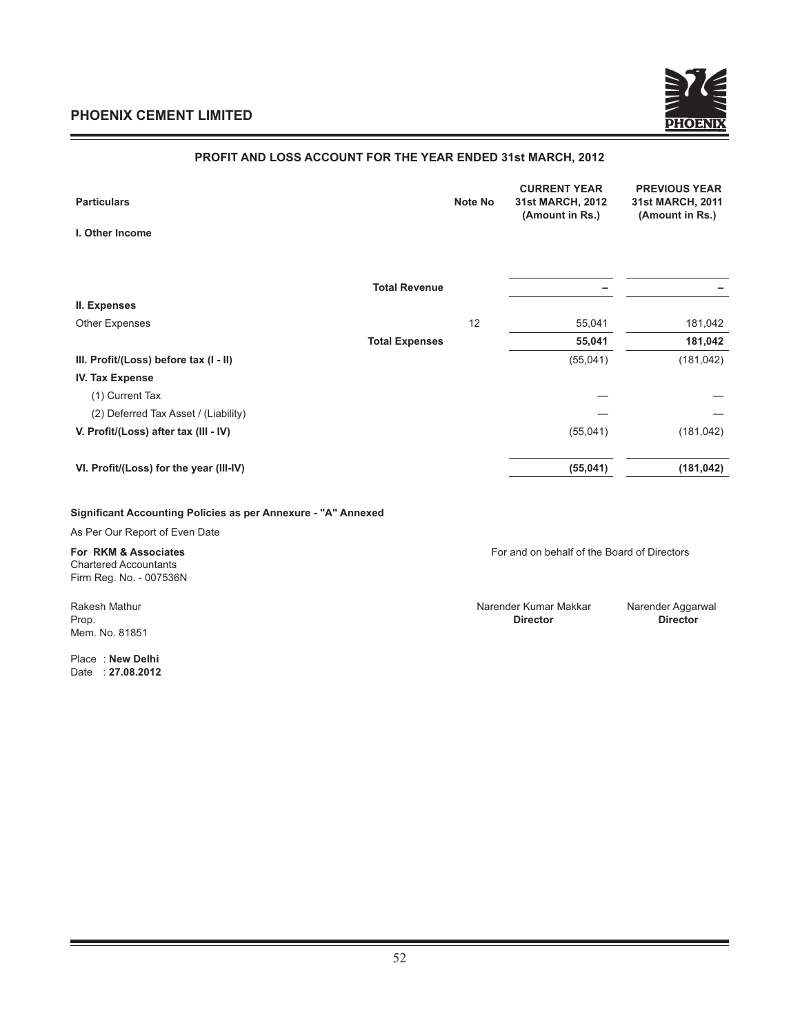# PHOENIX CEMENT LIMITED

## PROFIT AND LOSS ACCOUNT FOR THE YEAR ENDED 31st MARCH, 2012

| Particulars | | Note No | CURRENT YEAR 31st MARCH, 2012 (Amount in Rs.) | PREVIOUS YEAR 31st MARCH, 2011 (Amount in Rs.) |
|---|---|---|---|---|
| **I. Other Income** | | | | |
| | **Total Revenue** | | – | – |
| **II. Expenses** | | | | |
| Other Expenses | | 12 | 55,041 | 181,042 |
| | **Total Expenses** | | **55,041** | **181,042** |
| **III. Profit/(Loss) before tax (I - II)** | | | (55,041) | (181,042) |
| **IV. Tax Expense** | | | | |
| (1) Current Tax | | | — | — |
| (2) Deferred Tax Asset / (Liability) | | | — | — |
| **V. Profit/(Loss) after tax (III - IV)** | | | (55,041) | (181,042) |
| **VI. Profit/(Loss) for the year (III-IV)** | | | **(55,041)** | **(181,042)** |

**Significant Accounting Policies as per Annexure - "A" Annexed**

As Per Our Report of Even Date

**For RKM & Associates**
Chartered Accountants
Firm Reg. No. - 007536N

Rakesh Mathur
Prop.
Mem. No. 81851

For and on behalf of the Board of Directors

Narender Kumar Makkar
**Director**

Narender Aggarwal
**Director**

Place : **New Delhi**
Date : **27.08.2012**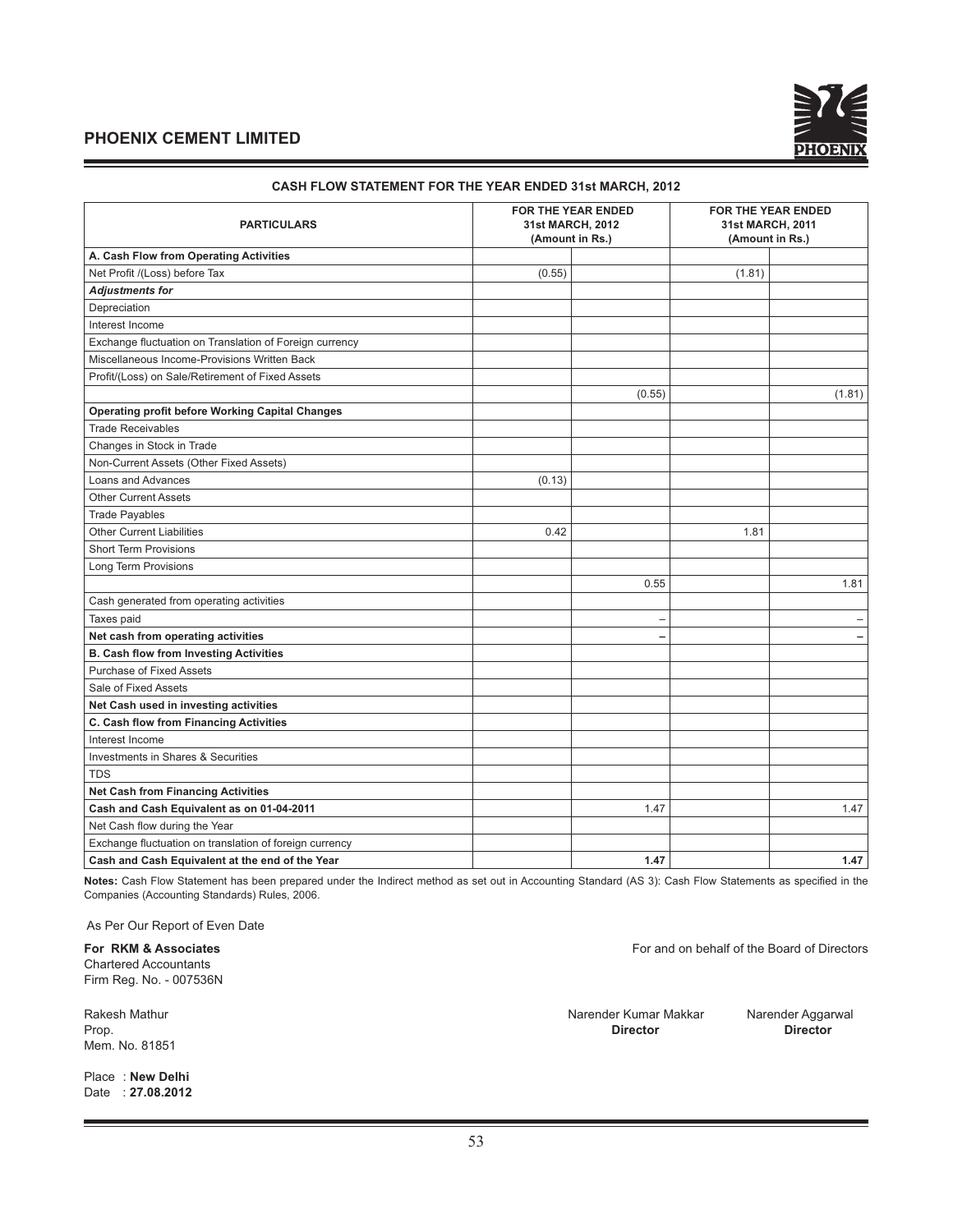## PHOENIX CEMENT LIMITED

### CASH FLOW STATEMENT FOR THE YEAR ENDED 31st MARCH, 2012

| PARTICULARS | FOR THE YEAR ENDED 31st MARCH, 2012 (Amount in Rs.) | | FOR THE YEAR ENDED 31st MARCH, 2011 (Amount in Rs.) | |
|---|---|---|---|---|
| **A. Cash Flow from Operating Activities** | | | | |
| Net Profit /(Loss) before Tax | (0.55) | | (1.81) | |
| ***Adjustments for*** | | | | |
| Depreciation | | | | |
| Interest Income | | | | |
| Exchange fluctuation on Translation of Foreign currency | | | | |
| Miscellaneous Income-Provisions Written Back | | | | |
| Profit/(Loss) on Sale/Retirement of Fixed Assets | | | | |
| | | (0.55) | | (1.81) |
| **Operating profit before Working Capital Changes** | | | | |
| Trade Receivables | | | | |
| Changes in Stock in Trade | | | | |
| Non-Current Assets (Other Fixed Assets) | | | | |
| Loans and Advances | (0.13) | | | |
| Other Current Assets | | | | |
| Trade Payables | | | | |
| Other Current Liabilities | 0.42 | | 1.81 | |
| Short Term Provisions | | | | |
| Long Term Provisions | | | | |
| | | 0.55 | | 1.81 |
| Cash generated from operating activities | | | | |
| Taxes paid | | – | | – |
| **Net cash from operating activities** | | **–** | | **–** |
| **B. Cash flow from Investing Activities** | | | | |
| Purchase of Fixed Assets | | | | |
| Sale of Fixed Assets | | | | |
| **Net Cash used in investing activities** | | | | |
| **C. Cash flow from Financing Activities** | | | | |
| Interest Income | | | | |
| Investments in Shares & Securities | | | | |
| TDS | | | | |
| **Net Cash from Financing Activities** | | | | |
| **Cash and Cash Equivalent as on 01-04-2011** | | 1.47 | | 1.47 |
| Net Cash flow during the Year | | | | |
| Exchange fluctuation on translation of foreign currency | | | | |
| **Cash and Cash Equivalent at the end of the Year** | | **1.47** | | **1.47** |

**Notes:** Cash Flow Statement has been prepared under the Indirect method as set out in Accounting Standard (AS 3): Cash Flow Statements as specified in the Companies (Accounting Standards) Rules, 2006.

As Per Our Report of Even Date

**For RKM & Associates**
Chartered Accountants
Firm Reg. No. - 007536N

For and on behalf of the Board of Directors

Rakesh Mathur
Prop.
Mem. No. 81851

Narender Kumar Makkar
**Director**

Narender Aggarwal
**Director**

Place : **New Delhi**
Date : **27.08.2012**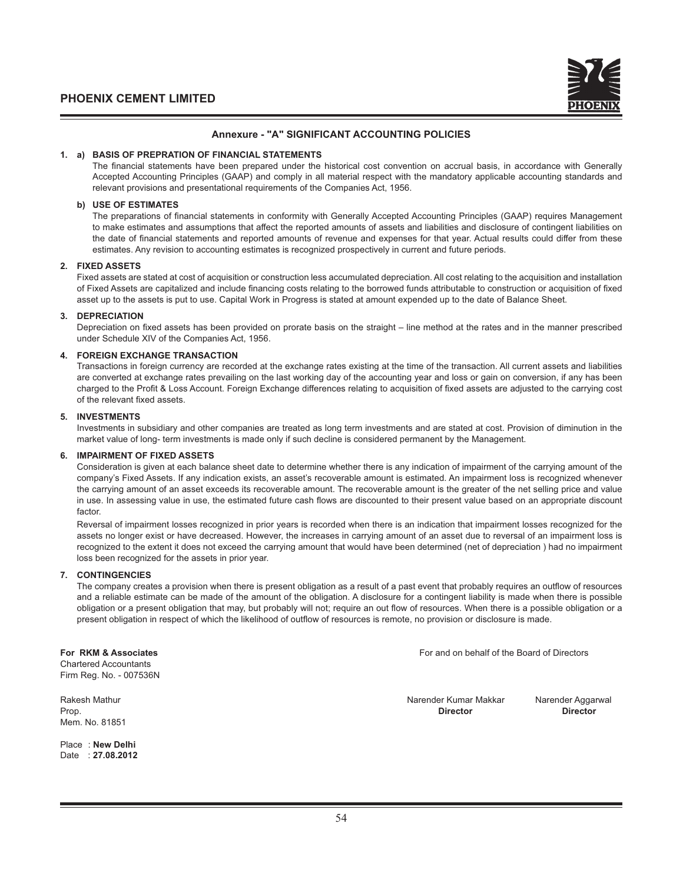## Annexure - "A" SIGNIFICANT ACCOUNTING POLICIES

**1. a) BASIS OF PREPRATION OF FINANCIAL STATEMENTS**

The financial statements have been prepared under the historical cost convention on accrual basis, in accordance with Generally Accepted Accounting Principles (GAAP) and comply in all material respect with the mandatory applicable accounting standards and relevant provisions and presentational requirements of the Companies Act, 1956.

**b) USE OF ESTIMATES**

The preparations of financial statements in conformity with Generally Accepted Accounting Principles (GAAP) requires Management to make estimates and assumptions that affect the reported amounts of assets and liabilities and disclosure of contingent liabilities on the date of financial statements and reported amounts of revenue and expenses for that year. Actual results could differ from these estimates. Any revision to accounting estimates is recognized prospectively in current and future periods.

**2. FIXED ASSETS**

Fixed assets are stated at cost of acquisition or construction less accumulated depreciation. All cost relating to the acquisition and installation of Fixed Assets are capitalized and include financing costs relating to the borrowed funds attributable to construction or acquisition of fixed asset up to the assets is put to use. Capital Work in Progress is stated at amount expended up to the date of Balance Sheet.

**3. DEPRECIATION**

Depreciation on fixed assets has been provided on prorate basis on the straight – line method at the rates and in the manner prescribed under Schedule XIV of the Companies Act, 1956.

**4. FOREIGN EXCHANGE TRANSACTION**

Transactions in foreign currency are recorded at the exchange rates existing at the time of the transaction. All current assets and liabilities are converted at exchange rates prevailing on the last working day of the accounting year and loss or gain on conversion, if any has been charged to the Profit & Loss Account. Foreign Exchange differences relating to acquisition of fixed assets are adjusted to the carrying cost of the relevant fixed assets.

**5. INVESTMENTS**

Investments in subsidiary and other companies are treated as long term investments and are stated at cost. Provision of diminution in the market value of long- term investments is made only if such decline is considered permanent by the Management.

**6. IMPAIRMENT OF FIXED ASSETS**

Consideration is given at each balance sheet date to determine whether there is any indication of impairment of the carrying amount of the company's Fixed Assets. If any indication exists, an asset's recoverable amount is estimated. An impairment loss is recognized whenever the carrying amount of an asset exceeds its recoverable amount. The recoverable amount is the greater of the net selling price and value in use. In assessing value in use, the estimated future cash flows are discounted to their present value based on an appropriate discount factor.

Reversal of impairment losses recognized in prior years is recorded when there is an indication that impairment losses recognized for the assets no longer exist or have decreased. However, the increases in carrying amount of an asset due to reversal of an impairment loss is recognized to the extent it does not exceed the carrying amount that would have been determined (net of depreciation ) had no impairment loss been recognized for the assets in prior year.

**7. CONTINGENCIES**

The company creates a provision when there is present obligation as a result of a past event that probably requires an outflow of resources and a reliable estimate can be made of the amount of the obligation. A disclosure for a contingent liability is made when there is possible obligation or a present obligation that may, but probably will not; require an out flow of resources. When there is a possible obligation or a present obligation in respect of which the likelihood of outflow of resources is remote, no provision or disclosure is made.

**For RKM & Associates**
Chartered Accountants
Firm Reg. No. - 007536N

Rakesh Mathur
Prop.
Mem. No. 81851

Place : **New Delhi**
Date : **27.08.2012**

For and on behalf of the Board of Directors

Narender Kumar Makkar
**Director**

Narender Aggarwal
**Director**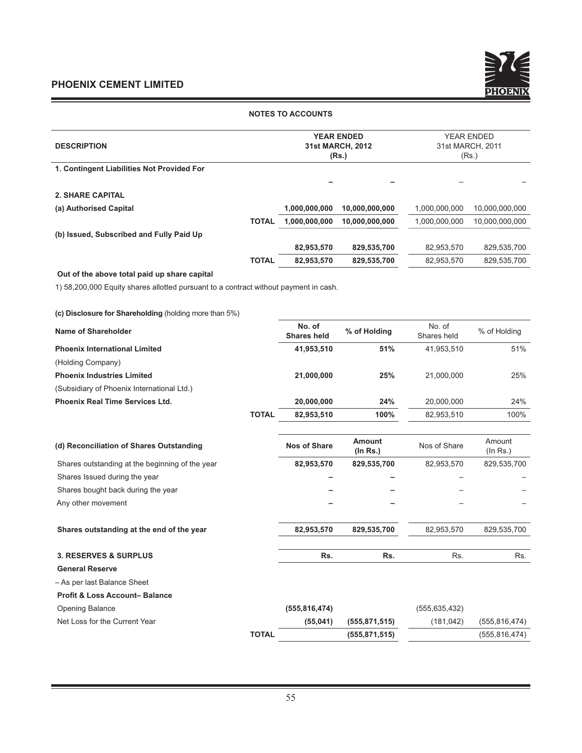## NOTES TO ACCOUNTS

| DESCRIPTION | | YEAR ENDED 31st MARCH, 2012 (Rs.) | | YEAR ENDED 31st MARCH, 2011 (Rs.) | |
|---|---|---|---|---|---|
| **1. Contingent Liabilities Not Provided For** | | | | | |
| | | – | – | – | – |
| **2. SHARE CAPITAL** | | | | | |
| **(a) Authorised Capital** | | 1,000,000,000 | 10,000,000,000 | 1,000,000,000 | 10,000,000,000 |
| | **TOTAL** | 1,000,000,000 | 10,000,000,000 | 1,000,000,000 | 10,000,000,000 |
| **(b) Issued, Subscribed and Fully Paid Up** | | | | | |
| | | 82,953,570 | 829,535,700 | 82,953,570 | 829,535,700 |
| | **TOTAL** | 82,953,570 | 829,535,700 | 82,953,570 | 829,535,700 |

**Out of the above total paid up share capital**

1) 58,200,000 Equity shares allotted pursuant to a contract without payment in cash.

**(c) Disclosure for Shareholding** (holding more than 5%)

| Name of Shareholder | | No. of Shares held | % of Holding | No. of Shares held | % of Holding |
|---|---|---|---|---|---|
| **Phoenix International Limited** | | 41,953,510 | 51% | 41,953,510 | 51% |
| (Holding Company) | | | | | |
| **Phoenix Industries Limited** | | 21,000,000 | 25% | 21,000,000 | 25% |
| (Subsidiary of Phoenix International Ltd.) | | | | | |
| **Phoenix Real Time Services Ltd.** | | 20,000,000 | 24% | 20,000,000 | 24% |
| | **TOTAL** | 82,953,510 | 100% | 82,953,510 | 100% |

| (d) Reconciliation of Shares Outstanding | | Nos of Share | Amount (In Rs.) | Nos of Share | Amount (In Rs.) |
|---|---|---|---|---|---|
| Shares outstanding at the beginning of the year | | 82,953,570 | 829,535,700 | 82,953,570 | 829,535,700 |
| Shares Issued during the year | | – | – | – | – |
| Shares bought back during the year | | – | – | – | – |
| Any other movement | | – | – | – | – |
| **Shares outstanding at the end of the year** | | 82,953,570 | 829,535,700 | 82,953,570 | 829,535,700 |

| 3. RESERVES & SURPLUS | | Rs. | Rs. | Rs. | Rs. |
|---|---|---|---|---|---|
| **General Reserve** | | | | | |
| – As per last Balance Sheet | | | | | |
| **Profit & Loss Account– Balance** | | | | | |
| Opening Balance | | (555,816,474) | | (555,635,432) | |
| Net Loss for the Current Year | | (55,041) | (555,871,515) | (181,042) | (555,816,474) |
| | **TOTAL** | | (555,871,515) | | (555,816,474) |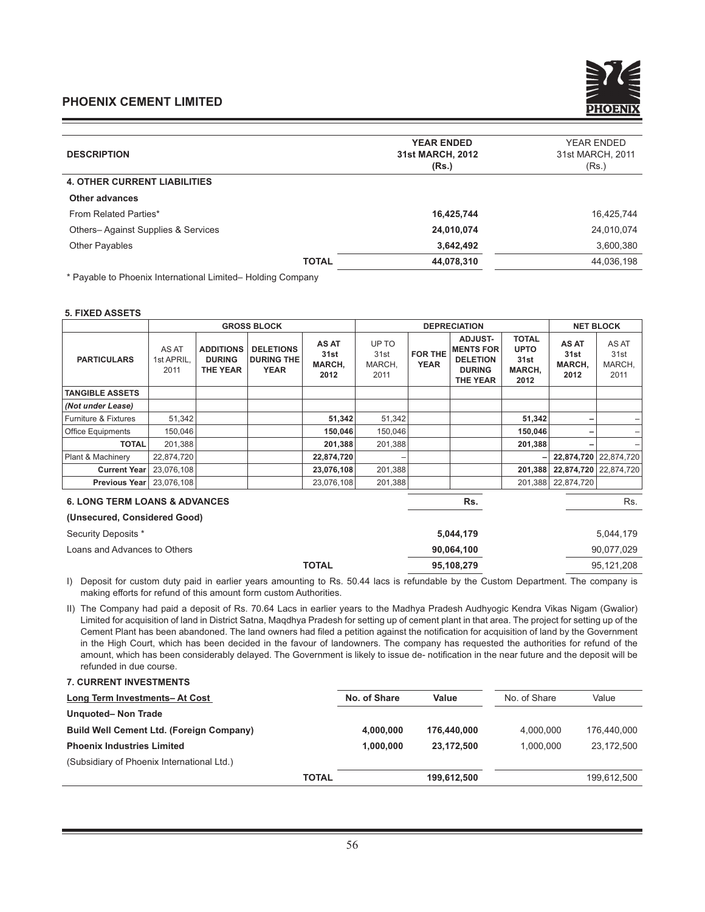| DESCRIPTION | YEAR ENDED 31st MARCH, 2012 (Rs.) | YEAR ENDED 31st MARCH, 2011 (Rs.) |
|---|---|---|
| **4. OTHER CURRENT LIABILITIES** | | |
| **Other advances** | | |
| From Related Parties* | **16,425,744** | 16,425,744 |
| Others– Against Supplies & Services | **24,010,074** | 24,010,074 |
| Other Payables | **3,642,492** | 3,600,380 |
| **TOTAL** | **44,078,310** | 44,036,198 |

\* Payable to Phoenix International Limited– Holding Company

**5. FIXED ASSETS**

| PARTICULARS | GROSS BLOCK | | | | DEPRECIATION | | | | NET BLOCK | |
|---|---|---|---|---|---|---|---|---|---|---|
| | AS AT 1st APRIL, 2011 | ADDITIONS DURING THE YEAR | DELETIONS DURING THE YEAR | AS AT 31st MARCH, 2012 | UP TO 31st MARCH, 2011 | FOR THE YEAR | ADJUST-MENTS FOR DELETION DURING THE YEAR | TOTAL UPTO 31st MARCH, 2012 | AS AT 31st MARCH, 2012 | AS AT 31st MARCH, 2011 |
| **TANGIBLE ASSETS** | | | | | | | | | | |
| ***(Not under Lease)*** | | | | | | | | | | |
| Furniture & Fixtures | 51,342 | | | **51,342** | 51,342 | | | **51,342** | **–** | – |
| Office Equipments | 150,046 | | | **150,046** | 150,046 | | | **150,046** | **–** | – |
| **TOTAL** | 201,388 | | | **201,388** | 201,388 | | | **201,388** | **–** | – |
| Plant & Machinery | 22,874,720 | | | **22,874,720** | – | | | **–** | **22,874,720** | 22,874,720 |
| **Current Year** | 23,076,108 | | | **23,076,108** | 201,388 | | | **201,388** | **22,874,720** | 22,874,720 |
| **Previous Year** | 23,076,108 | | | 23,076,108 | 201,388 | | | 201,388 | 22,874,720 | |

| **6. LONG TERM LOANS & ADVANCES** | Rs. | Rs. |
|---|---|---|
| **(Unsecured, Considered Good)** | | |
| Security Deposits * | **5,044,179** | 5,044,179 |
| Loans and Advances to Others | **90,064,100** | 90,077,029 |
| **TOTAL** | **95,108,279** | 95,121,208 |

I) Deposit for custom duty paid in earlier years amounting to Rs. 50.44 lacs is refundable by the Custom Department. The company is making efforts for refund of this amount form custom Authorities.

II) The Company had paid a deposit of Rs. 70.64 Lacs in earlier years to the Madhya Pradesh Audhyogic Kendra Vikas Nigam (Gwalior) Limited for acquisition of land in District Satna, Maqdhya Pradesh for setting up of cement plant in that area. The project for setting up of the Cement Plant has been abandoned. The land owners had filed a petition against the notification for acquisition of land by the Government in the High Court, which has been decided in the favour of landowners. The company has requested the authorities for refund of the amount, which has been considerably delayed. The Government is likely to issue de- notification in the near future and the deposit will be refunded in due course.

**7. CURRENT INVESTMENTS**

| Long Term Investments– At Cost | No. of Share | Value | No. of Share | Value |
|---|---|---|---|---|
| **Unquoted– Non Trade** | | | | |
| **Build Well Cement Ltd. (Foreign Company)** | **4,000,000** | **176,440,000** | 4,000,000 | 176,440,000 |
| **Phoenix Industries Limited** | **1,000,000** | **23,172,500** | 1,000,000 | 23,172,500 |
| (Subsidiary of Phoenix International Ltd.) | | | | |
| **TOTAL** | | **199,612,500** | | 199,612,500 |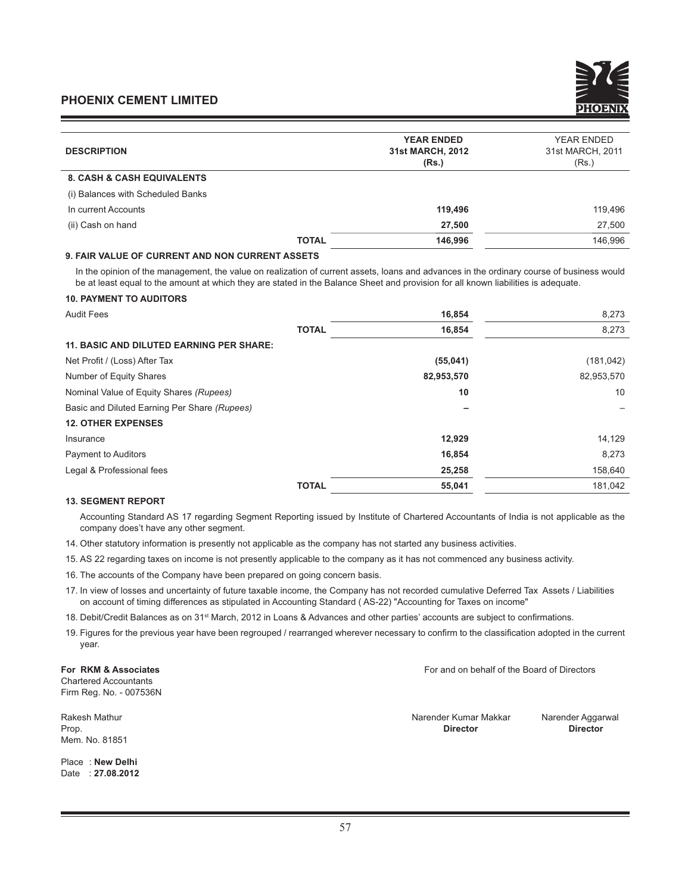| DESCRIPTION | | YEAR ENDED 31st MARCH, 2012 (Rs.) | YEAR ENDED 31st MARCH, 2011 (Rs.) |
|---|---|---|---|
| **8. CASH & CASH EQUIVALENTS** | | | |
| (i) Balances with Scheduled Banks | | | |
| In current Accounts | | **119,496** | 119,496 |
| (ii) Cash on hand | | **27,500** | 27,500 |
| | **TOTAL** | **146,996** | 146,996 |

**9. FAIR VALUE OF CURRENT AND NON CURRENT ASSETS**

In the opinion of the management, the value on realization of current assets, loans and advances in the ordinary course of business would be at least equal to the amount at which they are stated in the Balance Sheet and provision for all known liabilities is adequate.

| DESCRIPTION | | YEAR ENDED 31st MARCH, 2012 (Rs.) | YEAR ENDED 31st MARCH, 2011 (Rs.) |
|---|---|---|---|
| **10. PAYMENT TO AUDITORS** | | | |
| Audit Fees | | **16,854** | 8,273 |
| | **TOTAL** | **16,854** | 8,273 |
| **11. BASIC AND DILUTED EARNING PER SHARE:** | | | |
| Net Profit / (Loss) After Tax | | **(55,041)** | (181,042) |
| Number of Equity Shares | | **82,953,570** | 82,953,570 |
| Nominal Value of Equity Shares *(Rupees)* | | **10** | 10 |
| Basic and Diluted Earning Per Share *(Rupees)* | | **–** | – |
| **12. OTHER EXPENSES** | | | |
| Insurance | | **12,929** | 14,129 |
| Payment to Auditors | | **16,854** | 8,273 |
| Legal & Professional fees | | **25,258** | 158,640 |
| | **TOTAL** | **55,041** | 181,042 |

**13. SEGMENT REPORT**

Accounting Standard AS 17 regarding Segment Reporting issued by Institute of Chartered Accountants of India is not applicable as the company does't have any other segment.

14. Other statutory information is presently not applicable as the company has not started any business activities.

15. AS 22 regarding taxes on income is not presently applicable to the company as it has not commenced any business activity.

16. The accounts of the Company have been prepared on going concern basis.

17. In view of losses and uncertainty of future taxable income, the Company has not recorded cumulative Deferred Tax Assets / Liabilities on account of timing differences as stipulated in Accounting Standard ( AS-22) "Accounting for Taxes on income"

18. Debit/Credit Balances as on 31st March, 2012 in Loans & Advances and other parties' accounts are subject to confirmations.

19. Figures for the previous year have been regrouped / rearranged wherever necessary to confirm to the classification adopted in the current year.

**For RKM & Associates**
Chartered Accountants
Firm Reg. No. - 007536N

Rakesh Mathur
Prop.
Mem. No. 81851

Place : **New Delhi**
Date : **27.08.2012**

For and on behalf of the Board of Directors

Narender Kumar Makkar
**Director**

Narender Aggarwal
**Director**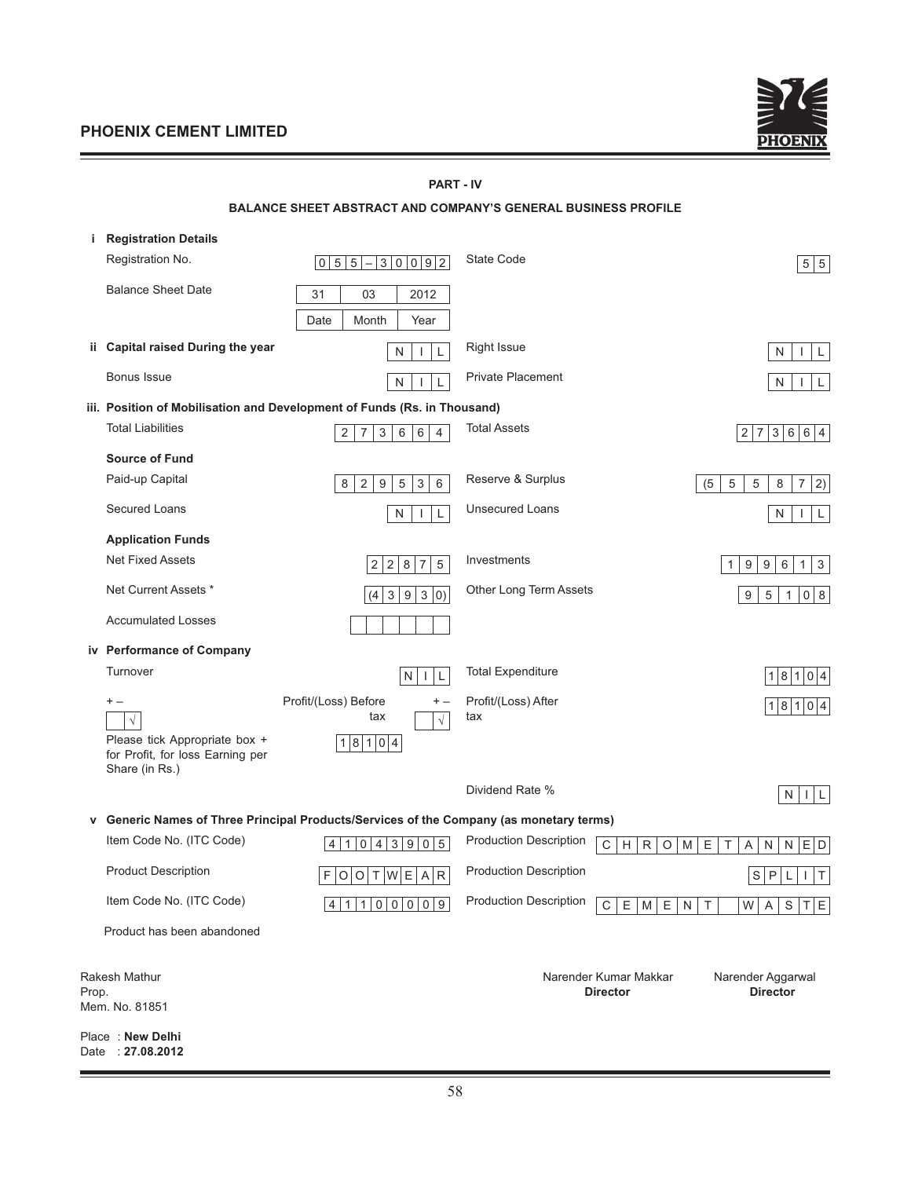**PART - IV**

**BALANCE SHEET ABSTRACT AND COMPANY'S GENERAL BUSINESS PROFILE**

**i Registration Details**

| | | | |
|---|---|---|---|
| Registration No. | 055–30092 | State Code | 55 |
| Balance Sheet Date | 31 / 03 / 2012 (Date / Month / Year) | | |

**ii Capital raised During the year**

| | | | |
|---|---|---|---|
| Capital raised During the year | NIL | Right Issue | NIL |
| Bonus Issue | NIL | Private Placement | NIL |

**iii. Position of Mobilisation and Development of Funds (Rs. in Thousand)**

| | | | |
|---|---|---|---|
| Total Liabilities | 273664 | Total Assets | 273664 |
| **Source of Fund** | | | |
| Paid-up Capital | 829536 | Reserve & Surplus | (555872) |
| Secured Loans | NIL | Unsecured Loans | NIL |
| **Application Funds** | | | |
| Net Fixed Assets | 22875 | Investments | 199613 |
| Net Current Assets * | (43930) | Other Long Term Assets | 95108 |
| Accumulated Losses | | | |

**iv Performance of Company**

| | | | |
|---|---|---|---|
| Turnover | NIL | Total Expenditure | 18104 |
| + – √ | Profit/(Loss) Before tax + – √ 18104 | Profit/(Loss) After tax | 18104 |
| Please tick Appropriate box + for Profit, for loss Earning per Share (in Rs.) | | | |
| | | Dividend Rate % | NIL |

**v Generic Names of Three Principal Products/Services of the Company (as monetary terms)**

| | | | |
|---|---|---|---|
| Item Code No. (ITC Code) | 41043905 | Production Description | CHROME TANNED |
| Product Description | FOOTWEAR | Production Description | SPLIT |
| Item Code No. (ITC Code) | 41100009 | Production Description | CEMENT WASTE |

Product has been abandoned

Rakesh Mathur
Prop.
Mem. No. 81851

Narender Kumar Makkar
**Director**

Narender Aggarwal
**Director**

Place : **New Delhi**
Date : **27.08.2012**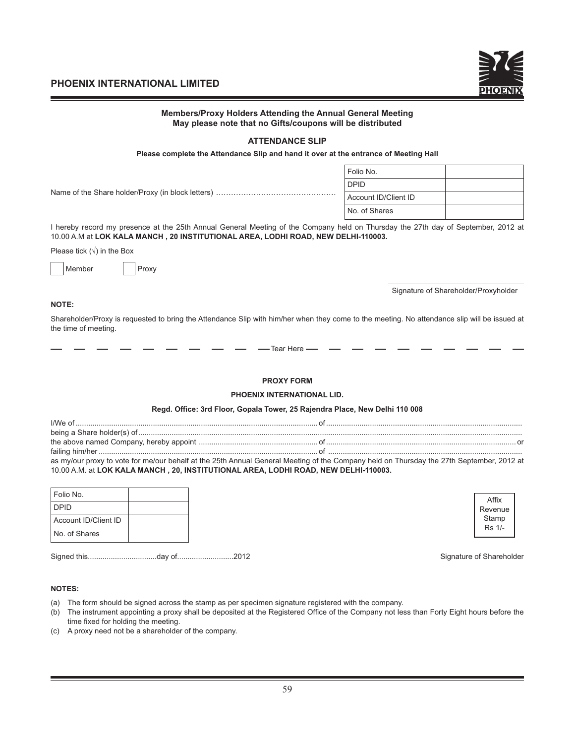# PHOENIX INTERNATIONAL LIMITED

**Members/Proxy Holders Attending the Annual General Meeting**
**May please note that no Gifts/coupons will be distributed**

## ATTENDANCE SLIP

**Please complete the Attendance Slip and hand it over at the entrance of Meeting Hall**

Name of the Share holder/Proxy (in block letters) ……………………………………………

| Folio No. | |
|---|---|
| DPID | |
| Account ID/Client ID | |
| No. of Shares | |

I hereby record my presence at the 25th Annual General Meeting of the Company held on Thursday the 27th day of September, 2012 at 10.00 A.M at **LOK KALA MANCH , 20 INSTITUTIONAL AREA, LODHI ROAD, NEW DELHI-110003.**

Please tick (√) in the Box

☐ Member ☐ Proxy

Signature of Shareholder/Proxyholder

**NOTE:**

Shareholder/Proxy is requested to bring the Attendance Slip with him/her when they come to the meeting. No attendance slip will be issued at the time of meeting.

— — — — — — — — — — Tear Here — — — — — — — — — —

## PROXY FORM

**PHOENIX INTERNATIONAL LID.**

**Regd. Office: 3rd Floor, Gopala Tower, 25 Rajendra Place, New Delhi 110 008**

I/We of ........................................................................................................................ of ..............................................................................................
being a Share holder(s) of ..........................................................................................................................................................................................
the above named Company, hereby appoint ......................................................... of ........................................................................................... or
failing him/her ............................................................................................................ of ............................................................................................
as my/our proxy to vote for me/our behalf at the 25th Annual General Meeting of the Company held on Thursday the 27th September, 2012 at 10.00 A.M. at **LOK KALA MANCH , 20, INSTITUTIONAL AREA, LODHI ROAD, NEW DELHI-110003.**

| Folio No. | |
|---|---|
| DPID | |
| Account ID/Client ID | |
| No. of Shares | |

Affix Revenue Stamp Rs 1/-

Signed this.................................day of...........................2012

Signature of Shareholder

**NOTES:**

(a) The form should be signed across the stamp as per specimen signature registered with the company.

(b) The instrument appointing a proxy shall be deposited at the Registered Office of the Company not less than Forty Eight hours before the time fixed for holding the meeting.

(c) A proxy need not be a shareholder of the company.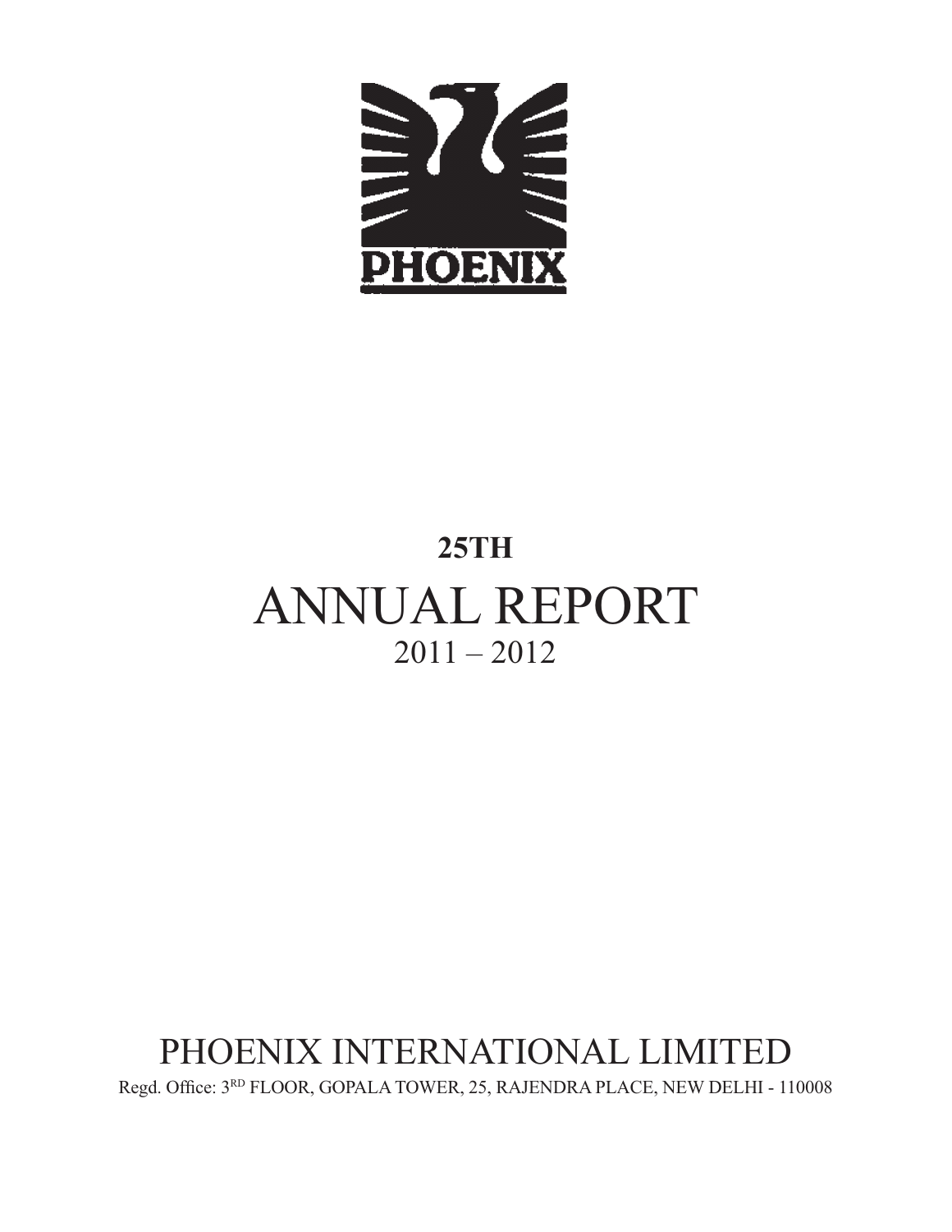PHOENIX

**25TH**

# ANNUAL REPORT

2011 – 2012

## PHOENIX INTERNATIONAL LIMITED

Regd. Office: 3RD FLOOR, GOPALA TOWER, 25, RAJENDRA PLACE, NEW DELHI - 110008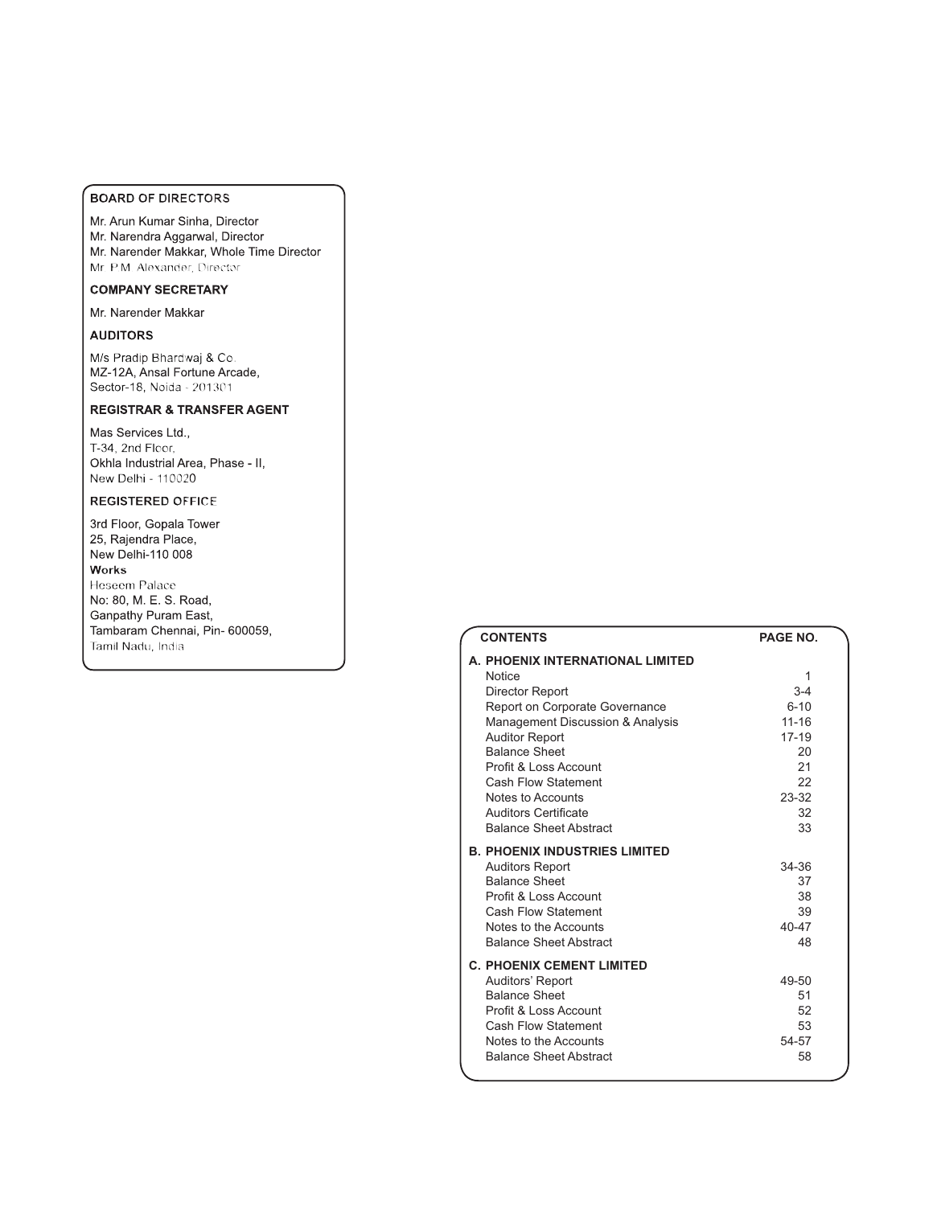**BOARD OF DIRECTORS**

Mr. Arun Kumar Sinha, Director
Mr. Narendra Aggarwal, Director
Mr. Narender Makkar, Whole Time Director
Mr. P.M. Alexander, Director

**COMPANY SECRETARY**

Mr. Narender Makkar

**AUDITORS**

M/s Pradip Bhardwaj & Co.
MZ-12A, Ansal Fortune Arcade,
Sector-18, Noida - 201301

**REGISTRAR & TRANSFER AGENT**

Mas Services Ltd.,
T-34, 2nd Floor,
Okhla Industrial Area, Phase - II,
New Delhi - 110020

**REGISTERED OFFICE**

3rd Floor, Gopala Tower
25, Rajendra Place,
New Delhi-110 008

**Works**

Heseem Palace
No: 80, M. E. S. Road,
Ganpathy Puram East,
Tambaram Chennai, Pin- 600059,
Tamil Nadu, India

| CONTENTS | PAGE NO. |
|---|---|
| **A. PHOENIX INTERNATIONAL LIMITED** | |
| Notice | 1 |
| Director Report | 3-4 |
| Report on Corporate Governance | 6-10 |
| Management Discussion & Analysis | 11-16 |
| Auditor Report | 17-19 |
| Balance Sheet | 20 |
| Profit & Loss Account | 21 |
| Cash Flow Statement | 22 |
| Notes to Accounts | 23-32 |
| Auditors Certificate | 32 |
| Balance Sheet Abstract | 33 |
| **B. PHOENIX INDUSTRIES LIMITED** | |
| Auditors Report | 34-36 |
| Balance Sheet | 37 |
| Profit & Loss Account | 38 |
| Cash Flow Statement | 39 |
| Notes to the Accounts | 40-47 |
| Balance Sheet Abstract | 48 |
| **C. PHOENIX CEMENT LIMITED** | |
| Auditors' Report | 49-50 |
| Balance Sheet | 51 |
| Profit & Loss Account | 52 |
| Cash Flow Statement | 53 |
| Notes to the Accounts | 54-57 |
| Balance Sheet Abstract | 58 |